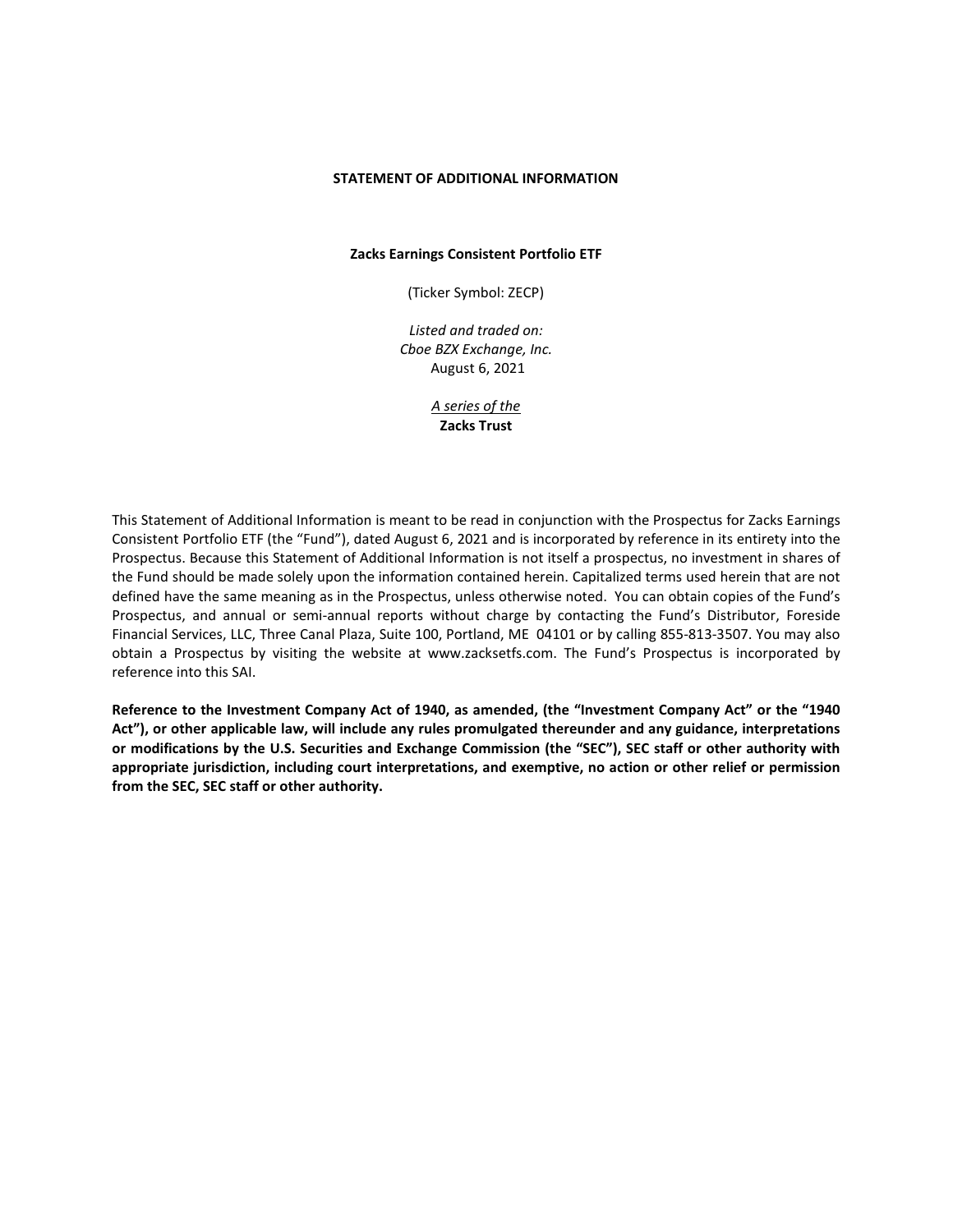# STATEMENT OF ADDITIONAL INFORMATION

**Zacks Earnings Consistent Portfolio ETF**

(Ticker Symbol: ZECP)

*Listed and traded on:*
*Cboe BZX Exchange, Inc.*
August 6, 2021

*A series of the*
**Zacks Trust**

This Statement of Additional Information is meant to be read in conjunction with the Prospectus for Zacks Earnings Consistent Portfolio ETF (the "Fund"), dated August 6, 2021 and is incorporated by reference in its entirety into the Prospectus. Because this Statement of Additional Information is not itself a prospectus, no investment in shares of the Fund should be made solely upon the information contained herein. Capitalized terms used herein that are not defined have the same meaning as in the Prospectus, unless otherwise noted. You can obtain copies of the Fund's Prospectus, and annual or semi-annual reports without charge by contacting the Fund's Distributor, Foreside Financial Services, LLC, Three Canal Plaza, Suite 100, Portland, ME 04101 or by calling 855-813-3507. You may also obtain a Prospectus by visiting the website at www.zacksetfs.com. The Fund's Prospectus is incorporated by reference into this SAI.

**Reference to the Investment Company Act of 1940, as amended, (the "Investment Company Act" or the "1940 Act"), or other applicable law, will include any rules promulgated thereunder and any guidance, interpretations or modifications by the U.S. Securities and Exchange Commission (the "SEC"), SEC staff or other authority with appropriate jurisdiction, including court interpretations, and exemptive, no action or other relief or permission from the SEC, SEC staff or other authority.**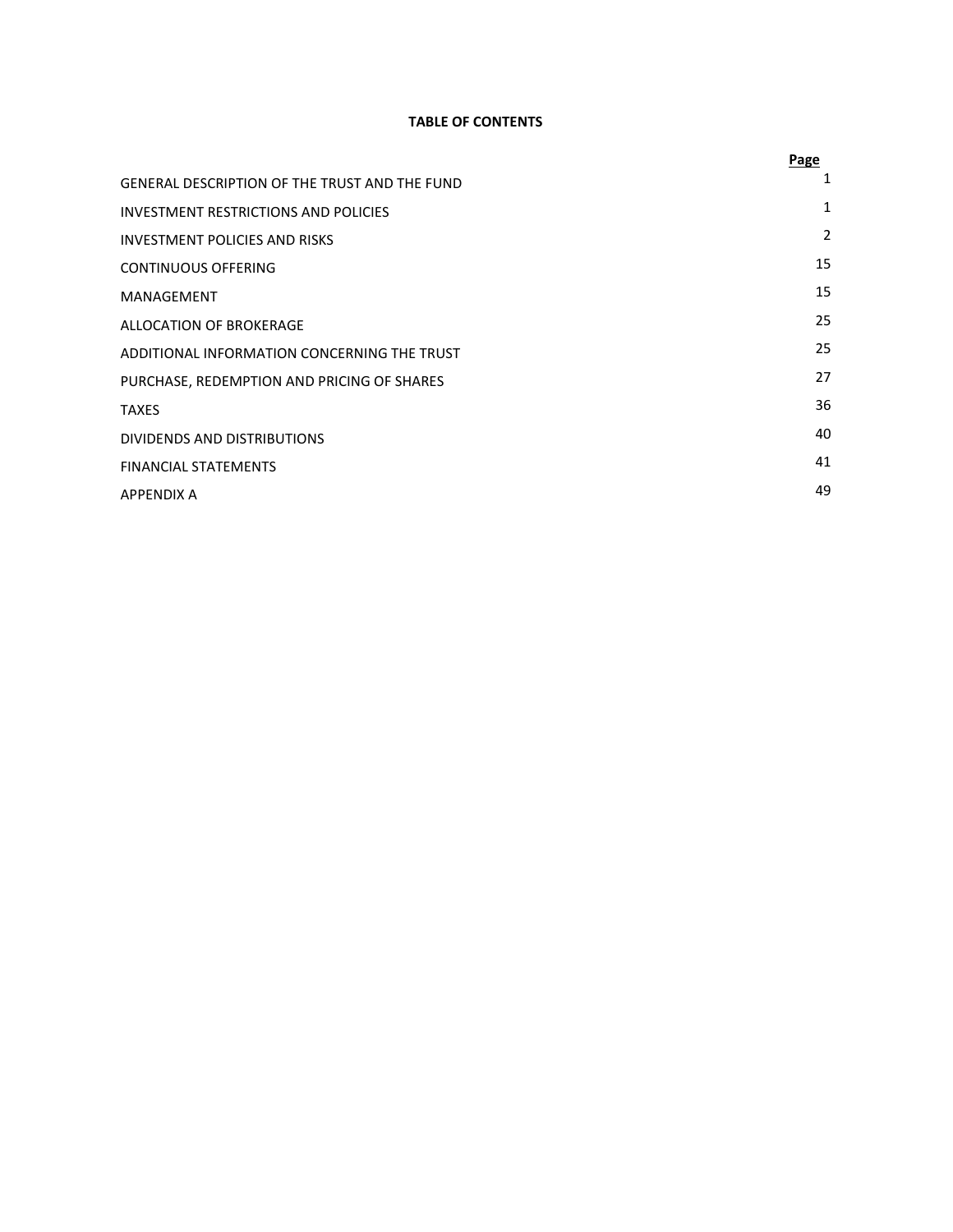**TABLE OF CONTENTS**

| | Page |
|---|---|
| GENERAL DESCRIPTION OF THE TRUST AND THE FUND | 1 |
| INVESTMENT RESTRICTIONS AND POLICIES | 1 |
| INVESTMENT POLICIES AND RISKS | 2 |
| CONTINUOUS OFFERING | 15 |
| MANAGEMENT | 15 |
| ALLOCATION OF BROKERAGE | 25 |
| ADDITIONAL INFORMATION CONCERNING THE TRUST | 25 |
| PURCHASE, REDEMPTION AND PRICING OF SHARES | 27 |
| TAXES | 36 |
| DIVIDENDS AND DISTRIBUTIONS | 40 |
| FINANCIAL STATEMENTS | 41 |
| APPENDIX A | 49 |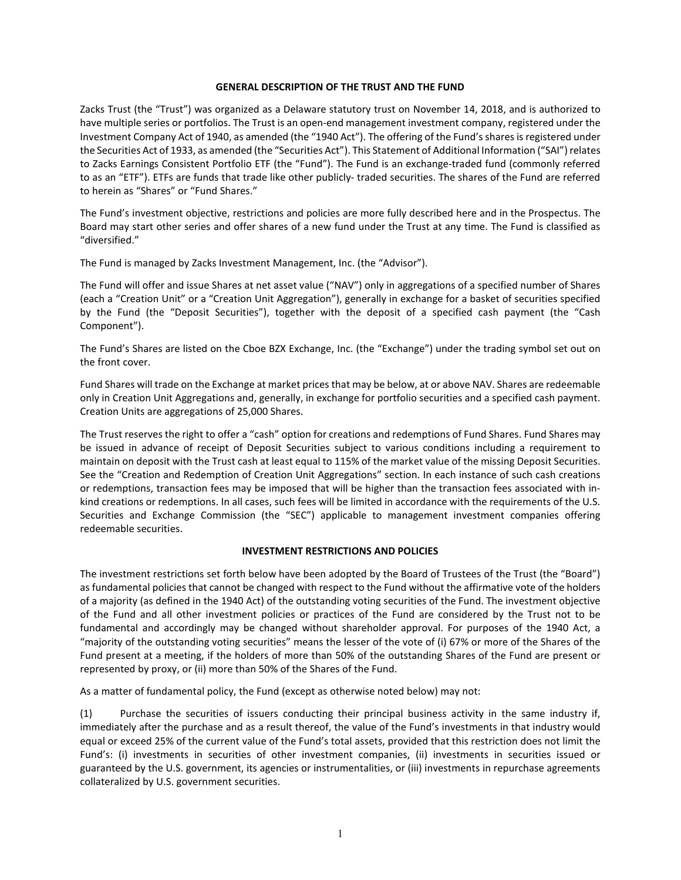## GENERAL DESCRIPTION OF THE TRUST AND THE FUND

Zacks Trust (the "Trust") was organized as a Delaware statutory trust on November 14, 2018, and is authorized to have multiple series or portfolios. The Trust is an open-end management investment company, registered under the Investment Company Act of 1940, as amended (the "1940 Act"). The offering of the Fund's shares is registered under the Securities Act of 1933, as amended (the "Securities Act"). This Statement of Additional Information ("SAI") relates to Zacks Earnings Consistent Portfolio ETF (the "Fund"). The Fund is an exchange-traded fund (commonly referred to as an "ETF"). ETFs are funds that trade like other publicly- traded securities. The shares of the Fund are referred to herein as "Shares" or "Fund Shares."

The Fund's investment objective, restrictions and policies are more fully described here and in the Prospectus. The Board may start other series and offer shares of a new fund under the Trust at any time. The Fund is classified as "diversified."

The Fund is managed by Zacks Investment Management, Inc. (the "Advisor").

The Fund will offer and issue Shares at net asset value ("NAV") only in aggregations of a specified number of Shares (each a "Creation Unit" or a "Creation Unit Aggregation"), generally in exchange for a basket of securities specified by the Fund (the "Deposit Securities"), together with the deposit of a specified cash payment (the "Cash Component").

The Fund's Shares are listed on the Cboe BZX Exchange, Inc. (the "Exchange") under the trading symbol set out on the front cover.

Fund Shares will trade on the Exchange at market prices that may be below, at or above NAV. Shares are redeemable only in Creation Unit Aggregations and, generally, in exchange for portfolio securities and a specified cash payment. Creation Units are aggregations of 25,000 Shares.

The Trust reserves the right to offer a "cash" option for creations and redemptions of Fund Shares. Fund Shares may be issued in advance of receipt of Deposit Securities subject to various conditions including a requirement to maintain on deposit with the Trust cash at least equal to 115% of the market value of the missing Deposit Securities. See the "Creation and Redemption of Creation Unit Aggregations" section. In each instance of such cash creations or redemptions, transaction fees may be imposed that will be higher than the transaction fees associated with in-kind creations or redemptions. In all cases, such fees will be limited in accordance with the requirements of the U.S. Securities and Exchange Commission (the "SEC") applicable to management investment companies offering redeemable securities.

## INVESTMENT RESTRICTIONS AND POLICIES

The investment restrictions set forth below have been adopted by the Board of Trustees of the Trust (the "Board") as fundamental policies that cannot be changed with respect to the Fund without the affirmative vote of the holders of a majority (as defined in the 1940 Act) of the outstanding voting securities of the Fund. The investment objective of the Fund and all other investment policies or practices of the Fund are considered by the Trust not to be fundamental and accordingly may be changed without shareholder approval. For purposes of the 1940 Act, a "majority of the outstanding voting securities" means the lesser of the vote of (i) 67% or more of the Shares of the Fund present at a meeting, if the holders of more than 50% of the outstanding Shares of the Fund are present or represented by proxy, or (ii) more than 50% of the Shares of the Fund.

As a matter of fundamental policy, the Fund (except as otherwise noted below) may not:

(1) Purchase the securities of issuers conducting their principal business activity in the same industry if, immediately after the purchase and as a result thereof, the value of the Fund's investments in that industry would equal or exceed 25% of the current value of the Fund's total assets, provided that this restriction does not limit the Fund's: (i) investments in securities of other investment companies, (ii) investments in securities issued or guaranteed by the U.S. government, its agencies or instrumentalities, or (iii) investments in repurchase agreements collateralized by U.S. government securities.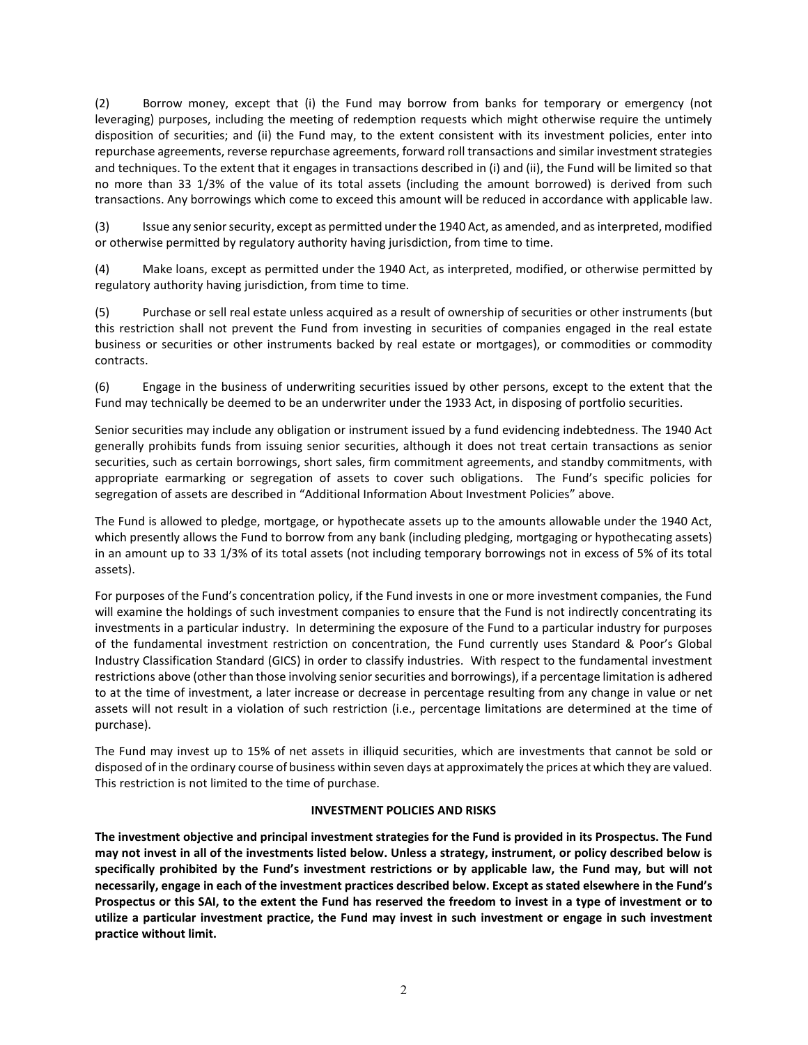(2) Borrow money, except that (i) the Fund may borrow from banks for temporary or emergency (not leveraging) purposes, including the meeting of redemption requests which might otherwise require the untimely disposition of securities; and (ii) the Fund may, to the extent consistent with its investment policies, enter into repurchase agreements, reverse repurchase agreements, forward roll transactions and similar investment strategies and techniques. To the extent that it engages in transactions described in (i) and (ii), the Fund will be limited so that no more than 33 1/3% of the value of its total assets (including the amount borrowed) is derived from such transactions. Any borrowings which come to exceed this amount will be reduced in accordance with applicable law.

(3) Issue any senior security, except as permitted under the 1940 Act, as amended, and as interpreted, modified or otherwise permitted by regulatory authority having jurisdiction, from time to time.

(4) Make loans, except as permitted under the 1940 Act, as interpreted, modified, or otherwise permitted by regulatory authority having jurisdiction, from time to time.

(5) Purchase or sell real estate unless acquired as a result of ownership of securities or other instruments (but this restriction shall not prevent the Fund from investing in securities of companies engaged in the real estate business or securities or other instruments backed by real estate or mortgages), or commodities or commodity contracts.

(6) Engage in the business of underwriting securities issued by other persons, except to the extent that the Fund may technically be deemed to be an underwriter under the 1933 Act, in disposing of portfolio securities.

Senior securities may include any obligation or instrument issued by a fund evidencing indebtedness. The 1940 Act generally prohibits funds from issuing senior securities, although it does not treat certain transactions as senior securities, such as certain borrowings, short sales, firm commitment agreements, and standby commitments, with appropriate earmarking or segregation of assets to cover such obligations. The Fund's specific policies for segregation of assets are described in "Additional Information About Investment Policies" above.

The Fund is allowed to pledge, mortgage, or hypothecate assets up to the amounts allowable under the 1940 Act, which presently allows the Fund to borrow from any bank (including pledging, mortgaging or hypothecating assets) in an amount up to 33 1/3% of its total assets (not including temporary borrowings not in excess of 5% of its total assets).

For purposes of the Fund's concentration policy, if the Fund invests in one or more investment companies, the Fund will examine the holdings of such investment companies to ensure that the Fund is not indirectly concentrating its investments in a particular industry. In determining the exposure of the Fund to a particular industry for purposes of the fundamental investment restriction on concentration, the Fund currently uses Standard & Poor's Global Industry Classification Standard (GICS) in order to classify industries. With respect to the fundamental investment restrictions above (other than those involving senior securities and borrowings), if a percentage limitation is adhered to at the time of investment, a later increase or decrease in percentage resulting from any change in value or net assets will not result in a violation of such restriction (i.e., percentage limitations are determined at the time of purchase).

The Fund may invest up to 15% of net assets in illiquid securities, which are investments that cannot be sold or disposed of in the ordinary course of business within seven days at approximately the prices at which they are valued. This restriction is not limited to the time of purchase.

## INVESTMENT POLICIES AND RISKS

**The investment objective and principal investment strategies for the Fund is provided in its Prospectus. The Fund may not invest in all of the investments listed below. Unless a strategy, instrument, or policy described below is specifically prohibited by the Fund's investment restrictions or by applicable law, the Fund may, but will not necessarily, engage in each of the investment practices described below. Except as stated elsewhere in the Fund's Prospectus or this SAI, to the extent the Fund has reserved the freedom to invest in a type of investment or to utilize a particular investment practice, the Fund may invest in such investment or engage in such investment practice without limit.**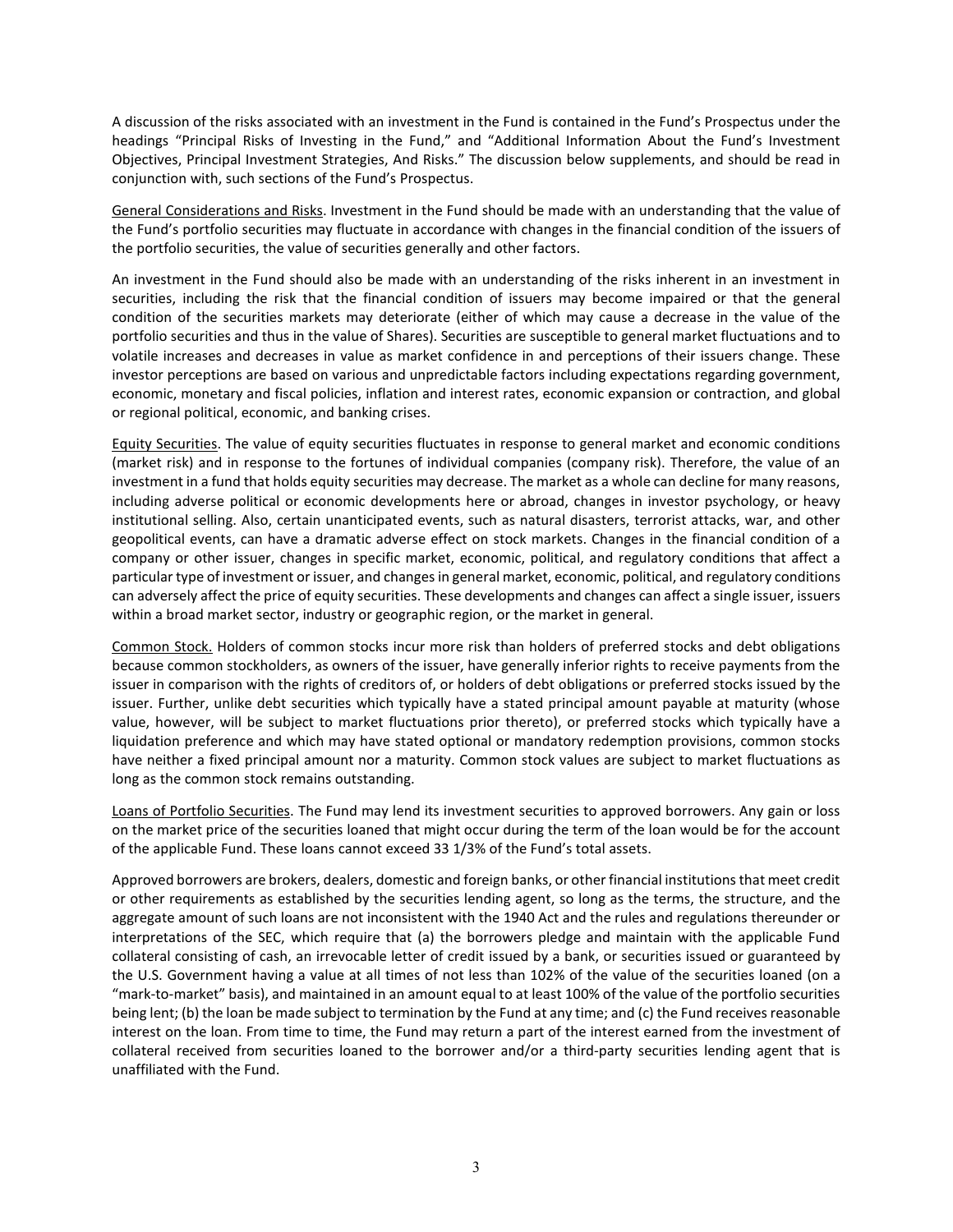A discussion of the risks associated with an investment in the Fund is contained in the Fund's Prospectus under the headings "Principal Risks of Investing in the Fund," and "Additional Information About the Fund's Investment Objectives, Principal Investment Strategies, And Risks." The discussion below supplements, and should be read in conjunction with, such sections of the Fund's Prospectus.

General Considerations and Risks. Investment in the Fund should be made with an understanding that the value of the Fund's portfolio securities may fluctuate in accordance with changes in the financial condition of the issuers of the portfolio securities, the value of securities generally and other factors.

An investment in the Fund should also be made with an understanding of the risks inherent in an investment in securities, including the risk that the financial condition of issuers may become impaired or that the general condition of the securities markets may deteriorate (either of which may cause a decrease in the value of the portfolio securities and thus in the value of Shares). Securities are susceptible to general market fluctuations and to volatile increases and decreases in value as market confidence in and perceptions of their issuers change. These investor perceptions are based on various and unpredictable factors including expectations regarding government, economic, monetary and fiscal policies, inflation and interest rates, economic expansion or contraction, and global or regional political, economic, and banking crises.

Equity Securities. The value of equity securities fluctuates in response to general market and economic conditions (market risk) and in response to the fortunes of individual companies (company risk). Therefore, the value of an investment in a fund that holds equity securities may decrease. The market as a whole can decline for many reasons, including adverse political or economic developments here or abroad, changes in investor psychology, or heavy institutional selling. Also, certain unanticipated events, such as natural disasters, terrorist attacks, war, and other geopolitical events, can have a dramatic adverse effect on stock markets. Changes in the financial condition of a company or other issuer, changes in specific market, economic, political, and regulatory conditions that affect a particular type of investment or issuer, and changes in general market, economic, political, and regulatory conditions can adversely affect the price of equity securities. These developments and changes can affect a single issuer, issuers within a broad market sector, industry or geographic region, or the market in general.

Common Stock. Holders of common stocks incur more risk than holders of preferred stocks and debt obligations because common stockholders, as owners of the issuer, have generally inferior rights to receive payments from the issuer in comparison with the rights of creditors of, or holders of debt obligations or preferred stocks issued by the issuer. Further, unlike debt securities which typically have a stated principal amount payable at maturity (whose value, however, will be subject to market fluctuations prior thereto), or preferred stocks which typically have a liquidation preference and which may have stated optional or mandatory redemption provisions, common stocks have neither a fixed principal amount nor a maturity. Common stock values are subject to market fluctuations as long as the common stock remains outstanding.

Loans of Portfolio Securities. The Fund may lend its investment securities to approved borrowers. Any gain or loss on the market price of the securities loaned that might occur during the term of the loan would be for the account of the applicable Fund. These loans cannot exceed 33 1/3% of the Fund's total assets.

Approved borrowers are brokers, dealers, domestic and foreign banks, or other financial institutions that meet credit or other requirements as established by the securities lending agent, so long as the terms, the structure, and the aggregate amount of such loans are not inconsistent with the 1940 Act and the rules and regulations thereunder or interpretations of the SEC, which require that (a) the borrowers pledge and maintain with the applicable Fund collateral consisting of cash, an irrevocable letter of credit issued by a bank, or securities issued or guaranteed by the U.S. Government having a value at all times of not less than 102% of the value of the securities loaned (on a "mark-to-market" basis), and maintained in an amount equal to at least 100% of the value of the portfolio securities being lent; (b) the loan be made subject to termination by the Fund at any time; and (c) the Fund receives reasonable interest on the loan. From time to time, the Fund may return a part of the interest earned from the investment of collateral received from securities loaned to the borrower and/or a third-party securities lending agent that is unaffiliated with the Fund.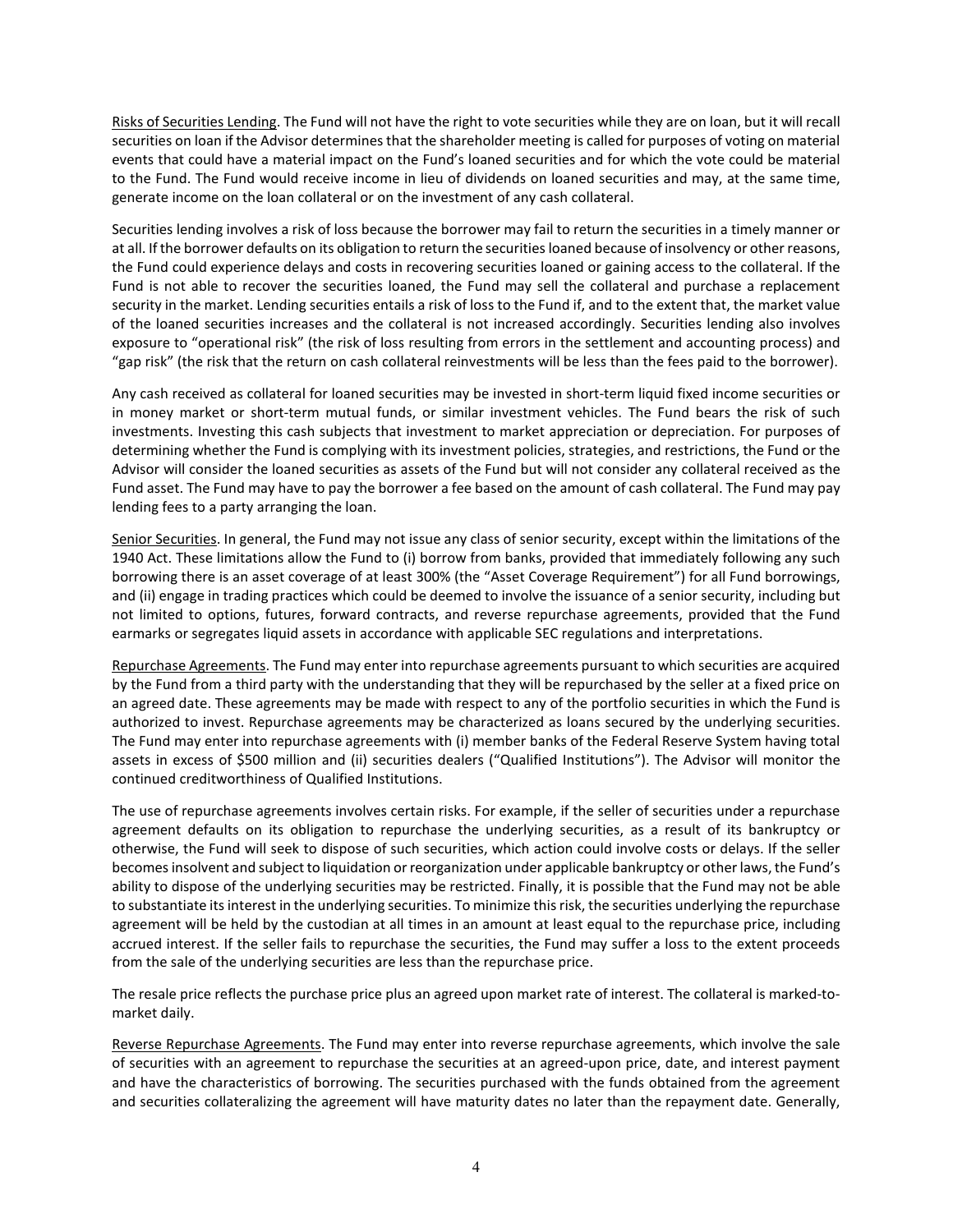Risks of Securities Lending. The Fund will not have the right to vote securities while they are on loan, but it will recall securities on loan if the Advisor determines that the shareholder meeting is called for purposes of voting on material events that could have a material impact on the Fund's loaned securities and for which the vote could be material to the Fund. The Fund would receive income in lieu of dividends on loaned securities and may, at the same time, generate income on the loan collateral or on the investment of any cash collateral.

Securities lending involves a risk of loss because the borrower may fail to return the securities in a timely manner or at all. If the borrower defaults on its obligation to return the securities loaned because of insolvency or other reasons, the Fund could experience delays and costs in recovering securities loaned or gaining access to the collateral. If the Fund is not able to recover the securities loaned, the Fund may sell the collateral and purchase a replacement security in the market. Lending securities entails a risk of loss to the Fund if, and to the extent that, the market value of the loaned securities increases and the collateral is not increased accordingly. Securities lending also involves exposure to "operational risk" (the risk of loss resulting from errors in the settlement and accounting process) and "gap risk" (the risk that the return on cash collateral reinvestments will be less than the fees paid to the borrower).

Any cash received as collateral for loaned securities may be invested in short-term liquid fixed income securities or in money market or short-term mutual funds, or similar investment vehicles. The Fund bears the risk of such investments. Investing this cash subjects that investment to market appreciation or depreciation. For purposes of determining whether the Fund is complying with its investment policies, strategies, and restrictions, the Fund or the Advisor will consider the loaned securities as assets of the Fund but will not consider any collateral received as the Fund asset. The Fund may have to pay the borrower a fee based on the amount of cash collateral. The Fund may pay lending fees to a party arranging the loan.

Senior Securities. In general, the Fund may not issue any class of senior security, except within the limitations of the 1940 Act. These limitations allow the Fund to (i) borrow from banks, provided that immediately following any such borrowing there is an asset coverage of at least 300% (the "Asset Coverage Requirement") for all Fund borrowings, and (ii) engage in trading practices which could be deemed to involve the issuance of a senior security, including but not limited to options, futures, forward contracts, and reverse repurchase agreements, provided that the Fund earmarks or segregates liquid assets in accordance with applicable SEC regulations and interpretations.

Repurchase Agreements. The Fund may enter into repurchase agreements pursuant to which securities are acquired by the Fund from a third party with the understanding that they will be repurchased by the seller at a fixed price on an agreed date. These agreements may be made with respect to any of the portfolio securities in which the Fund is authorized to invest. Repurchase agreements may be characterized as loans secured by the underlying securities. The Fund may enter into repurchase agreements with (i) member banks of the Federal Reserve System having total assets in excess of $500 million and (ii) securities dealers ("Qualified Institutions"). The Advisor will monitor the continued creditworthiness of Qualified Institutions.

The use of repurchase agreements involves certain risks. For example, if the seller of securities under a repurchase agreement defaults on its obligation to repurchase the underlying securities, as a result of its bankruptcy or otherwise, the Fund will seek to dispose of such securities, which action could involve costs or delays. If the seller becomes insolvent and subject to liquidation or reorganization under applicable bankruptcy or other laws, the Fund's ability to dispose of the underlying securities may be restricted. Finally, it is possible that the Fund may not be able to substantiate its interest in the underlying securities. To minimize this risk, the securities underlying the repurchase agreement will be held by the custodian at all times in an amount at least equal to the repurchase price, including accrued interest. If the seller fails to repurchase the securities, the Fund may suffer a loss to the extent proceeds from the sale of the underlying securities are less than the repurchase price.

The resale price reflects the purchase price plus an agreed upon market rate of interest. The collateral is marked-to-market daily.

Reverse Repurchase Agreements. The Fund may enter into reverse repurchase agreements, which involve the sale of securities with an agreement to repurchase the securities at an agreed-upon price, date, and interest payment and have the characteristics of borrowing. The securities purchased with the funds obtained from the agreement and securities collateralizing the agreement will have maturity dates no later than the repayment date. Generally,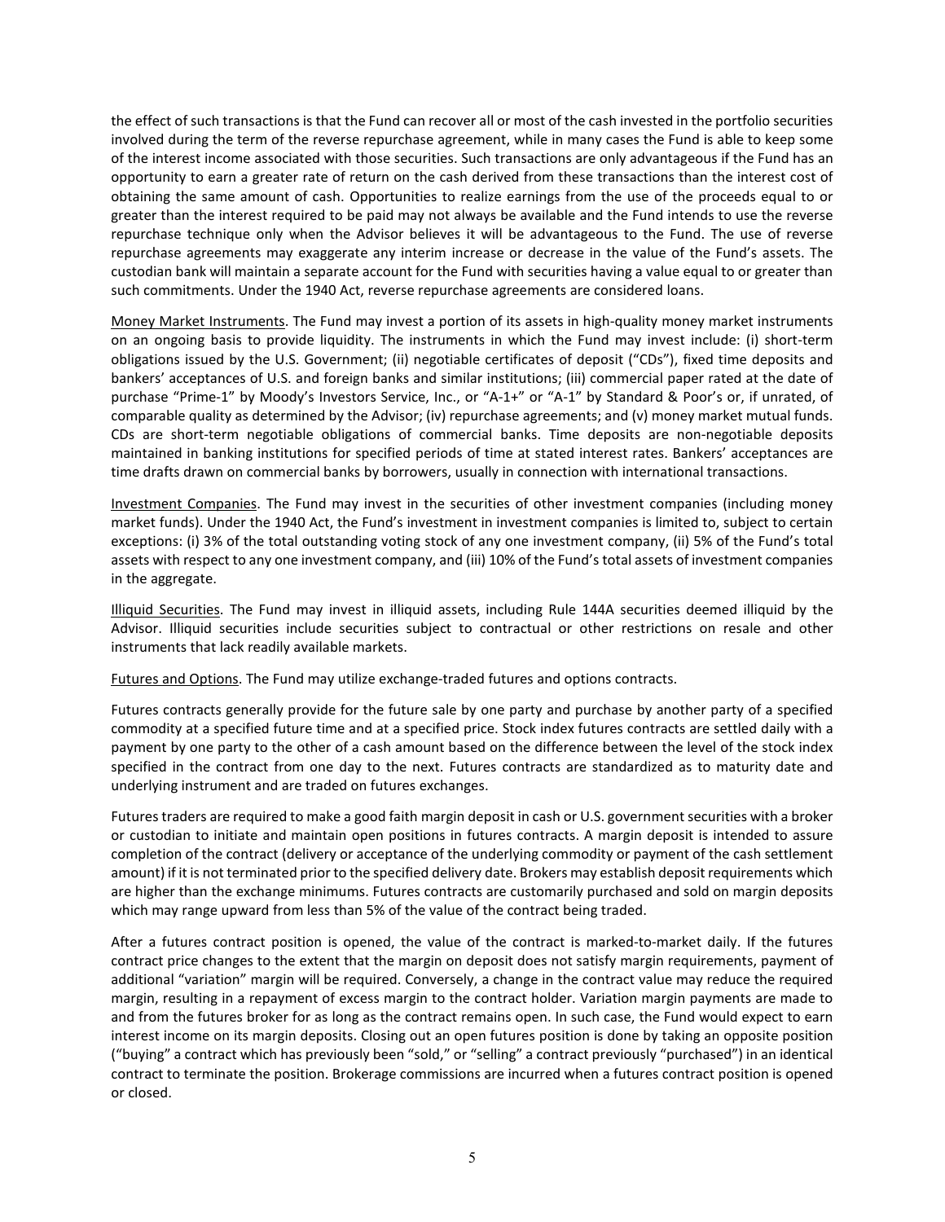the effect of such transactions is that the Fund can recover all or most of the cash invested in the portfolio securities involved during the term of the reverse repurchase agreement, while in many cases the Fund is able to keep some of the interest income associated with those securities. Such transactions are only advantageous if the Fund has an opportunity to earn a greater rate of return on the cash derived from these transactions than the interest cost of obtaining the same amount of cash. Opportunities to realize earnings from the use of the proceeds equal to or greater than the interest required to be paid may not always be available and the Fund intends to use the reverse repurchase technique only when the Advisor believes it will be advantageous to the Fund. The use of reverse repurchase agreements may exaggerate any interim increase or decrease in the value of the Fund's assets. The custodian bank will maintain a separate account for the Fund with securities having a value equal to or greater than such commitments. Under the 1940 Act, reverse repurchase agreements are considered loans.

Money Market Instruments. The Fund may invest a portion of its assets in high-quality money market instruments on an ongoing basis to provide liquidity. The instruments in which the Fund may invest include: (i) short-term obligations issued by the U.S. Government; (ii) negotiable certificates of deposit ("CDs"), fixed time deposits and bankers' acceptances of U.S. and foreign banks and similar institutions; (iii) commercial paper rated at the date of purchase "Prime-1" by Moody's Investors Service, Inc., or "A-1+" or "A-1" by Standard & Poor's or, if unrated, of comparable quality as determined by the Advisor; (iv) repurchase agreements; and (v) money market mutual funds. CDs are short-term negotiable obligations of commercial banks. Time deposits are non-negotiable deposits maintained in banking institutions for specified periods of time at stated interest rates. Bankers' acceptances are time drafts drawn on commercial banks by borrowers, usually in connection with international transactions.

Investment Companies. The Fund may invest in the securities of other investment companies (including money market funds). Under the 1940 Act, the Fund's investment in investment companies is limited to, subject to certain exceptions: (i) 3% of the total outstanding voting stock of any one investment company, (ii) 5% of the Fund's total assets with respect to any one investment company, and (iii) 10% of the Fund's total assets of investment companies in the aggregate.

Illiquid Securities. The Fund may invest in illiquid assets, including Rule 144A securities deemed illiquid by the Advisor. Illiquid securities include securities subject to contractual or other restrictions on resale and other instruments that lack readily available markets.

Futures and Options. The Fund may utilize exchange-traded futures and options contracts.

Futures contracts generally provide for the future sale by one party and purchase by another party of a specified commodity at a specified future time and at a specified price. Stock index futures contracts are settled daily with a payment by one party to the other of a cash amount based on the difference between the level of the stock index specified in the contract from one day to the next. Futures contracts are standardized as to maturity date and underlying instrument and are traded on futures exchanges.

Futures traders are required to make a good faith margin deposit in cash or U.S. government securities with a broker or custodian to initiate and maintain open positions in futures contracts. A margin deposit is intended to assure completion of the contract (delivery or acceptance of the underlying commodity or payment of the cash settlement amount) if it is not terminated prior to the specified delivery date. Brokers may establish deposit requirements which are higher than the exchange minimums. Futures contracts are customarily purchased and sold on margin deposits which may range upward from less than 5% of the value of the contract being traded.

After a futures contract position is opened, the value of the contract is marked-to-market daily. If the futures contract price changes to the extent that the margin on deposit does not satisfy margin requirements, payment of additional "variation" margin will be required. Conversely, a change in the contract value may reduce the required margin, resulting in a repayment of excess margin to the contract holder. Variation margin payments are made to and from the futures broker for as long as the contract remains open. In such case, the Fund would expect to earn interest income on its margin deposits. Closing out an open futures position is done by taking an opposite position ("buying" a contract which has previously been "sold," or "selling" a contract previously "purchased") in an identical contract to terminate the position. Brokerage commissions are incurred when a futures contract position is opened or closed.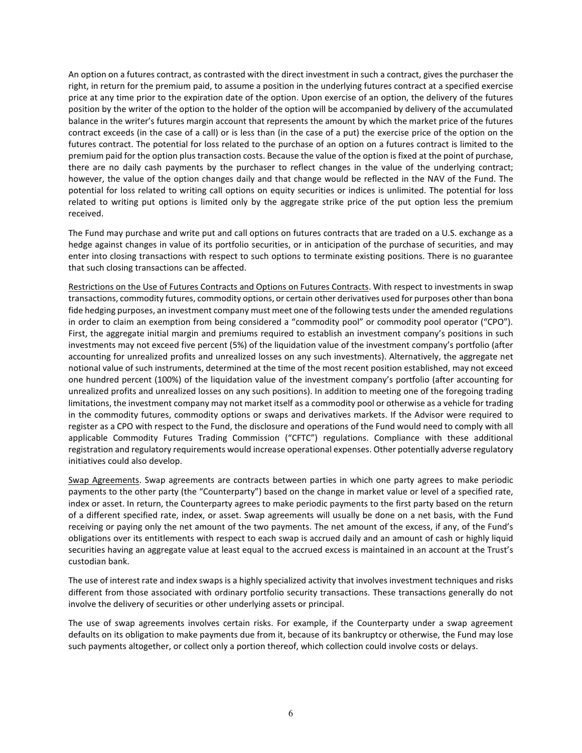An option on a futures contract, as contrasted with the direct investment in such a contract, gives the purchaser the right, in return for the premium paid, to assume a position in the underlying futures contract at a specified exercise price at any time prior to the expiration date of the option. Upon exercise of an option, the delivery of the futures position by the writer of the option to the holder of the option will be accompanied by delivery of the accumulated balance in the writer's futures margin account that represents the amount by which the market price of the futures contract exceeds (in the case of a call) or is less than (in the case of a put) the exercise price of the option on the futures contract. The potential for loss related to the purchase of an option on a futures contract is limited to the premium paid for the option plus transaction costs. Because the value of the option is fixed at the point of purchase, there are no daily cash payments by the purchaser to reflect changes in the value of the underlying contract; however, the value of the option changes daily and that change would be reflected in the NAV of the Fund. The potential for loss related to writing call options on equity securities or indices is unlimited. The potential for loss related to writing put options is limited only by the aggregate strike price of the put option less the premium received.

The Fund may purchase and write put and call options on futures contracts that are traded on a U.S. exchange as a hedge against changes in value of its portfolio securities, or in anticipation of the purchase of securities, and may enter into closing transactions with respect to such options to terminate existing positions. There is no guarantee that such closing transactions can be affected.

Restrictions on the Use of Futures Contracts and Options on Futures Contracts. With respect to investments in swap transactions, commodity futures, commodity options, or certain other derivatives used for purposes other than bona fide hedging purposes, an investment company must meet one of the following tests under the amended regulations in order to claim an exemption from being considered a "commodity pool" or commodity pool operator ("CPO"). First, the aggregate initial margin and premiums required to establish an investment company's positions in such investments may not exceed five percent (5%) of the liquidation value of the investment company's portfolio (after accounting for unrealized profits and unrealized losses on any such investments). Alternatively, the aggregate net notional value of such instruments, determined at the time of the most recent position established, may not exceed one hundred percent (100%) of the liquidation value of the investment company's portfolio (after accounting for unrealized profits and unrealized losses on any such positions). In addition to meeting one of the foregoing trading limitations, the investment company may not market itself as a commodity pool or otherwise as a vehicle for trading in the commodity futures, commodity options or swaps and derivatives markets. If the Advisor were required to register as a CPO with respect to the Fund, the disclosure and operations of the Fund would need to comply with all applicable Commodity Futures Trading Commission ("CFTC") regulations. Compliance with these additional registration and regulatory requirements would increase operational expenses. Other potentially adverse regulatory initiatives could also develop.

Swap Agreements. Swap agreements are contracts between parties in which one party agrees to make periodic payments to the other party (the "Counterparty") based on the change in market value or level of a specified rate, index or asset. In return, the Counterparty agrees to make periodic payments to the first party based on the return of a different specified rate, index, or asset. Swap agreements will usually be done on a net basis, with the Fund receiving or paying only the net amount of the two payments. The net amount of the excess, if any, of the Fund's obligations over its entitlements with respect to each swap is accrued daily and an amount of cash or highly liquid securities having an aggregate value at least equal to the accrued excess is maintained in an account at the Trust's custodian bank.

The use of interest rate and index swaps is a highly specialized activity that involves investment techniques and risks different from those associated with ordinary portfolio security transactions. These transactions generally do not involve the delivery of securities or other underlying assets or principal.

The use of swap agreements involves certain risks. For example, if the Counterparty under a swap agreement defaults on its obligation to make payments due from it, because of its bankruptcy or otherwise, the Fund may lose such payments altogether, or collect only a portion thereof, which collection could involve costs or delays.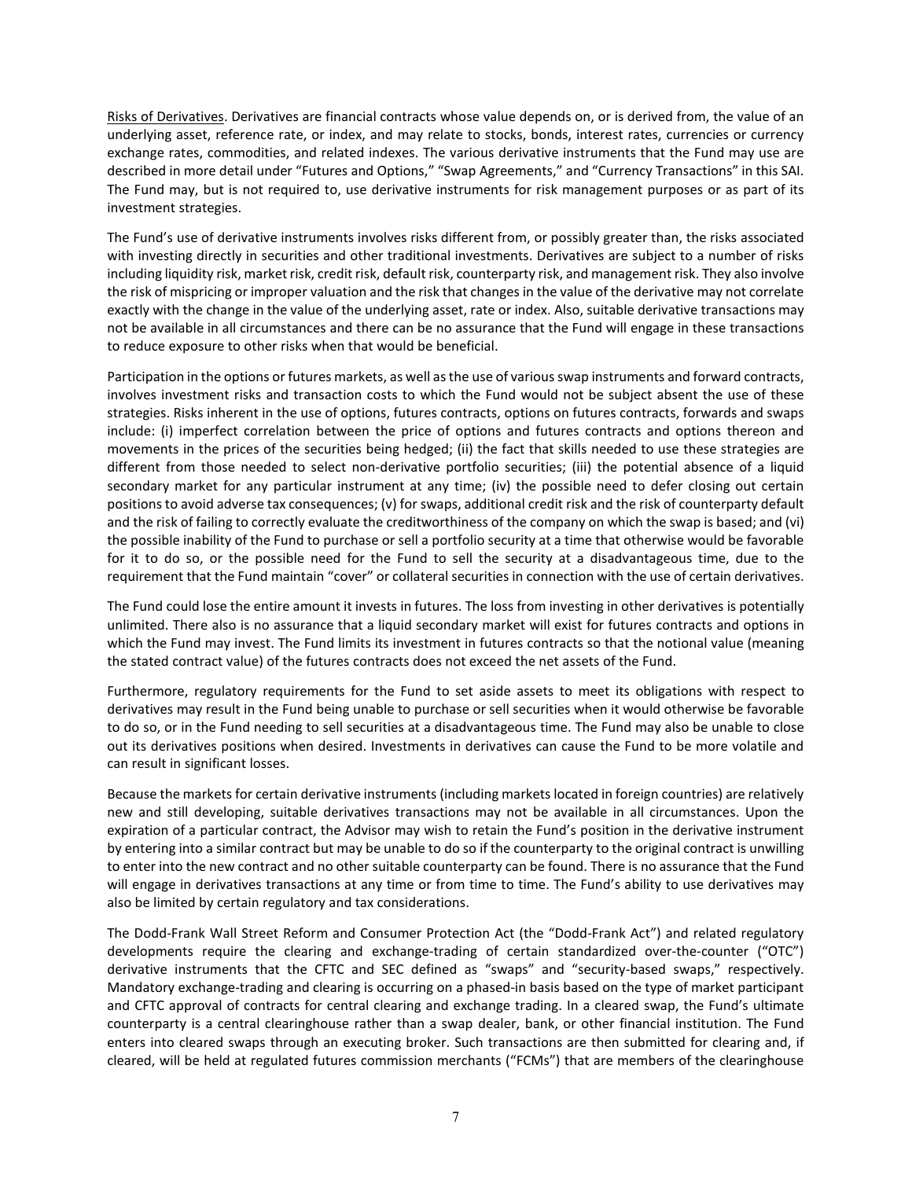Risks of Derivatives. Derivatives are financial contracts whose value depends on, or is derived from, the value of an underlying asset, reference rate, or index, and may relate to stocks, bonds, interest rates, currencies or currency exchange rates, commodities, and related indexes. The various derivative instruments that the Fund may use are described in more detail under "Futures and Options," "Swap Agreements," and "Currency Transactions" in this SAI. The Fund may, but is not required to, use derivative instruments for risk management purposes or as part of its investment strategies.

The Fund's use of derivative instruments involves risks different from, or possibly greater than, the risks associated with investing directly in securities and other traditional investments. Derivatives are subject to a number of risks including liquidity risk, market risk, credit risk, default risk, counterparty risk, and management risk. They also involve the risk of mispricing or improper valuation and the risk that changes in the value of the derivative may not correlate exactly with the change in the value of the underlying asset, rate or index. Also, suitable derivative transactions may not be available in all circumstances and there can be no assurance that the Fund will engage in these transactions to reduce exposure to other risks when that would be beneficial.

Participation in the options or futures markets, as well as the use of various swap instruments and forward contracts, involves investment risks and transaction costs to which the Fund would not be subject absent the use of these strategies. Risks inherent in the use of options, futures contracts, options on futures contracts, forwards and swaps include: (i) imperfect correlation between the price of options and futures contracts and options thereon and movements in the prices of the securities being hedged; (ii) the fact that skills needed to use these strategies are different from those needed to select non-derivative portfolio securities; (iii) the potential absence of a liquid secondary market for any particular instrument at any time; (iv) the possible need to defer closing out certain positions to avoid adverse tax consequences; (v) for swaps, additional credit risk and the risk of counterparty default and the risk of failing to correctly evaluate the creditworthiness of the company on which the swap is based; and (vi) the possible inability of the Fund to purchase or sell a portfolio security at a time that otherwise would be favorable for it to do so, or the possible need for the Fund to sell the security at a disadvantageous time, due to the requirement that the Fund maintain "cover" or collateral securities in connection with the use of certain derivatives.

The Fund could lose the entire amount it invests in futures. The loss from investing in other derivatives is potentially unlimited. There also is no assurance that a liquid secondary market will exist for futures contracts and options in which the Fund may invest. The Fund limits its investment in futures contracts so that the notional value (meaning the stated contract value) of the futures contracts does not exceed the net assets of the Fund.

Furthermore, regulatory requirements for the Fund to set aside assets to meet its obligations with respect to derivatives may result in the Fund being unable to purchase or sell securities when it would otherwise be favorable to do so, or in the Fund needing to sell securities at a disadvantageous time. The Fund may also be unable to close out its derivatives positions when desired. Investments in derivatives can cause the Fund to be more volatile and can result in significant losses.

Because the markets for certain derivative instruments (including markets located in foreign countries) are relatively new and still developing, suitable derivatives transactions may not be available in all circumstances. Upon the expiration of a particular contract, the Advisor may wish to retain the Fund's position in the derivative instrument by entering into a similar contract but may be unable to do so if the counterparty to the original contract is unwilling to enter into the new contract and no other suitable counterparty can be found. There is no assurance that the Fund will engage in derivatives transactions at any time or from time to time. The Fund's ability to use derivatives may also be limited by certain regulatory and tax considerations.

The Dodd-Frank Wall Street Reform and Consumer Protection Act (the "Dodd-Frank Act") and related regulatory developments require the clearing and exchange-trading of certain standardized over-the-counter ("OTC") derivative instruments that the CFTC and SEC defined as "swaps" and "security-based swaps," respectively. Mandatory exchange-trading and clearing is occurring on a phased-in basis based on the type of market participant and CFTC approval of contracts for central clearing and exchange trading. In a cleared swap, the Fund's ultimate counterparty is a central clearinghouse rather than a swap dealer, bank, or other financial institution. The Fund enters into cleared swaps through an executing broker. Such transactions are then submitted for clearing and, if cleared, will be held at regulated futures commission merchants ("FCMs") that are members of the clearinghouse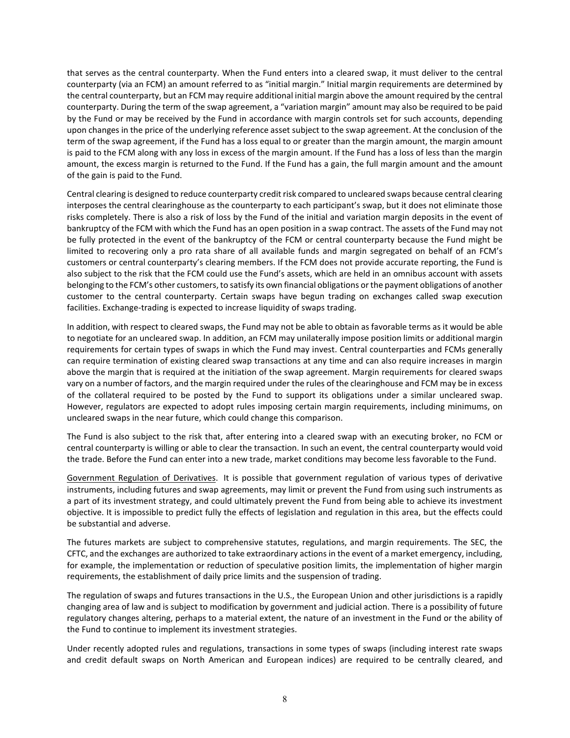that serves as the central counterparty. When the Fund enters into a cleared swap, it must deliver to the central counterparty (via an FCM) an amount referred to as "initial margin." Initial margin requirements are determined by the central counterparty, but an FCM may require additional initial margin above the amount required by the central counterparty. During the term of the swap agreement, a "variation margin" amount may also be required to be paid by the Fund or may be received by the Fund in accordance with margin controls set for such accounts, depending upon changes in the price of the underlying reference asset subject to the swap agreement. At the conclusion of the term of the swap agreement, if the Fund has a loss equal to or greater than the margin amount, the margin amount is paid to the FCM along with any loss in excess of the margin amount. If the Fund has a loss of less than the margin amount, the excess margin is returned to the Fund. If the Fund has a gain, the full margin amount and the amount of the gain is paid to the Fund.

Central clearing is designed to reduce counterparty credit risk compared to uncleared swaps because central clearing interposes the central clearinghouse as the counterparty to each participant's swap, but it does not eliminate those risks completely. There is also a risk of loss by the Fund of the initial and variation margin deposits in the event of bankruptcy of the FCM with which the Fund has an open position in a swap contract. The assets of the Fund may not be fully protected in the event of the bankruptcy of the FCM or central counterparty because the Fund might be limited to recovering only a pro rata share of all available funds and margin segregated on behalf of an FCM's customers or central counterparty's clearing members. If the FCM does not provide accurate reporting, the Fund is also subject to the risk that the FCM could use the Fund's assets, which are held in an omnibus account with assets belonging to the FCM's other customers, to satisfy its own financial obligations or the payment obligations of another customer to the central counterparty. Certain swaps have begun trading on exchanges called swap execution facilities. Exchange-trading is expected to increase liquidity of swaps trading.

In addition, with respect to cleared swaps, the Fund may not be able to obtain as favorable terms as it would be able to negotiate for an uncleared swap. In addition, an FCM may unilaterally impose position limits or additional margin requirements for certain types of swaps in which the Fund may invest. Central counterparties and FCMs generally can require termination of existing cleared swap transactions at any time and can also require increases in margin above the margin that is required at the initiation of the swap agreement. Margin requirements for cleared swaps vary on a number of factors, and the margin required under the rules of the clearinghouse and FCM may be in excess of the collateral required to be posted by the Fund to support its obligations under a similar uncleared swap. However, regulators are expected to adopt rules imposing certain margin requirements, including minimums, on uncleared swaps in the near future, which could change this comparison.

The Fund is also subject to the risk that, after entering into a cleared swap with an executing broker, no FCM or central counterparty is willing or able to clear the transaction. In such an event, the central counterparty would void the trade. Before the Fund can enter into a new trade, market conditions may become less favorable to the Fund.

Government Regulation of Derivatives. It is possible that government regulation of various types of derivative instruments, including futures and swap agreements, may limit or prevent the Fund from using such instruments as a part of its investment strategy, and could ultimately prevent the Fund from being able to achieve its investment objective. It is impossible to predict fully the effects of legislation and regulation in this area, but the effects could be substantial and adverse.

The futures markets are subject to comprehensive statutes, regulations, and margin requirements. The SEC, the CFTC, and the exchanges are authorized to take extraordinary actions in the event of a market emergency, including, for example, the implementation or reduction of speculative position limits, the implementation of higher margin requirements, the establishment of daily price limits and the suspension of trading.

The regulation of swaps and futures transactions in the U.S., the European Union and other jurisdictions is a rapidly changing area of law and is subject to modification by government and judicial action. There is a possibility of future regulatory changes altering, perhaps to a material extent, the nature of an investment in the Fund or the ability of the Fund to continue to implement its investment strategies.

Under recently adopted rules and regulations, transactions in some types of swaps (including interest rate swaps and credit default swaps on North American and European indices) are required to be centrally cleared, and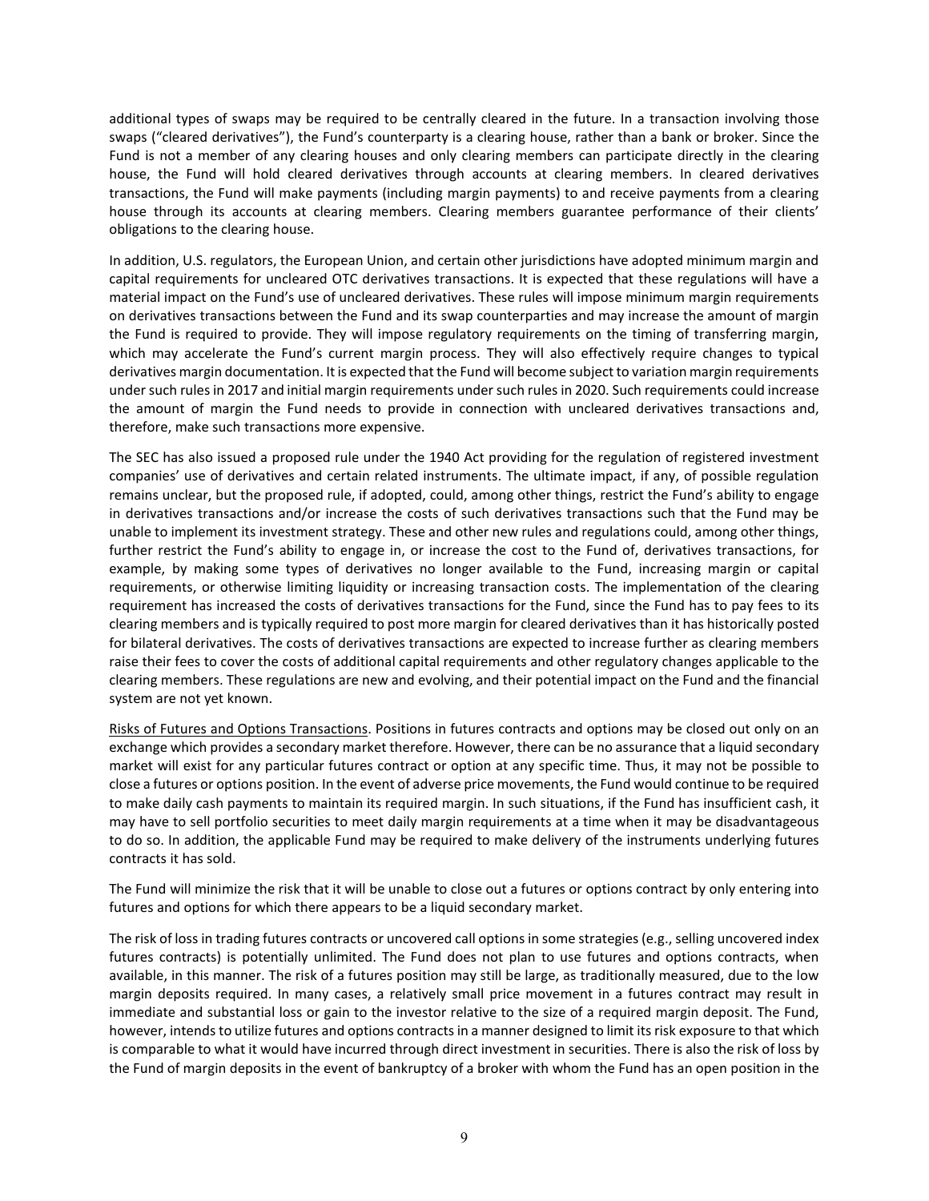additional types of swaps may be required to be centrally cleared in the future. In a transaction involving those swaps ("cleared derivatives"), the Fund's counterparty is a clearing house, rather than a bank or broker. Since the Fund is not a member of any clearing houses and only clearing members can participate directly in the clearing house, the Fund will hold cleared derivatives through accounts at clearing members. In cleared derivatives transactions, the Fund will make payments (including margin payments) to and receive payments from a clearing house through its accounts at clearing members. Clearing members guarantee performance of their clients' obligations to the clearing house.

In addition, U.S. regulators, the European Union, and certain other jurisdictions have adopted minimum margin and capital requirements for uncleared OTC derivatives transactions. It is expected that these regulations will have a material impact on the Fund's use of uncleared derivatives. These rules will impose minimum margin requirements on derivatives transactions between the Fund and its swap counterparties and may increase the amount of margin the Fund is required to provide. They will impose regulatory requirements on the timing of transferring margin, which may accelerate the Fund's current margin process. They will also effectively require changes to typical derivatives margin documentation. It is expected that the Fund will become subject to variation margin requirements under such rules in 2017 and initial margin requirements under such rules in 2020. Such requirements could increase the amount of margin the Fund needs to provide in connection with uncleared derivatives transactions and, therefore, make such transactions more expensive.

The SEC has also issued a proposed rule under the 1940 Act providing for the regulation of registered investment companies' use of derivatives and certain related instruments. The ultimate impact, if any, of possible regulation remains unclear, but the proposed rule, if adopted, could, among other things, restrict the Fund's ability to engage in derivatives transactions and/or increase the costs of such derivatives transactions such that the Fund may be unable to implement its investment strategy. These and other new rules and regulations could, among other things, further restrict the Fund's ability to engage in, or increase the cost to the Fund of, derivatives transactions, for example, by making some types of derivatives no longer available to the Fund, increasing margin or capital requirements, or otherwise limiting liquidity or increasing transaction costs. The implementation of the clearing requirement has increased the costs of derivatives transactions for the Fund, since the Fund has to pay fees to its clearing members and is typically required to post more margin for cleared derivatives than it has historically posted for bilateral derivatives. The costs of derivatives transactions are expected to increase further as clearing members raise their fees to cover the costs of additional capital requirements and other regulatory changes applicable to the clearing members. These regulations are new and evolving, and their potential impact on the Fund and the financial system are not yet known.

Risks of Futures and Options Transactions. Positions in futures contracts and options may be closed out only on an exchange which provides a secondary market therefore. However, there can be no assurance that a liquid secondary market will exist for any particular futures contract or option at any specific time. Thus, it may not be possible to close a futures or options position. In the event of adverse price movements, the Fund would continue to be required to make daily cash payments to maintain its required margin. In such situations, if the Fund has insufficient cash, it may have to sell portfolio securities to meet daily margin requirements at a time when it may be disadvantageous to do so. In addition, the applicable Fund may be required to make delivery of the instruments underlying futures contracts it has sold.

The Fund will minimize the risk that it will be unable to close out a futures or options contract by only entering into futures and options for which there appears to be a liquid secondary market.

The risk of loss in trading futures contracts or uncovered call options in some strategies (e.g., selling uncovered index futures contracts) is potentially unlimited. The Fund does not plan to use futures and options contracts, when available, in this manner. The risk of a futures position may still be large, as traditionally measured, due to the low margin deposits required. In many cases, a relatively small price movement in a futures contract may result in immediate and substantial loss or gain to the investor relative to the size of a required margin deposit. The Fund, however, intends to utilize futures and options contracts in a manner designed to limit its risk exposure to that which is comparable to what it would have incurred through direct investment in securities. There is also the risk of loss by the Fund of margin deposits in the event of bankruptcy of a broker with whom the Fund has an open position in the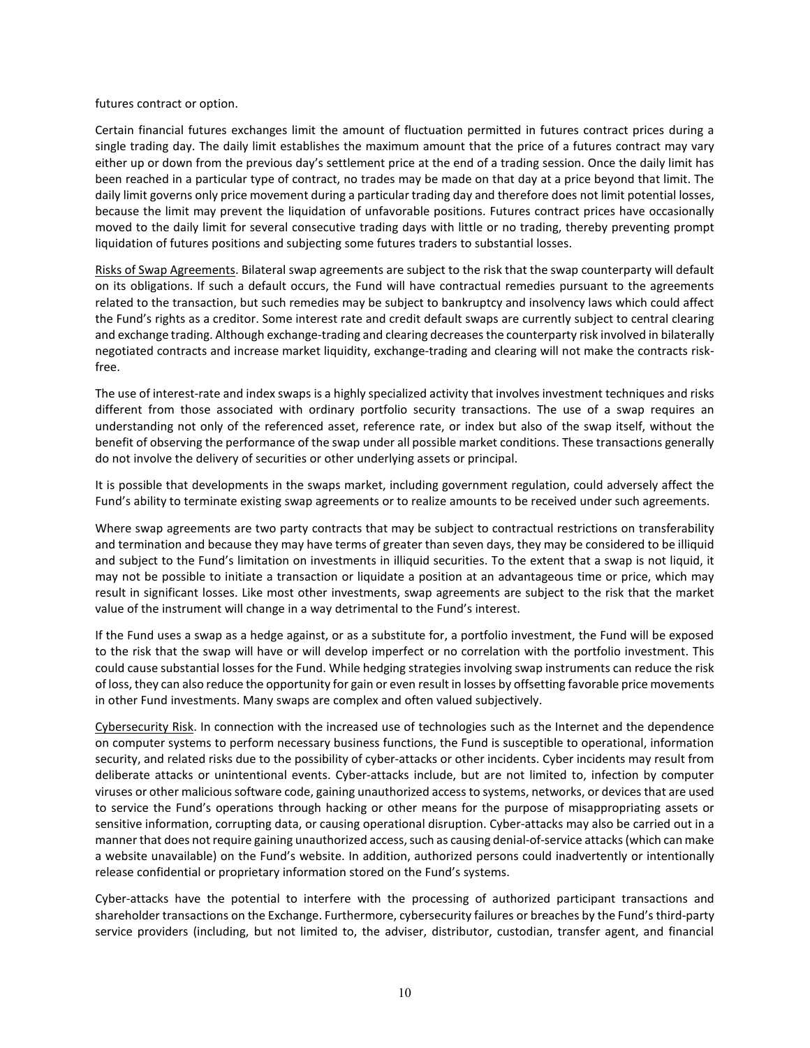futures contract or option.

Certain financial futures exchanges limit the amount of fluctuation permitted in futures contract prices during a single trading day. The daily limit establishes the maximum amount that the price of a futures contract may vary either up or down from the previous day's settlement price at the end of a trading session. Once the daily limit has been reached in a particular type of contract, no trades may be made on that day at a price beyond that limit. The daily limit governs only price movement during a particular trading day and therefore does not limit potential losses, because the limit may prevent the liquidation of unfavorable positions. Futures contract prices have occasionally moved to the daily limit for several consecutive trading days with little or no trading, thereby preventing prompt liquidation of futures positions and subjecting some futures traders to substantial losses.

Risks of Swap Agreements. Bilateral swap agreements are subject to the risk that the swap counterparty will default on its obligations. If such a default occurs, the Fund will have contractual remedies pursuant to the agreements related to the transaction, but such remedies may be subject to bankruptcy and insolvency laws which could affect the Fund's rights as a creditor. Some interest rate and credit default swaps are currently subject to central clearing and exchange trading. Although exchange-trading and clearing decreases the counterparty risk involved in bilaterally negotiated contracts and increase market liquidity, exchange-trading and clearing will not make the contracts risk-free.

The use of interest-rate and index swaps is a highly specialized activity that involves investment techniques and risks different from those associated with ordinary portfolio security transactions. The use of a swap requires an understanding not only of the referenced asset, reference rate, or index but also of the swap itself, without the benefit of observing the performance of the swap under all possible market conditions. These transactions generally do not involve the delivery of securities or other underlying assets or principal.

It is possible that developments in the swaps market, including government regulation, could adversely affect the Fund's ability to terminate existing swap agreements or to realize amounts to be received under such agreements.

Where swap agreements are two party contracts that may be subject to contractual restrictions on transferability and termination and because they may have terms of greater than seven days, they may be considered to be illiquid and subject to the Fund's limitation on investments in illiquid securities. To the extent that a swap is not liquid, it may not be possible to initiate a transaction or liquidate a position at an advantageous time or price, which may result in significant losses. Like most other investments, swap agreements are subject to the risk that the market value of the instrument will change in a way detrimental to the Fund's interest.

If the Fund uses a swap as a hedge against, or as a substitute for, a portfolio investment, the Fund will be exposed to the risk that the swap will have or will develop imperfect or no correlation with the portfolio investment. This could cause substantial losses for the Fund. While hedging strategies involving swap instruments can reduce the risk of loss, they can also reduce the opportunity for gain or even result in losses by offsetting favorable price movements in other Fund investments. Many swaps are complex and often valued subjectively.

Cybersecurity Risk. In connection with the increased use of technologies such as the Internet and the dependence on computer systems to perform necessary business functions, the Fund is susceptible to operational, information security, and related risks due to the possibility of cyber-attacks or other incidents. Cyber incidents may result from deliberate attacks or unintentional events. Cyber-attacks include, but are not limited to, infection by computer viruses or other malicious software code, gaining unauthorized access to systems, networks, or devices that are used to service the Fund's operations through hacking or other means for the purpose of misappropriating assets or sensitive information, corrupting data, or causing operational disruption. Cyber-attacks may also be carried out in a manner that does not require gaining unauthorized access, such as causing denial-of-service attacks (which can make a website unavailable) on the Fund's website. In addition, authorized persons could inadvertently or intentionally release confidential or proprietary information stored on the Fund's systems.

Cyber-attacks have the potential to interfere with the processing of authorized participant transactions and shareholder transactions on the Exchange. Furthermore, cybersecurity failures or breaches by the Fund's third-party service providers (including, but not limited to, the adviser, distributor, custodian, transfer agent, and financial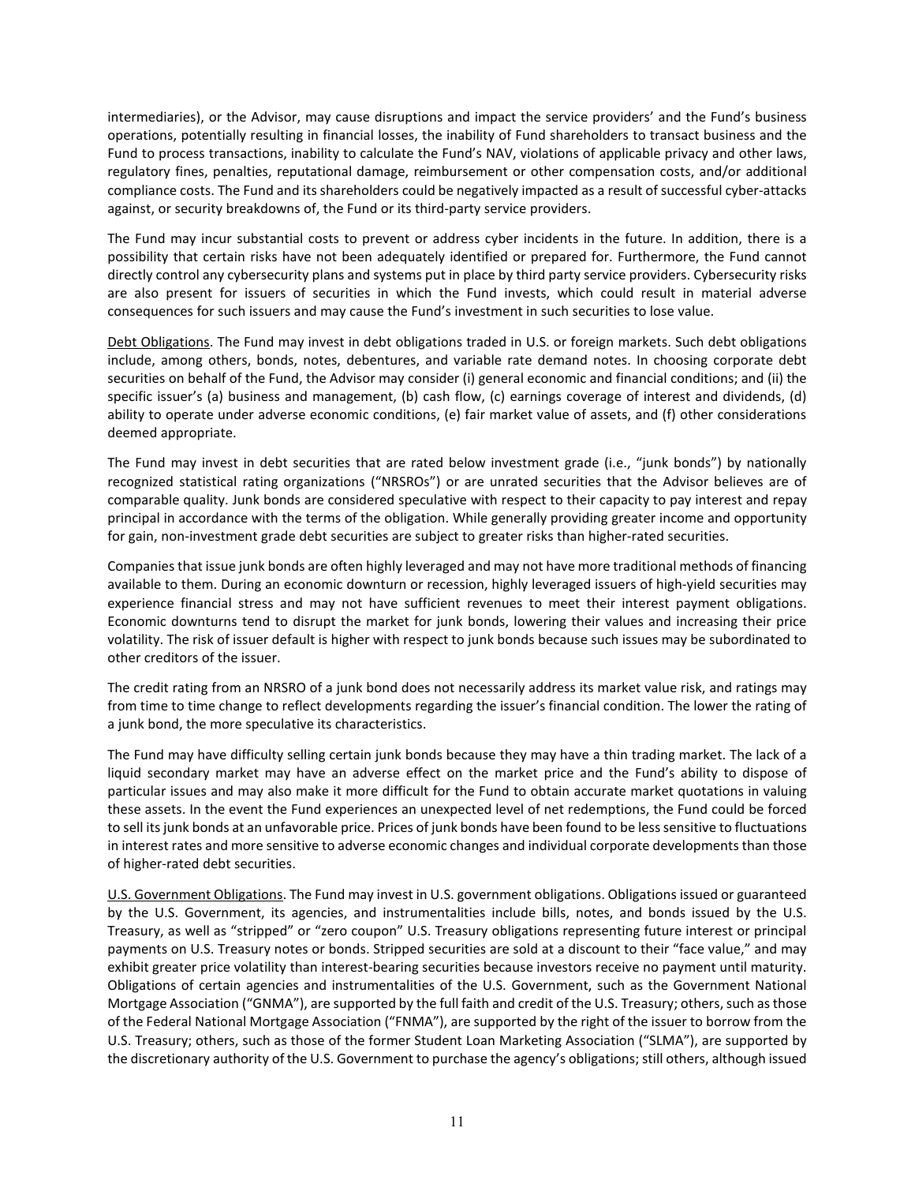intermediaries), or the Advisor, may cause disruptions and impact the service providers' and the Fund's business operations, potentially resulting in financial losses, the inability of Fund shareholders to transact business and the Fund to process transactions, inability to calculate the Fund's NAV, violations of applicable privacy and other laws, regulatory fines, penalties, reputational damage, reimbursement or other compensation costs, and/or additional compliance costs. The Fund and its shareholders could be negatively impacted as a result of successful cyber-attacks against, or security breakdowns of, the Fund or its third-party service providers.

The Fund may incur substantial costs to prevent or address cyber incidents in the future. In addition, there is a possibility that certain risks have not been adequately identified or prepared for. Furthermore, the Fund cannot directly control any cybersecurity plans and systems put in place by third party service providers. Cybersecurity risks are also present for issuers of securities in which the Fund invests, which could result in material adverse consequences for such issuers and may cause the Fund's investment in such securities to lose value.

Debt Obligations. The Fund may invest in debt obligations traded in U.S. or foreign markets. Such debt obligations include, among others, bonds, notes, debentures, and variable rate demand notes. In choosing corporate debt securities on behalf of the Fund, the Advisor may consider (i) general economic and financial conditions; and (ii) the specific issuer's (a) business and management, (b) cash flow, (c) earnings coverage of interest and dividends, (d) ability to operate under adverse economic conditions, (e) fair market value of assets, and (f) other considerations deemed appropriate.

The Fund may invest in debt securities that are rated below investment grade (i.e., "junk bonds") by nationally recognized statistical rating organizations ("NRSROs") or are unrated securities that the Advisor believes are of comparable quality. Junk bonds are considered speculative with respect to their capacity to pay interest and repay principal in accordance with the terms of the obligation. While generally providing greater income and opportunity for gain, non-investment grade debt securities are subject to greater risks than higher-rated securities.

Companies that issue junk bonds are often highly leveraged and may not have more traditional methods of financing available to them. During an economic downturn or recession, highly leveraged issuers of high-yield securities may experience financial stress and may not have sufficient revenues to meet their interest payment obligations. Economic downturns tend to disrupt the market for junk bonds, lowering their values and increasing their price volatility. The risk of issuer default is higher with respect to junk bonds because such issues may be subordinated to other creditors of the issuer.

The credit rating from an NRSRO of a junk bond does not necessarily address its market value risk, and ratings may from time to time change to reflect developments regarding the issuer's financial condition. The lower the rating of a junk bond, the more speculative its characteristics.

The Fund may have difficulty selling certain junk bonds because they may have a thin trading market. The lack of a liquid secondary market may have an adverse effect on the market price and the Fund's ability to dispose of particular issues and may also make it more difficult for the Fund to obtain accurate market quotations in valuing these assets. In the event the Fund experiences an unexpected level of net redemptions, the Fund could be forced to sell its junk bonds at an unfavorable price. Prices of junk bonds have been found to be less sensitive to fluctuations in interest rates and more sensitive to adverse economic changes and individual corporate developments than those of higher-rated debt securities.

U.S. Government Obligations. The Fund may invest in U.S. government obligations. Obligations issued or guaranteed by the U.S. Government, its agencies, and instrumentalities include bills, notes, and bonds issued by the U.S. Treasury, as well as "stripped" or "zero coupon" U.S. Treasury obligations representing future interest or principal payments on U.S. Treasury notes or bonds. Stripped securities are sold at a discount to their "face value," and may exhibit greater price volatility than interest-bearing securities because investors receive no payment until maturity. Obligations of certain agencies and instrumentalities of the U.S. Government, such as the Government National Mortgage Association ("GNMA"), are supported by the full faith and credit of the U.S. Treasury; others, such as those of the Federal National Mortgage Association ("FNMA"), are supported by the right of the issuer to borrow from the U.S. Treasury; others, such as those of the former Student Loan Marketing Association ("SLMA"), are supported by the discretionary authority of the U.S. Government to purchase the agency's obligations; still others, although issued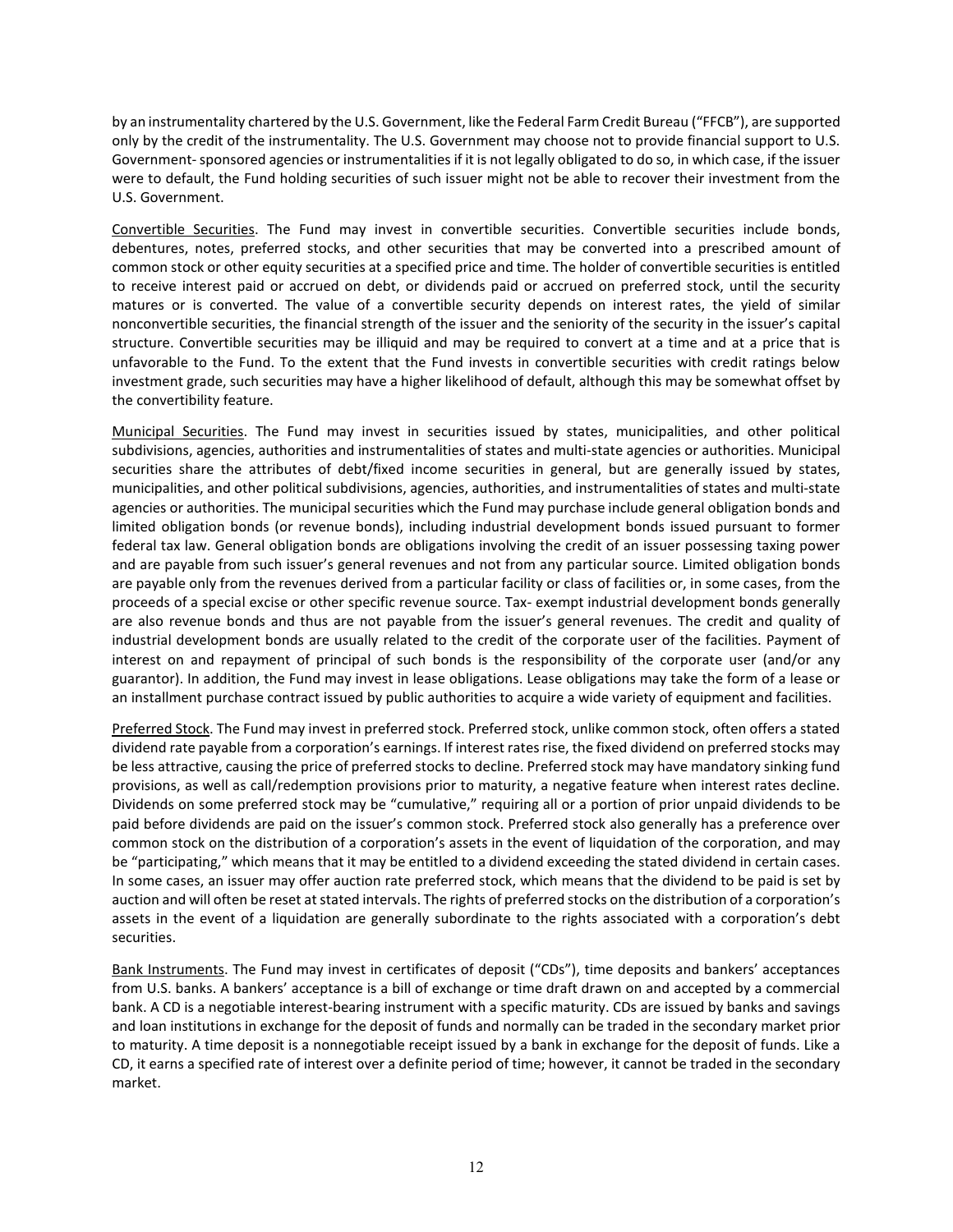by an instrumentality chartered by the U.S. Government, like the Federal Farm Credit Bureau ("FFCB"), are supported only by the credit of the instrumentality. The U.S. Government may choose not to provide financial support to U.S. Government- sponsored agencies or instrumentalities if it is not legally obligated to do so, in which case, if the issuer were to default, the Fund holding securities of such issuer might not be able to recover their investment from the U.S. Government.

Convertible Securities. The Fund may invest in convertible securities. Convertible securities include bonds, debentures, notes, preferred stocks, and other securities that may be converted into a prescribed amount of common stock or other equity securities at a specified price and time. The holder of convertible securities is entitled to receive interest paid or accrued on debt, or dividends paid or accrued on preferred stock, until the security matures or is converted. The value of a convertible security depends on interest rates, the yield of similar nonconvertible securities, the financial strength of the issuer and the seniority of the security in the issuer's capital structure. Convertible securities may be illiquid and may be required to convert at a time and at a price that is unfavorable to the Fund. To the extent that the Fund invests in convertible securities with credit ratings below investment grade, such securities may have a higher likelihood of default, although this may be somewhat offset by the convertibility feature.

Municipal Securities. The Fund may invest in securities issued by states, municipalities, and other political subdivisions, agencies, authorities and instrumentalities of states and multi-state agencies or authorities. Municipal securities share the attributes of debt/fixed income securities in general, but are generally issued by states, municipalities, and other political subdivisions, agencies, authorities, and instrumentalities of states and multi-state agencies or authorities. The municipal securities which the Fund may purchase include general obligation bonds and limited obligation bonds (or revenue bonds), including industrial development bonds issued pursuant to former federal tax law. General obligation bonds are obligations involving the credit of an issuer possessing taxing power and are payable from such issuer's general revenues and not from any particular source. Limited obligation bonds are payable only from the revenues derived from a particular facility or class of facilities or, in some cases, from the proceeds of a special excise or other specific revenue source. Tax- exempt industrial development bonds generally are also revenue bonds and thus are not payable from the issuer's general revenues. The credit and quality of industrial development bonds are usually related to the credit of the corporate user of the facilities. Payment of interest on and repayment of principal of such bonds is the responsibility of the corporate user (and/or any guarantor). In addition, the Fund may invest in lease obligations. Lease obligations may take the form of a lease or an installment purchase contract issued by public authorities to acquire a wide variety of equipment and facilities.

Preferred Stock. The Fund may invest in preferred stock. Preferred stock, unlike common stock, often offers a stated dividend rate payable from a corporation's earnings. If interest rates rise, the fixed dividend on preferred stocks may be less attractive, causing the price of preferred stocks to decline. Preferred stock may have mandatory sinking fund provisions, as well as call/redemption provisions prior to maturity, a negative feature when interest rates decline. Dividends on some preferred stock may be "cumulative," requiring all or a portion of prior unpaid dividends to be paid before dividends are paid on the issuer's common stock. Preferred stock also generally has a preference over common stock on the distribution of a corporation's assets in the event of liquidation of the corporation, and may be "participating," which means that it may be entitled to a dividend exceeding the stated dividend in certain cases. In some cases, an issuer may offer auction rate preferred stock, which means that the dividend to be paid is set by auction and will often be reset at stated intervals. The rights of preferred stocks on the distribution of a corporation's assets in the event of a liquidation are generally subordinate to the rights associated with a corporation's debt securities.

Bank Instruments. The Fund may invest in certificates of deposit ("CDs"), time deposits and bankers' acceptances from U.S. banks. A bankers' acceptance is a bill of exchange or time draft drawn on and accepted by a commercial bank. A CD is a negotiable interest-bearing instrument with a specific maturity. CDs are issued by banks and savings and loan institutions in exchange for the deposit of funds and normally can be traded in the secondary market prior to maturity. A time deposit is a nonnegotiable receipt issued by a bank in exchange for the deposit of funds. Like a CD, it earns a specified rate of interest over a definite period of time; however, it cannot be traded in the secondary market.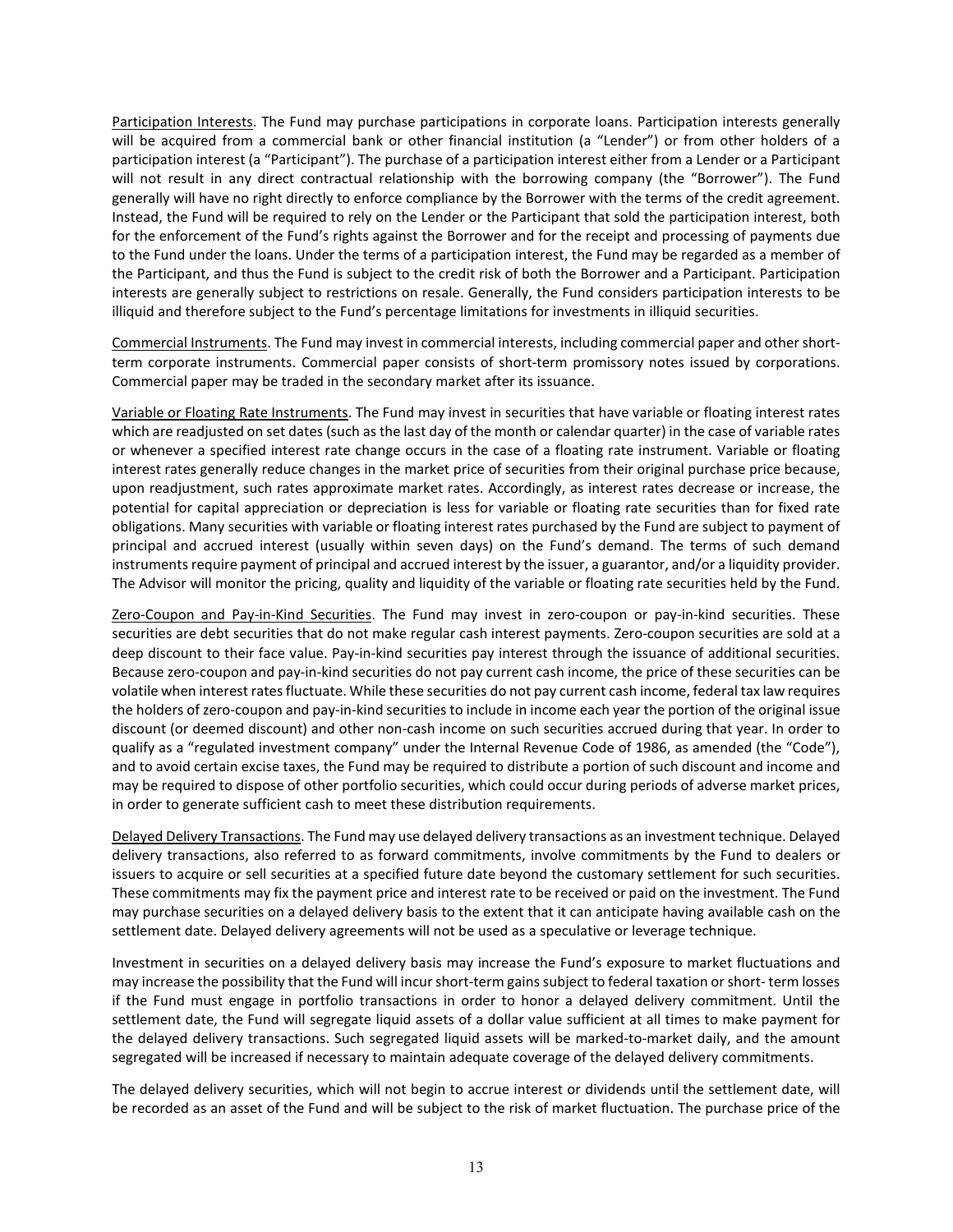Participation Interests. The Fund may purchase participations in corporate loans. Participation interests generally will be acquired from a commercial bank or other financial institution (a "Lender") or from other holders of a participation interest (a "Participant"). The purchase of a participation interest either from a Lender or a Participant will not result in any direct contractual relationship with the borrowing company (the "Borrower"). The Fund generally will have no right directly to enforce compliance by the Borrower with the terms of the credit agreement. Instead, the Fund will be required to rely on the Lender or the Participant that sold the participation interest, both for the enforcement of the Fund's rights against the Borrower and for the receipt and processing of payments due to the Fund under the loans. Under the terms of a participation interest, the Fund may be regarded as a member of the Participant, and thus the Fund is subject to the credit risk of both the Borrower and a Participant. Participation interests are generally subject to restrictions on resale. Generally, the Fund considers participation interests to be illiquid and therefore subject to the Fund's percentage limitations for investments in illiquid securities.

Commercial Instruments. The Fund may invest in commercial interests, including commercial paper and other short-term corporate instruments. Commercial paper consists of short-term promissory notes issued by corporations. Commercial paper may be traded in the secondary market after its issuance.

Variable or Floating Rate Instruments. The Fund may invest in securities that have variable or floating interest rates which are readjusted on set dates (such as the last day of the month or calendar quarter) in the case of variable rates or whenever a specified interest rate change occurs in the case of a floating rate instrument. Variable or floating interest rates generally reduce changes in the market price of securities from their original purchase price because, upon readjustment, such rates approximate market rates. Accordingly, as interest rates decrease or increase, the potential for capital appreciation or depreciation is less for variable or floating rate securities than for fixed rate obligations. Many securities with variable or floating interest rates purchased by the Fund are subject to payment of principal and accrued interest (usually within seven days) on the Fund's demand. The terms of such demand instruments require payment of principal and accrued interest by the issuer, a guarantor, and/or a liquidity provider. The Advisor will monitor the pricing, quality and liquidity of the variable or floating rate securities held by the Fund.

Zero-Coupon and Pay-in-Kind Securities. The Fund may invest in zero-coupon or pay-in-kind securities. These securities are debt securities that do not make regular cash interest payments. Zero-coupon securities are sold at a deep discount to their face value. Pay-in-kind securities pay interest through the issuance of additional securities. Because zero-coupon and pay-in-kind securities do not pay current cash income, the price of these securities can be volatile when interest rates fluctuate. While these securities do not pay current cash income, federal tax law requires the holders of zero-coupon and pay-in-kind securities to include in income each year the portion of the original issue discount (or deemed discount) and other non-cash income on such securities accrued during that year. In order to qualify as a "regulated investment company" under the Internal Revenue Code of 1986, as amended (the "Code"), and to avoid certain excise taxes, the Fund may be required to distribute a portion of such discount and income and may be required to dispose of other portfolio securities, which could occur during periods of adverse market prices, in order to generate sufficient cash to meet these distribution requirements.

Delayed Delivery Transactions. The Fund may use delayed delivery transactions as an investment technique. Delayed delivery transactions, also referred to as forward commitments, involve commitments by the Fund to dealers or issuers to acquire or sell securities at a specified future date beyond the customary settlement for such securities. These commitments may fix the payment price and interest rate to be received or paid on the investment. The Fund may purchase securities on a delayed delivery basis to the extent that it can anticipate having available cash on the settlement date. Delayed delivery agreements will not be used as a speculative or leverage technique.

Investment in securities on a delayed delivery basis may increase the Fund's exposure to market fluctuations and may increase the possibility that the Fund will incur short-term gains subject to federal taxation or short- term losses if the Fund must engage in portfolio transactions in order to honor a delayed delivery commitment. Until the settlement date, the Fund will segregate liquid assets of a dollar value sufficient at all times to make payment for the delayed delivery transactions. Such segregated liquid assets will be marked-to-market daily, and the amount segregated will be increased if necessary to maintain adequate coverage of the delayed delivery commitments.

The delayed delivery securities, which will not begin to accrue interest or dividends until the settlement date, will be recorded as an asset of the Fund and will be subject to the risk of market fluctuation. The purchase price of the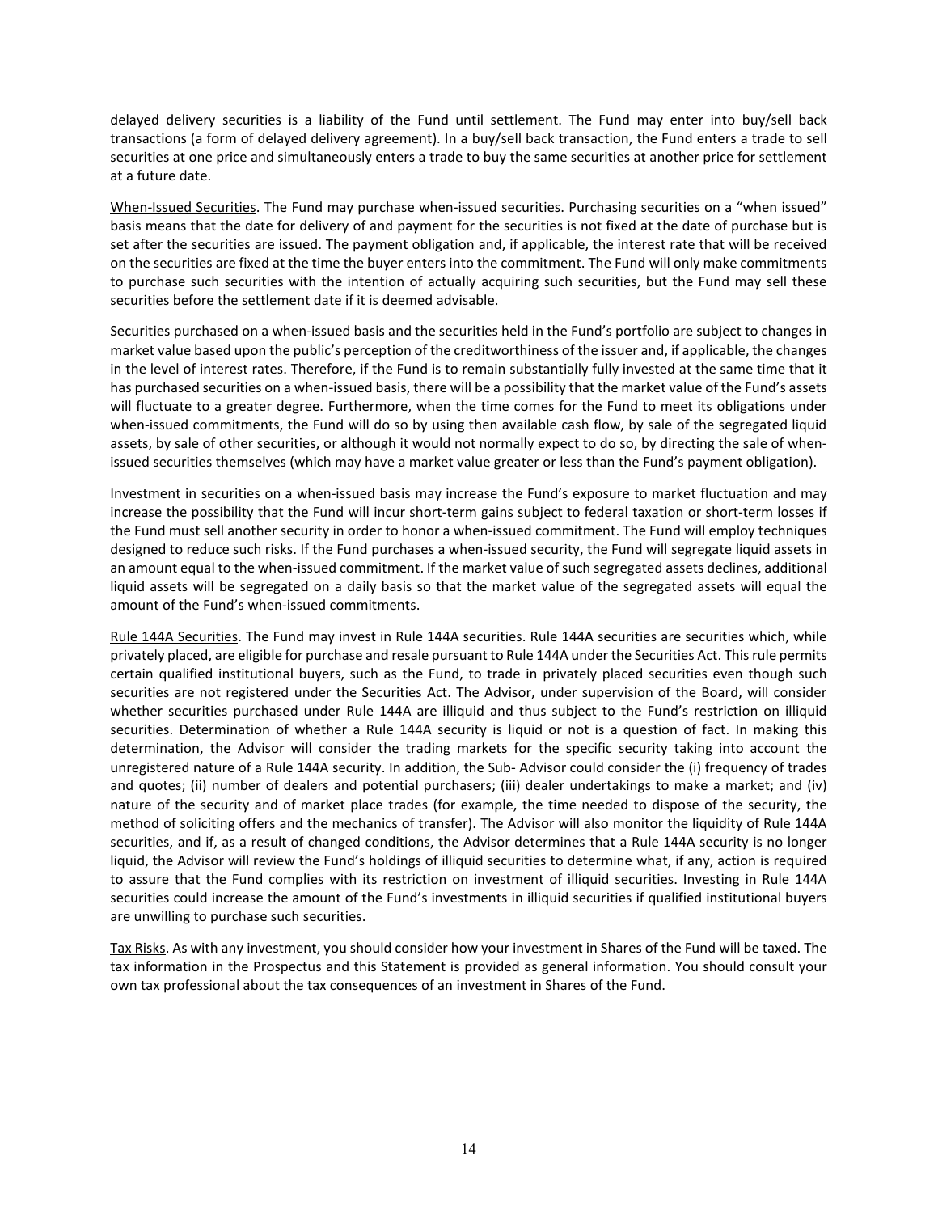delayed delivery securities is a liability of the Fund until settlement. The Fund may enter into buy/sell back transactions (a form of delayed delivery agreement). In a buy/sell back transaction, the Fund enters a trade to sell securities at one price and simultaneously enters a trade to buy the same securities at another price for settlement at a future date.

When-Issued Securities. The Fund may purchase when-issued securities. Purchasing securities on a "when issued" basis means that the date for delivery of and payment for the securities is not fixed at the date of purchase but is set after the securities are issued. The payment obligation and, if applicable, the interest rate that will be received on the securities are fixed at the time the buyer enters into the commitment. The Fund will only make commitments to purchase such securities with the intention of actually acquiring such securities, but the Fund may sell these securities before the settlement date if it is deemed advisable.

Securities purchased on a when-issued basis and the securities held in the Fund's portfolio are subject to changes in market value based upon the public's perception of the creditworthiness of the issuer and, if applicable, the changes in the level of interest rates. Therefore, if the Fund is to remain substantially fully invested at the same time that it has purchased securities on a when-issued basis, there will be a possibility that the market value of the Fund's assets will fluctuate to a greater degree. Furthermore, when the time comes for the Fund to meet its obligations under when-issued commitments, the Fund will do so by using then available cash flow, by sale of the segregated liquid assets, by sale of other securities, or although it would not normally expect to do so, by directing the sale of when-issued securities themselves (which may have a market value greater or less than the Fund's payment obligation).

Investment in securities on a when-issued basis may increase the Fund's exposure to market fluctuation and may increase the possibility that the Fund will incur short-term gains subject to federal taxation or short-term losses if the Fund must sell another security in order to honor a when-issued commitment. The Fund will employ techniques designed to reduce such risks. If the Fund purchases a when-issued security, the Fund will segregate liquid assets in an amount equal to the when-issued commitment. If the market value of such segregated assets declines, additional liquid assets will be segregated on a daily basis so that the market value of the segregated assets will equal the amount of the Fund's when-issued commitments.

Rule 144A Securities. The Fund may invest in Rule 144A securities. Rule 144A securities are securities which, while privately placed, are eligible for purchase and resale pursuant to Rule 144A under the Securities Act. This rule permits certain qualified institutional buyers, such as the Fund, to trade in privately placed securities even though such securities are not registered under the Securities Act. The Advisor, under supervision of the Board, will consider whether securities purchased under Rule 144A are illiquid and thus subject to the Fund's restriction on illiquid securities. Determination of whether a Rule 144A security is liquid or not is a question of fact. In making this determination, the Advisor will consider the trading markets for the specific security taking into account the unregistered nature of a Rule 144A security. In addition, the Sub- Advisor could consider the (i) frequency of trades and quotes; (ii) number of dealers and potential purchasers; (iii) dealer undertakings to make a market; and (iv) nature of the security and of market place trades (for example, the time needed to dispose of the security, the method of soliciting offers and the mechanics of transfer). The Advisor will also monitor the liquidity of Rule 144A securities, and if, as a result of changed conditions, the Advisor determines that a Rule 144A security is no longer liquid, the Advisor will review the Fund's holdings of illiquid securities to determine what, if any, action is required to assure that the Fund complies with its restriction on investment of illiquid securities. Investing in Rule 144A securities could increase the amount of the Fund's investments in illiquid securities if qualified institutional buyers are unwilling to purchase such securities.

Tax Risks. As with any investment, you should consider how your investment in Shares of the Fund will be taxed. The tax information in the Prospectus and this Statement is provided as general information. You should consult your own tax professional about the tax consequences of an investment in Shares of the Fund.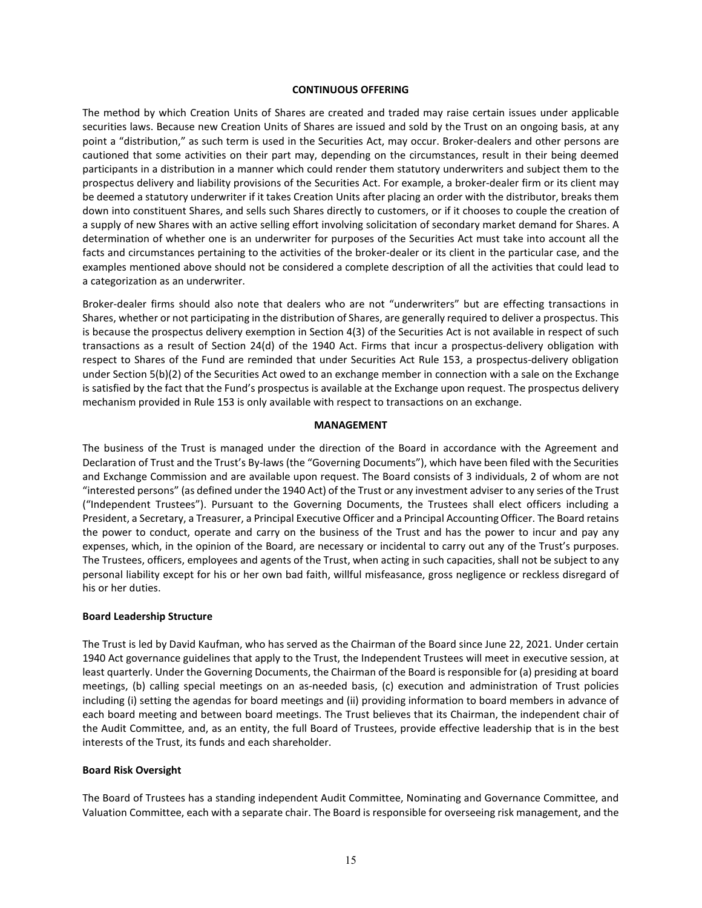## CONTINUOUS OFFERING

The method by which Creation Units of Shares are created and traded may raise certain issues under applicable securities laws. Because new Creation Units of Shares are issued and sold by the Trust on an ongoing basis, at any point a "distribution," as such term is used in the Securities Act, may occur. Broker-dealers and other persons are cautioned that some activities on their part may, depending on the circumstances, result in their being deemed participants in a distribution in a manner which could render them statutory underwriters and subject them to the prospectus delivery and liability provisions of the Securities Act. For example, a broker-dealer firm or its client may be deemed a statutory underwriter if it takes Creation Units after placing an order with the distributor, breaks them down into constituent Shares, and sells such Shares directly to customers, or if it chooses to couple the creation of a supply of new Shares with an active selling effort involving solicitation of secondary market demand for Shares. A determination of whether one is an underwriter for purposes of the Securities Act must take into account all the facts and circumstances pertaining to the activities of the broker-dealer or its client in the particular case, and the examples mentioned above should not be considered a complete description of all the activities that could lead to a categorization as an underwriter.

Broker-dealer firms should also note that dealers who are not "underwriters" but are effecting transactions in Shares, whether or not participating in the distribution of Shares, are generally required to deliver a prospectus. This is because the prospectus delivery exemption in Section 4(3) of the Securities Act is not available in respect of such transactions as a result of Section 24(d) of the 1940 Act. Firms that incur a prospectus-delivery obligation with respect to Shares of the Fund are reminded that under Securities Act Rule 153, a prospectus-delivery obligation under Section 5(b)(2) of the Securities Act owed to an exchange member in connection with a sale on the Exchange is satisfied by the fact that the Fund's prospectus is available at the Exchange upon request. The prospectus delivery mechanism provided in Rule 153 is only available with respect to transactions on an exchange.

## MANAGEMENT

The business of the Trust is managed under the direction of the Board in accordance with the Agreement and Declaration of Trust and the Trust's By-laws (the "Governing Documents"), which have been filed with the Securities and Exchange Commission and are available upon request. The Board consists of 3 individuals, 2 of whom are not "interested persons" (as defined under the 1940 Act) of the Trust or any investment adviser to any series of the Trust ("Independent Trustees"). Pursuant to the Governing Documents, the Trustees shall elect officers including a President, a Secretary, a Treasurer, a Principal Executive Officer and a Principal Accounting Officer. The Board retains the power to conduct, operate and carry on the business of the Trust and has the power to incur and pay any expenses, which, in the opinion of the Board, are necessary or incidental to carry out any of the Trust's purposes. The Trustees, officers, employees and agents of the Trust, when acting in such capacities, shall not be subject to any personal liability except for his or her own bad faith, willful misfeasance, gross negligence or reckless disregard of his or her duties.

### Board Leadership Structure

The Trust is led by David Kaufman, who has served as the Chairman of the Board since June 22, 2021. Under certain 1940 Act governance guidelines that apply to the Trust, the Independent Trustees will meet in executive session, at least quarterly. Under the Governing Documents, the Chairman of the Board is responsible for (a) presiding at board meetings, (b) calling special meetings on an as-needed basis, (c) execution and administration of Trust policies including (i) setting the agendas for board meetings and (ii) providing information to board members in advance of each board meeting and between board meetings. The Trust believes that its Chairman, the independent chair of the Audit Committee, and, as an entity, the full Board of Trustees, provide effective leadership that is in the best interests of the Trust, its funds and each shareholder.

### Board Risk Oversight

The Board of Trustees has a standing independent Audit Committee, Nominating and Governance Committee, and Valuation Committee, each with a separate chair. The Board is responsible for overseeing risk management, and the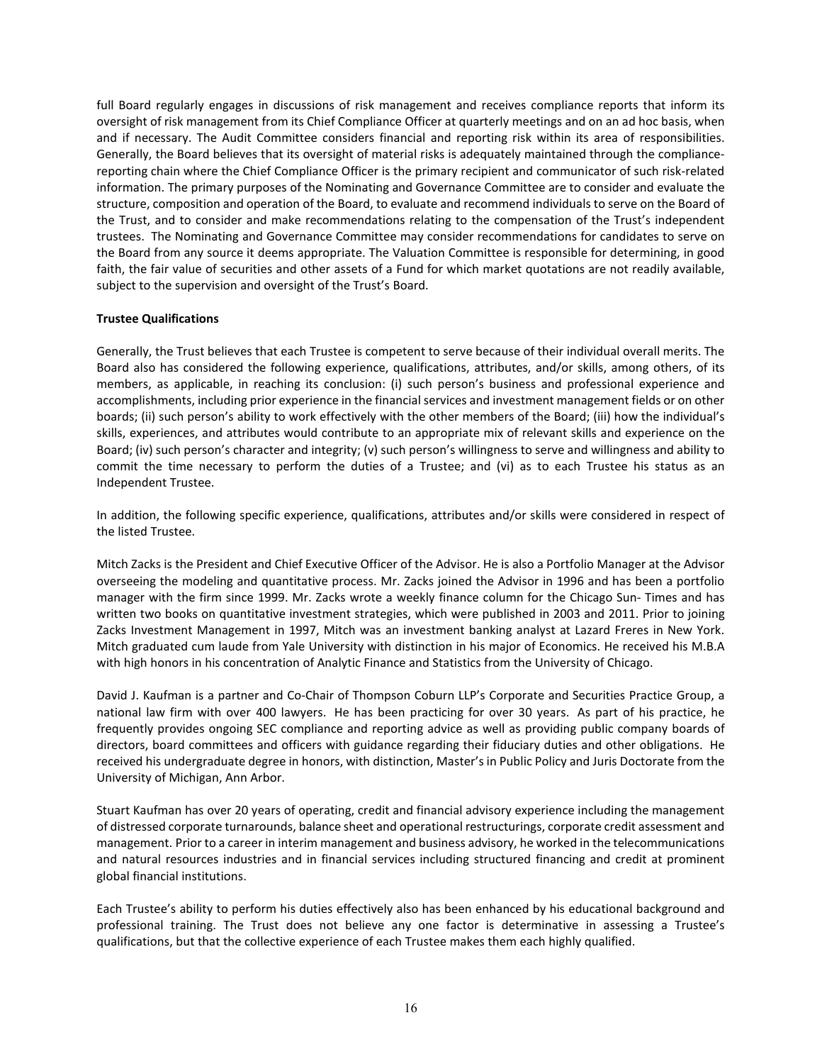full Board regularly engages in discussions of risk management and receives compliance reports that inform its oversight of risk management from its Chief Compliance Officer at quarterly meetings and on an ad hoc basis, when and if necessary. The Audit Committee considers financial and reporting risk within its area of responsibilities. Generally, the Board believes that its oversight of material risks is adequately maintained through the compliance-reporting chain where the Chief Compliance Officer is the primary recipient and communicator of such risk-related information. The primary purposes of the Nominating and Governance Committee are to consider and evaluate the structure, composition and operation of the Board, to evaluate and recommend individuals to serve on the Board of the Trust, and to consider and make recommendations relating to the compensation of the Trust's independent trustees. The Nominating and Governance Committee may consider recommendations for candidates to serve on the Board from any source it deems appropriate. The Valuation Committee is responsible for determining, in good faith, the fair value of securities and other assets of a Fund for which market quotations are not readily available, subject to the supervision and oversight of the Trust's Board.

**Trustee Qualifications**

Generally, the Trust believes that each Trustee is competent to serve because of their individual overall merits. The Board also has considered the following experience, qualifications, attributes, and/or skills, among others, of its members, as applicable, in reaching its conclusion: (i) such person's business and professional experience and accomplishments, including prior experience in the financial services and investment management fields or on other boards; (ii) such person's ability to work effectively with the other members of the Board; (iii) how the individual's skills, experiences, and attributes would contribute to an appropriate mix of relevant skills and experience on the Board; (iv) such person's character and integrity; (v) such person's willingness to serve and willingness and ability to commit the time necessary to perform the duties of a Trustee; and (vi) as to each Trustee his status as an Independent Trustee.

In addition, the following specific experience, qualifications, attributes and/or skills were considered in respect of the listed Trustee.

Mitch Zacks is the President and Chief Executive Officer of the Advisor. He is also a Portfolio Manager at the Advisor overseeing the modeling and quantitative process. Mr. Zacks joined the Advisor in 1996 and has been a portfolio manager with the firm since 1999. Mr. Zacks wrote a weekly finance column for the Chicago Sun- Times and has written two books on quantitative investment strategies, which were published in 2003 and 2011. Prior to joining Zacks Investment Management in 1997, Mitch was an investment banking analyst at Lazard Freres in New York. Mitch graduated cum laude from Yale University with distinction in his major of Economics. He received his M.B.A with high honors in his concentration of Analytic Finance and Statistics from the University of Chicago.

David J. Kaufman is a partner and Co-Chair of Thompson Coburn LLP's Corporate and Securities Practice Group, a national law firm with over 400 lawyers. He has been practicing for over 30 years. As part of his practice, he frequently provides ongoing SEC compliance and reporting advice as well as providing public company boards of directors, board committees and officers with guidance regarding their fiduciary duties and other obligations. He received his undergraduate degree in honors, with distinction, Master's in Public Policy and Juris Doctorate from the University of Michigan, Ann Arbor.

Stuart Kaufman has over 20 years of operating, credit and financial advisory experience including the management of distressed corporate turnarounds, balance sheet and operational restructurings, corporate credit assessment and management. Prior to a career in interim management and business advisory, he worked in the telecommunications and natural resources industries and in financial services including structured financing and credit at prominent global financial institutions.

Each Trustee's ability to perform his duties effectively also has been enhanced by his educational background and professional training. The Trust does not believe any one factor is determinative in assessing a Trustee's qualifications, but that the collective experience of each Trustee makes them each highly qualified.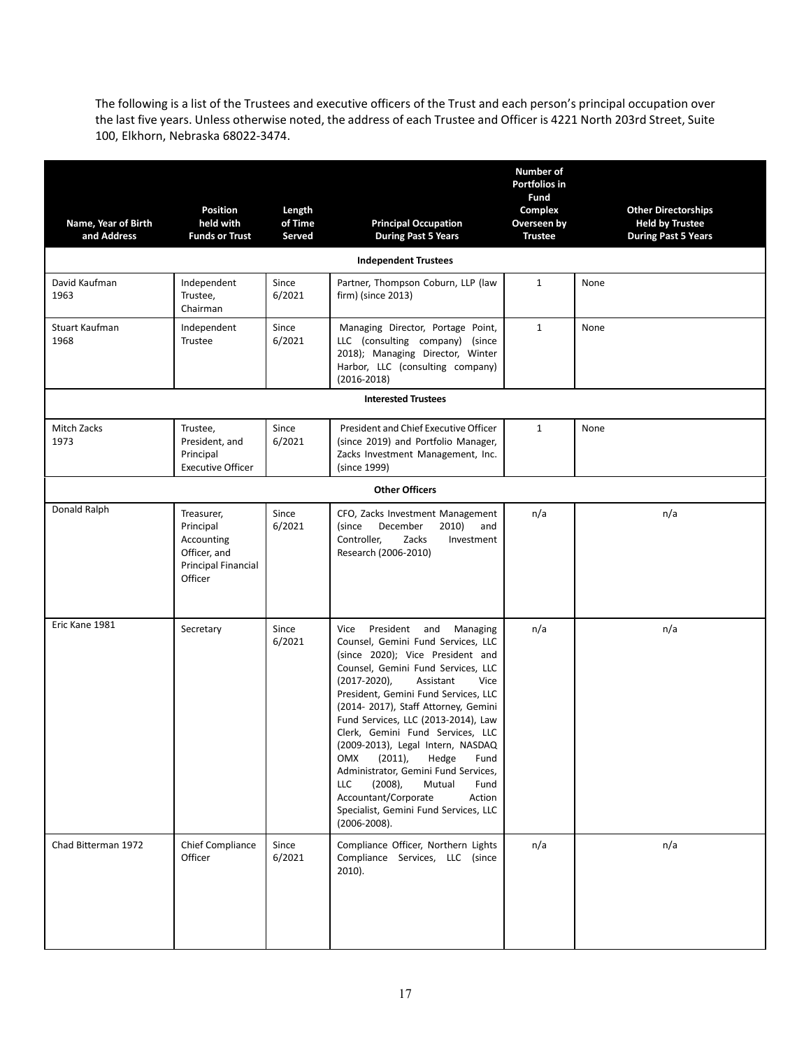The following is a list of the Trustees and executive officers of the Trust and each person's principal occupation over the last five years. Unless otherwise noted, the address of each Trustee and Officer is 4221 North 203rd Street, Suite 100, Elkhorn, Nebraska 68022-3474.

| Name, Year of Birth and Address | Position held with Funds or Trust | Length of Time Served | Principal Occupation During Past 5 Years | Number of Portfolios in Fund Complex Overseen by Trustee | Other Directorships Held by Trustee During Past 5 Years |
|---|---|---|---|---|---|
| **Independent Trustees** | | | | | |
| David Kaufman 1963 | Independent Trustee, Chairman | Since 6/2021 | Partner, Thompson Coburn, LLP (law firm) (since 2013) | 1 | None |
| Stuart Kaufman 1968 | Independent Trustee | Since 6/2021 | Managing Director, Portage Point, LLC (consulting company) (since 2018); Managing Director, Winter Harbor, LLC (consulting company) (2016-2018) | 1 | None |
| **Interested Trustees** | | | | | |
| Mitch Zacks 1973 | Trustee, President, and Principal Executive Officer | Since 6/2021 | President and Chief Executive Officer (since 2019) and Portfolio Manager, Zacks Investment Management, Inc. (since 1999) | 1 | None |
| **Other Officers** | | | | | |
| Donald Ralph | Treasurer, Principal Accounting Officer, and Principal Financial Officer | Since 6/2021 | CFO, Zacks Investment Management (since December 2010) and Controller, Zacks Investment Research (2006-2010) | n/a | n/a |
| Eric Kane 1981 | Secretary | Since 6/2021 | Vice President and Managing Counsel, Gemini Fund Services, LLC (since 2020); Vice President and Counsel, Gemini Fund Services, LLC (2017-2020), Assistant Vice President, Gemini Fund Services, LLC (2014- 2017), Staff Attorney, Gemini Fund Services, LLC (2013-2014), Law Clerk, Gemini Fund Services, LLC (2009-2013), Legal Intern, NASDAQ OMX (2011), Hedge Fund Administrator, Gemini Fund Services, LLC (2008), Mutual Fund Accountant/Corporate Action Specialist, Gemini Fund Services, LLC (2006-2008). | n/a | n/a |
| Chad Bitterman 1972 | Chief Compliance Officer | Since 6/2021 | Compliance Officer, Northern Lights Compliance Services, LLC (since 2010). | n/a | n/a |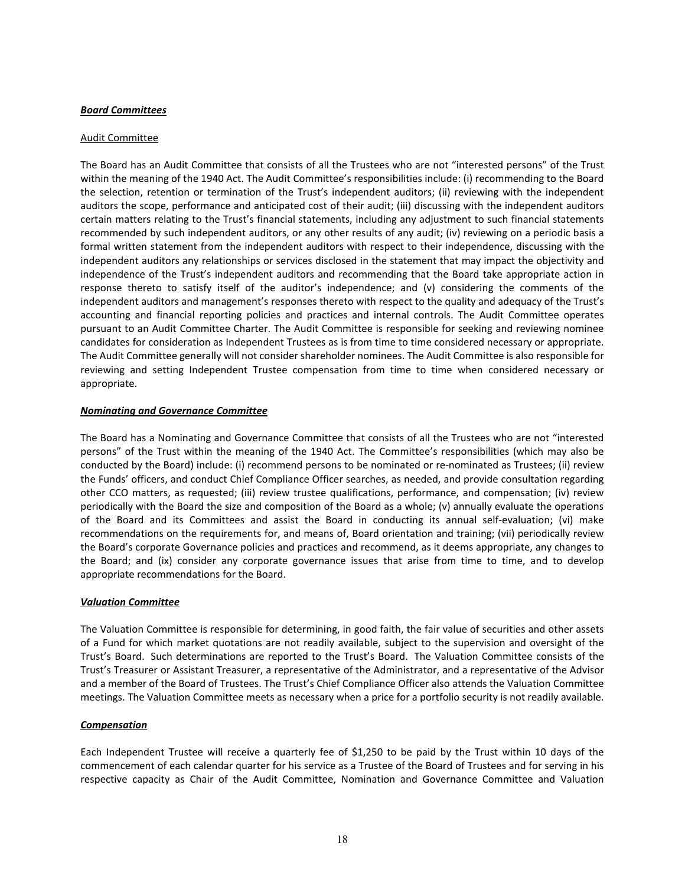***Board Committees***

Audit Committee

The Board has an Audit Committee that consists of all the Trustees who are not "interested persons" of the Trust within the meaning of the 1940 Act. The Audit Committee's responsibilities include: (i) recommending to the Board the selection, retention or termination of the Trust's independent auditors; (ii) reviewing with the independent auditors the scope, performance and anticipated cost of their audit; (iii) discussing with the independent auditors certain matters relating to the Trust's financial statements, including any adjustment to such financial statements recommended by such independent auditors, or any other results of any audit; (iv) reviewing on a periodic basis a formal written statement from the independent auditors with respect to their independence, discussing with the independent auditors any relationships or services disclosed in the statement that may impact the objectivity and independence of the Trust's independent auditors and recommending that the Board take appropriate action in response thereto to satisfy itself of the auditor's independence; and (v) considering the comments of the independent auditors and management's responses thereto with respect to the quality and adequacy of the Trust's accounting and financial reporting policies and practices and internal controls. The Audit Committee operates pursuant to an Audit Committee Charter. The Audit Committee is responsible for seeking and reviewing nominee candidates for consideration as Independent Trustees as is from time to time considered necessary or appropriate. The Audit Committee generally will not consider shareholder nominees. The Audit Committee is also responsible for reviewing and setting Independent Trustee compensation from time to time when considered necessary or appropriate.

***Nominating and Governance Committee***

The Board has a Nominating and Governance Committee that consists of all the Trustees who are not "interested persons" of the Trust within the meaning of the 1940 Act. The Committee's responsibilities (which may also be conducted by the Board) include: (i) recommend persons to be nominated or re-nominated as Trustees; (ii) review the Funds' officers, and conduct Chief Compliance Officer searches, as needed, and provide consultation regarding other CCO matters, as requested; (iii) review trustee qualifications, performance, and compensation; (iv) review periodically with the Board the size and composition of the Board as a whole; (v) annually evaluate the operations of the Board and its Committees and assist the Board in conducting its annual self-evaluation; (vi) make recommendations on the requirements for, and means of, Board orientation and training; (vii) periodically review the Board's corporate Governance policies and practices and recommend, as it deems appropriate, any changes to the Board; and (ix) consider any corporate governance issues that arise from time to time, and to develop appropriate recommendations for the Board.

***Valuation Committee***

The Valuation Committee is responsible for determining, in good faith, the fair value of securities and other assets of a Fund for which market quotations are not readily available, subject to the supervision and oversight of the Trust's Board. Such determinations are reported to the Trust's Board. The Valuation Committee consists of the Trust's Treasurer or Assistant Treasurer, a representative of the Administrator, and a representative of the Advisor and a member of the Board of Trustees. The Trust's Chief Compliance Officer also attends the Valuation Committee meetings. The Valuation Committee meets as necessary when a price for a portfolio security is not readily available.

***Compensation***

Each Independent Trustee will receive a quarterly fee of $1,250 to be paid by the Trust within 10 days of the commencement of each calendar quarter for his service as a Trustee of the Board of Trustees and for serving in his respective capacity as Chair of the Audit Committee, Nomination and Governance Committee and Valuation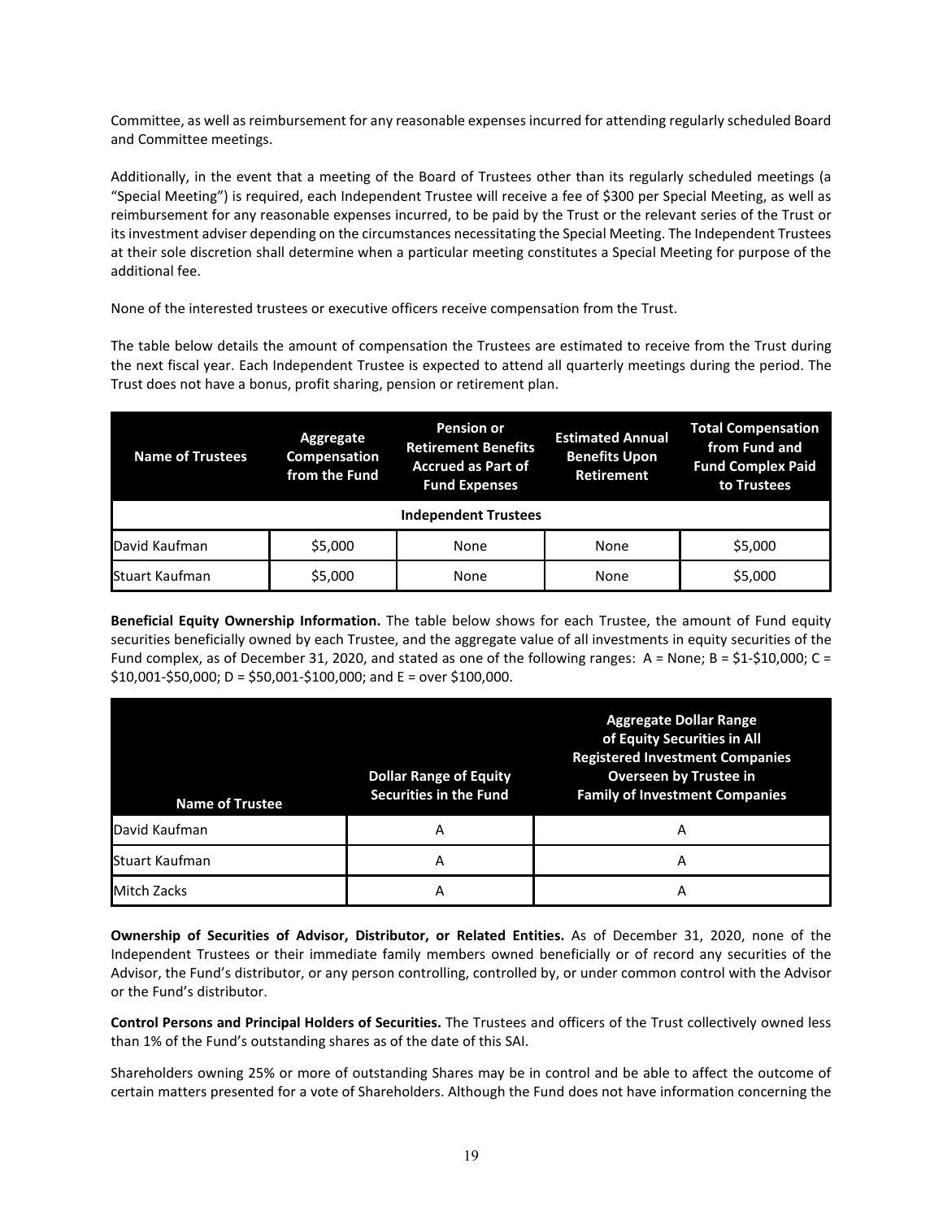Committee, as well as reimbursement for any reasonable expenses incurred for attending regularly scheduled Board and Committee meetings.

Additionally, in the event that a meeting of the Board of Trustees other than its regularly scheduled meetings (a "Special Meeting") is required, each Independent Trustee will receive a fee of $300 per Special Meeting, as well as reimbursement for any reasonable expenses incurred, to be paid by the Trust or the relevant series of the Trust or its investment adviser depending on the circumstances necessitating the Special Meeting. The Independent Trustees at their sole discretion shall determine when a particular meeting constitutes a Special Meeting for purpose of the additional fee.

None of the interested trustees or executive officers receive compensation from the Trust.

The table below details the amount of compensation the Trustees are estimated to receive from the Trust during the next fiscal year. Each Independent Trustee is expected to attend all quarterly meetings during the period. The Trust does not have a bonus, profit sharing, pension or retirement plan.

| Name of Trustees | Aggregate Compensation from the Fund | Pension or Retirement Benefits Accrued as Part of Fund Expenses | Estimated Annual Benefits Upon Retirement | Total Compensation from Fund and Fund Complex Paid to Trustees |
|---|---|---|---|---|
| **Independent Trustees** | | | | |
| David Kaufman | $5,000 | None | None | $5,000 |
| Stuart Kaufman | $5,000 | None | None | $5,000 |

**Beneficial Equity Ownership Information.** The table below shows for each Trustee, the amount of Fund equity securities beneficially owned by each Trustee, and the aggregate value of all investments in equity securities of the Fund complex, as of December 31, 2020, and stated as one of the following ranges: A = None; B = $1-$10,000; C = $10,001-$50,000; D = $50,001-$100,000; and E = over $100,000.

| Name of Trustee | Dollar Range of Equity Securities in the Fund | Aggregate Dollar Range of Equity Securities in All Registered Investment Companies Overseen by Trustee in Family of Investment Companies |
|---|---|---|
| David Kaufman | A | A |
| Stuart Kaufman | A | A |
| Mitch Zacks | A | A |

**Ownership of Securities of Advisor, Distributor, or Related Entities.** As of December 31, 2020, none of the Independent Trustees or their immediate family members owned beneficially or of record any securities of the Advisor, the Fund's distributor, or any person controlling, controlled by, or under common control with the Advisor or the Fund's distributor.

**Control Persons and Principal Holders of Securities.** The Trustees and officers of the Trust collectively owned less than 1% of the Fund's outstanding shares as of the date of this SAI.

Shareholders owning 25% or more of outstanding Shares may be in control and be able to affect the outcome of certain matters presented for a vote of Shareholders. Although the Fund does not have information concerning the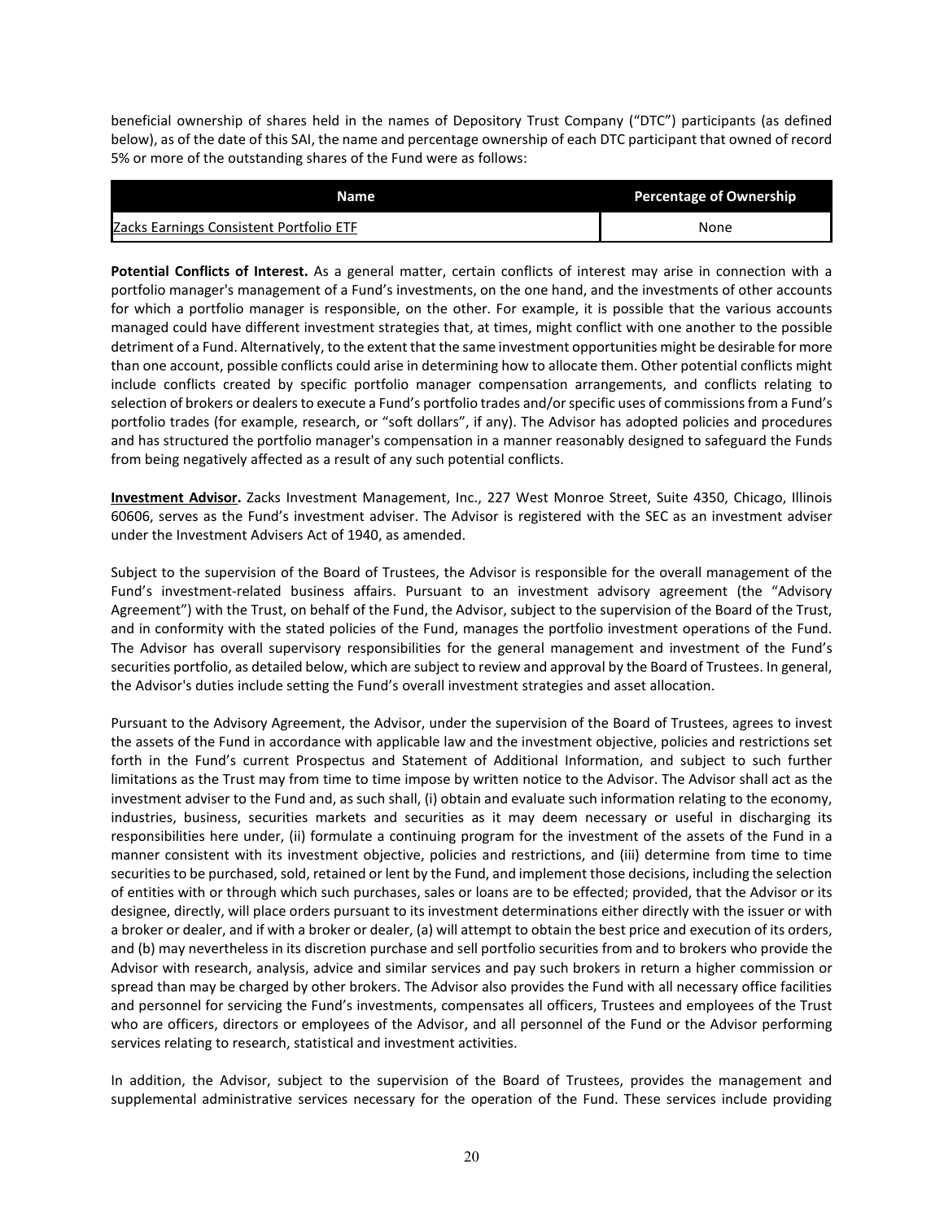beneficial ownership of shares held in the names of Depository Trust Company ("DTC") participants (as defined below), as of the date of this SAI, the name and percentage ownership of each DTC participant that owned of record 5% or more of the outstanding shares of the Fund were as follows:

| Name | Percentage of Ownership |
| --- | --- |
| Zacks Earnings Consistent Portfolio ETF | None |

**Potential Conflicts of Interest.** As a general matter, certain conflicts of interest may arise in connection with a portfolio manager's management of a Fund's investments, on the one hand, and the investments of other accounts for which a portfolio manager is responsible, on the other. For example, it is possible that the various accounts managed could have different investment strategies that, at times, might conflict with one another to the possible detriment of a Fund. Alternatively, to the extent that the same investment opportunities might be desirable for more than one account, possible conflicts could arise in determining how to allocate them. Other potential conflicts might include conflicts created by specific portfolio manager compensation arrangements, and conflicts relating to selection of brokers or dealers to execute a Fund's portfolio trades and/or specific uses of commissions from a Fund's portfolio trades (for example, research, or "soft dollars", if any). The Advisor has adopted policies and procedures and has structured the portfolio manager's compensation in a manner reasonably designed to safeguard the Funds from being negatively affected as a result of any such potential conflicts.

**Investment Advisor.** Zacks Investment Management, Inc., 227 West Monroe Street, Suite 4350, Chicago, Illinois 60606, serves as the Fund's investment adviser. The Advisor is registered with the SEC as an investment adviser under the Investment Advisers Act of 1940, as amended.

Subject to the supervision of the Board of Trustees, the Advisor is responsible for the overall management of the Fund's investment-related business affairs. Pursuant to an investment advisory agreement (the "Advisory Agreement") with the Trust, on behalf of the Fund, the Advisor, subject to the supervision of the Board of the Trust, and in conformity with the stated policies of the Fund, manages the portfolio investment operations of the Fund. The Advisor has overall supervisory responsibilities for the general management and investment of the Fund's securities portfolio, as detailed below, which are subject to review and approval by the Board of Trustees. In general, the Advisor's duties include setting the Fund's overall investment strategies and asset allocation.

Pursuant to the Advisory Agreement, the Advisor, under the supervision of the Board of Trustees, agrees to invest the assets of the Fund in accordance with applicable law and the investment objective, policies and restrictions set forth in the Fund's current Prospectus and Statement of Additional Information, and subject to such further limitations as the Trust may from time to time impose by written notice to the Advisor. The Advisor shall act as the investment adviser to the Fund and, as such shall, (i) obtain and evaluate such information relating to the economy, industries, business, securities markets and securities as it may deem necessary or useful in discharging its responsibilities here under, (ii) formulate a continuing program for the investment of the assets of the Fund in a manner consistent with its investment objective, policies and restrictions, and (iii) determine from time to time securities to be purchased, sold, retained or lent by the Fund, and implement those decisions, including the selection of entities with or through which such purchases, sales or loans are to be effected; provided, that the Advisor or its designee, directly, will place orders pursuant to its investment determinations either directly with the issuer or with a broker or dealer, and if with a broker or dealer, (a) will attempt to obtain the best price and execution of its orders, and (b) may nevertheless in its discretion purchase and sell portfolio securities from and to brokers who provide the Advisor with research, analysis, advice and similar services and pay such brokers in return a higher commission or spread than may be charged by other brokers. The Advisor also provides the Fund with all necessary office facilities and personnel for servicing the Fund's investments, compensates all officers, Trustees and employees of the Trust who are officers, directors or employees of the Advisor, and all personnel of the Fund or the Advisor performing services relating to research, statistical and investment activities.

In addition, the Advisor, subject to the supervision of the Board of Trustees, provides the management and supplemental administrative services necessary for the operation of the Fund. These services include providing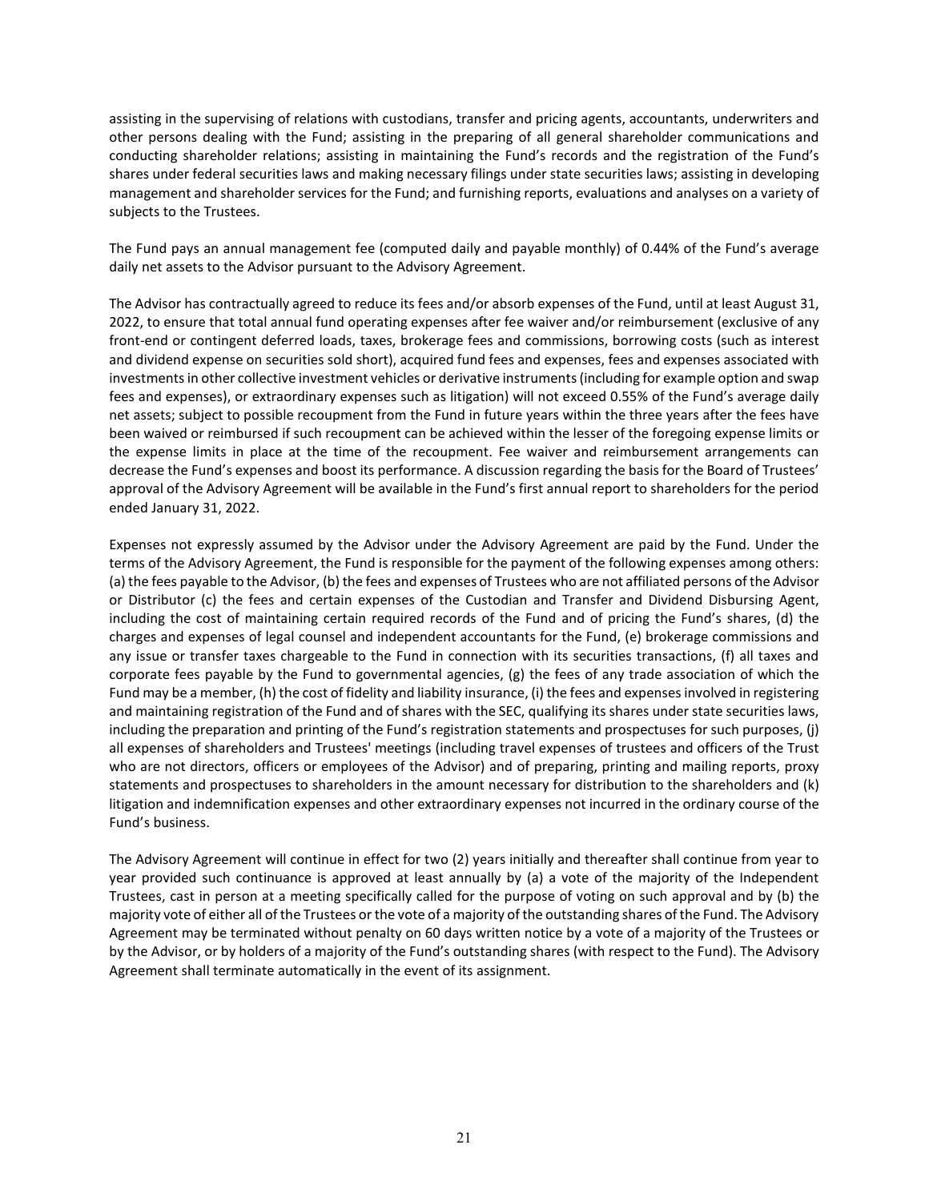assisting in the supervising of relations with custodians, transfer and pricing agents, accountants, underwriters and other persons dealing with the Fund; assisting in the preparing of all general shareholder communications and conducting shareholder relations; assisting in maintaining the Fund's records and the registration of the Fund's shares under federal securities laws and making necessary filings under state securities laws; assisting in developing management and shareholder services for the Fund; and furnishing reports, evaluations and analyses on a variety of subjects to the Trustees.

The Fund pays an annual management fee (computed daily and payable monthly) of 0.44% of the Fund's average daily net assets to the Advisor pursuant to the Advisory Agreement.

The Advisor has contractually agreed to reduce its fees and/or absorb expenses of the Fund, until at least August 31, 2022, to ensure that total annual fund operating expenses after fee waiver and/or reimbursement (exclusive of any front-end or contingent deferred loads, taxes, brokerage fees and commissions, borrowing costs (such as interest and dividend expense on securities sold short), acquired fund fees and expenses, fees and expenses associated with investments in other collective investment vehicles or derivative instruments (including for example option and swap fees and expenses), or extraordinary expenses such as litigation) will not exceed 0.55% of the Fund's average daily net assets; subject to possible recoupment from the Fund in future years within the three years after the fees have been waived or reimbursed if such recoupment can be achieved within the lesser of the foregoing expense limits or the expense limits in place at the time of the recoupment. Fee waiver and reimbursement arrangements can decrease the Fund's expenses and boost its performance. A discussion regarding the basis for the Board of Trustees' approval of the Advisory Agreement will be available in the Fund's first annual report to shareholders for the period ended January 31, 2022.

Expenses not expressly assumed by the Advisor under the Advisory Agreement are paid by the Fund. Under the terms of the Advisory Agreement, the Fund is responsible for the payment of the following expenses among others: (a) the fees payable to the Advisor, (b) the fees and expenses of Trustees who are not affiliated persons of the Advisor or Distributor (c) the fees and certain expenses of the Custodian and Transfer and Dividend Disbursing Agent, including the cost of maintaining certain required records of the Fund and of pricing the Fund's shares, (d) the charges and expenses of legal counsel and independent accountants for the Fund, (e) brokerage commissions and any issue or transfer taxes chargeable to the Fund in connection with its securities transactions, (f) all taxes and corporate fees payable by the Fund to governmental agencies, (g) the fees of any trade association of which the Fund may be a member, (h) the cost of fidelity and liability insurance, (i) the fees and expenses involved in registering and maintaining registration of the Fund and of shares with the SEC, qualifying its shares under state securities laws, including the preparation and printing of the Fund's registration statements and prospectuses for such purposes, (j) all expenses of shareholders and Trustees' meetings (including travel expenses of trustees and officers of the Trust who are not directors, officers or employees of the Advisor) and of preparing, printing and mailing reports, proxy statements and prospectuses to shareholders in the amount necessary for distribution to the shareholders and (k) litigation and indemnification expenses and other extraordinary expenses not incurred in the ordinary course of the Fund's business.

The Advisory Agreement will continue in effect for two (2) years initially and thereafter shall continue from year to year provided such continuance is approved at least annually by (a) a vote of the majority of the Independent Trustees, cast in person at a meeting specifically called for the purpose of voting on such approval and by (b) the majority vote of either all of the Trustees or the vote of a majority of the outstanding shares of the Fund. The Advisory Agreement may be terminated without penalty on 60 days written notice by a vote of a majority of the Trustees or by the Advisor, or by holders of a majority of the Fund's outstanding shares (with respect to the Fund). The Advisory Agreement shall terminate automatically in the event of its assignment.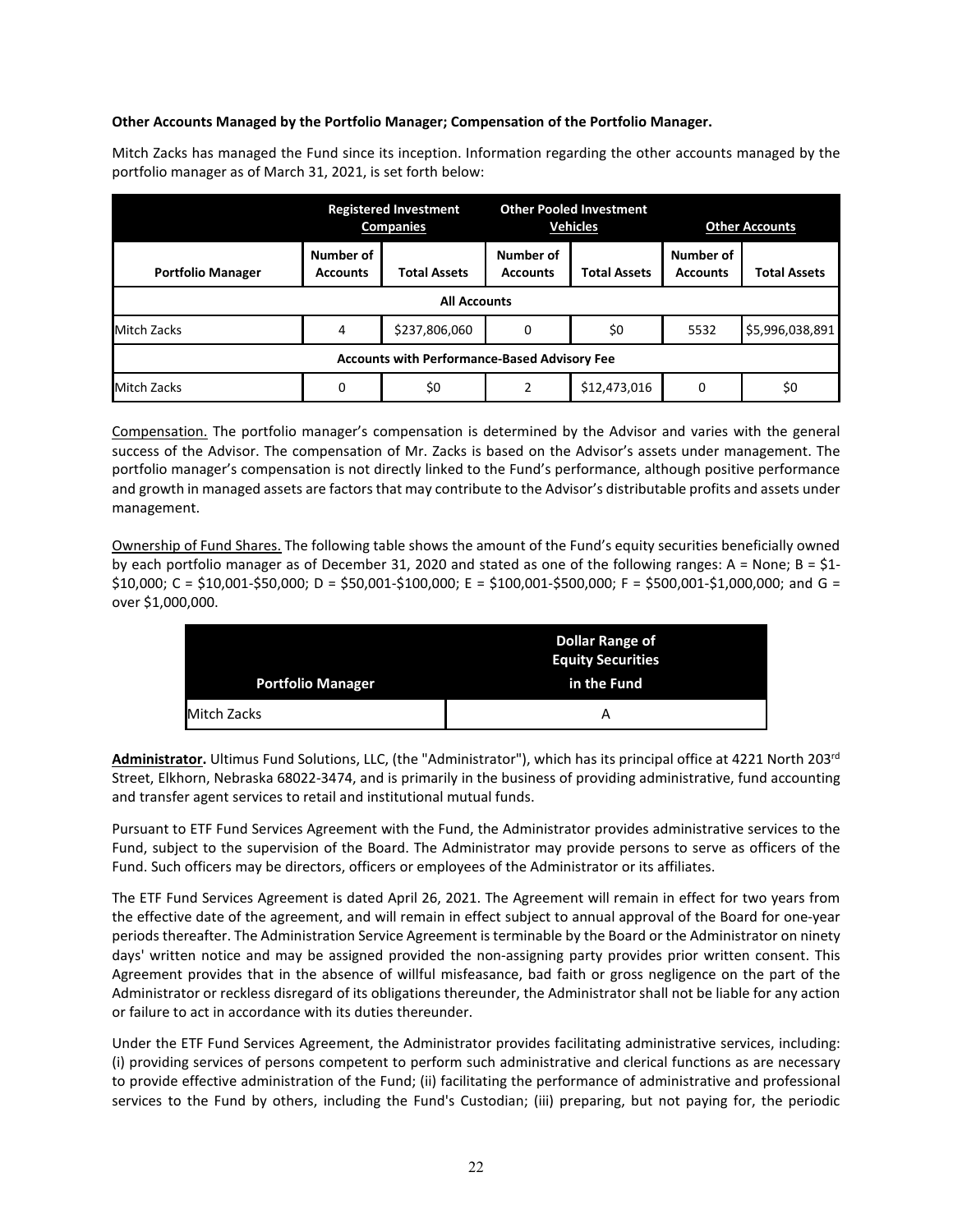**Other Accounts Managed by the Portfolio Manager; Compensation of the Portfolio Manager.**

Mitch Zacks has managed the Fund since its inception. Information regarding the other accounts managed by the portfolio manager as of March 31, 2021, is set forth below:

| | Registered Investment Companies | | Other Pooled Investment Vehicles | | Other Accounts | |
|---|---|---|---|---|---|---|
| **Portfolio Manager** | **Number of Accounts** | **Total Assets** | **Number of Accounts** | **Total Assets** | **Number of Accounts** | **Total Assets** |
| **All Accounts** | | | | | | |
| Mitch Zacks | 4 | $237,806,060 | 0 | $0 | 5532 | $5,996,038,891 |
| **Accounts with Performance-Based Advisory Fee** | | | | | | |
| Mitch Zacks | 0 | $0 | 2 | $12,473,016 | 0 | $0 |

Compensation. The portfolio manager's compensation is determined by the Advisor and varies with the general success of the Advisor. The compensation of Mr. Zacks is based on the Advisor's assets under management. The portfolio manager's compensation is not directly linked to the Fund's performance, although positive performance and growth in managed assets are factors that may contribute to the Advisor's distributable profits and assets under management.

Ownership of Fund Shares. The following table shows the amount of the Fund's equity securities beneficially owned by each portfolio manager as of December 31, 2020 and stated as one of the following ranges: A = None; B = $1-$10,000; C = $10,001-$50,000; D = $50,001-$100,000; E = $100,001-$500,000; F = $500,001-$1,000,000; and G = over $1,000,000.

| Portfolio Manager | Dollar Range of Equity Securities in the Fund |
|---|---|
| Mitch Zacks | A |

**Administrator.** Ultimus Fund Solutions, LLC, (the "Administrator"), which has its principal office at 4221 North 203rd Street, Elkhorn, Nebraska 68022-3474, and is primarily in the business of providing administrative, fund accounting and transfer agent services to retail and institutional mutual funds.

Pursuant to ETF Fund Services Agreement with the Fund, the Administrator provides administrative services to the Fund, subject to the supervision of the Board. The Administrator may provide persons to serve as officers of the Fund. Such officers may be directors, officers or employees of the Administrator or its affiliates.

The ETF Fund Services Agreement is dated April 26, 2021. The Agreement will remain in effect for two years from the effective date of the agreement, and will remain in effect subject to annual approval of the Board for one-year periods thereafter. The Administration Service Agreement is terminable by the Board or the Administrator on ninety days' written notice and may be assigned provided the non-assigning party provides prior written consent. This Agreement provides that in the absence of willful misfeasance, bad faith or gross negligence on the part of the Administrator or reckless disregard of its obligations thereunder, the Administrator shall not be liable for any action or failure to act in accordance with its duties thereunder.

Under the ETF Fund Services Agreement, the Administrator provides facilitating administrative services, including: (i) providing services of persons competent to perform such administrative and clerical functions as are necessary to provide effective administration of the Fund; (ii) facilitating the performance of administrative and professional services to the Fund by others, including the Fund's Custodian; (iii) preparing, but not paying for, the periodic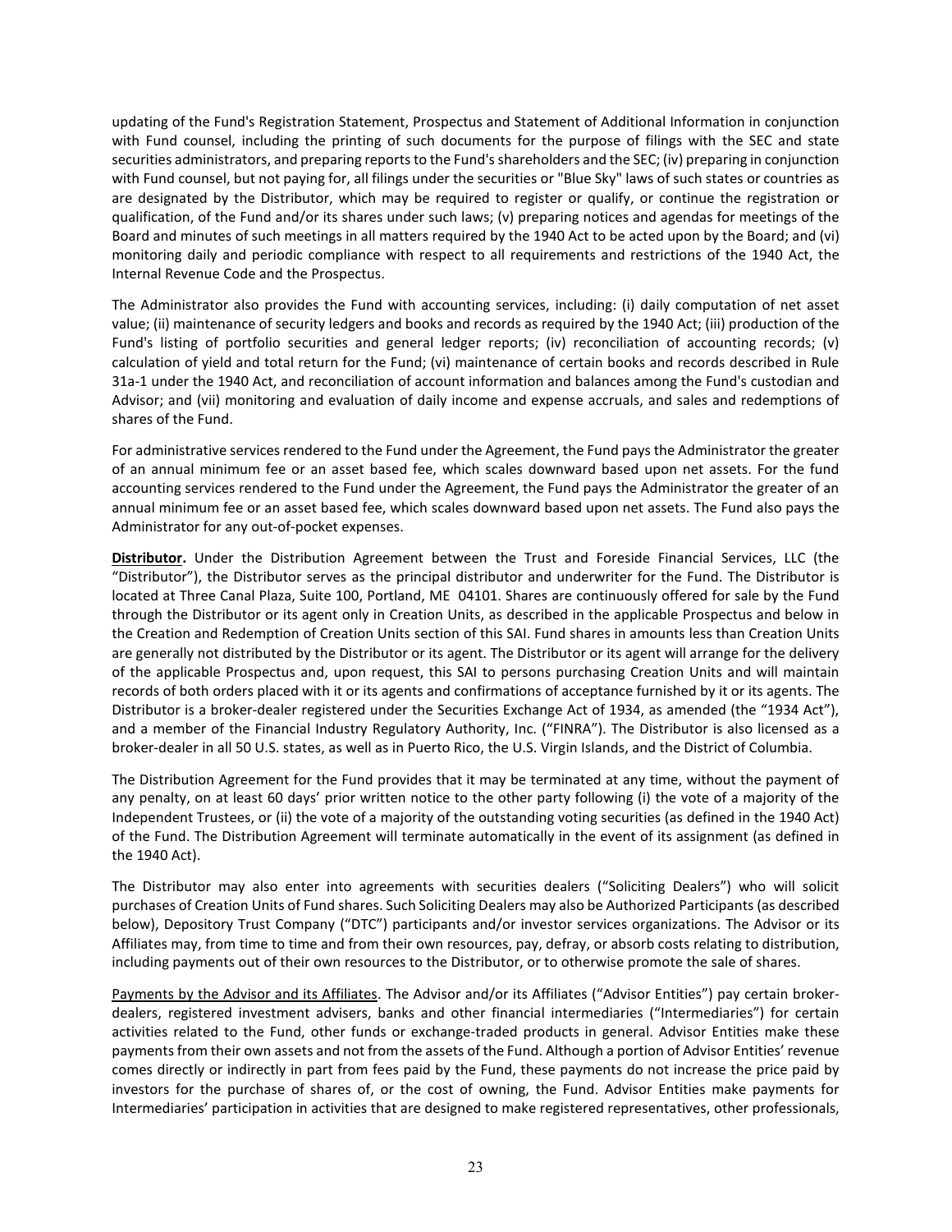updating of the Fund's Registration Statement, Prospectus and Statement of Additional Information in conjunction with Fund counsel, including the printing of such documents for the purpose of filings with the SEC and state securities administrators, and preparing reports to the Fund's shareholders and the SEC; (iv) preparing in conjunction with Fund counsel, but not paying for, all filings under the securities or "Blue Sky" laws of such states or countries as are designated by the Distributor, which may be required to register or qualify, or continue the registration or qualification, of the Fund and/or its shares under such laws; (v) preparing notices and agendas for meetings of the Board and minutes of such meetings in all matters required by the 1940 Act to be acted upon by the Board; and (vi) monitoring daily and periodic compliance with respect to all requirements and restrictions of the 1940 Act, the Internal Revenue Code and the Prospectus.

The Administrator also provides the Fund with accounting services, including: (i) daily computation of net asset value; (ii) maintenance of security ledgers and books and records as required by the 1940 Act; (iii) production of the Fund's listing of portfolio securities and general ledger reports; (iv) reconciliation of accounting records; (v) calculation of yield and total return for the Fund; (vi) maintenance of certain books and records described in Rule 31a-1 under the 1940 Act, and reconciliation of account information and balances among the Fund's custodian and Advisor; and (vii) monitoring and evaluation of daily income and expense accruals, and sales and redemptions of shares of the Fund.

For administrative services rendered to the Fund under the Agreement, the Fund pays the Administrator the greater of an annual minimum fee or an asset based fee, which scales downward based upon net assets. For the fund accounting services rendered to the Fund under the Agreement, the Fund pays the Administrator the greater of an annual minimum fee or an asset based fee, which scales downward based upon net assets. The Fund also pays the Administrator for any out-of-pocket expenses.

**Distributor.** Under the Distribution Agreement between the Trust and Foreside Financial Services, LLC (the "Distributor"), the Distributor serves as the principal distributor and underwriter for the Fund. The Distributor is located at Three Canal Plaza, Suite 100, Portland, ME 04101. Shares are continuously offered for sale by the Fund through the Distributor or its agent only in Creation Units, as described in the applicable Prospectus and below in the Creation and Redemption of Creation Units section of this SAI. Fund shares in amounts less than Creation Units are generally not distributed by the Distributor or its agent. The Distributor or its agent will arrange for the delivery of the applicable Prospectus and, upon request, this SAI to persons purchasing Creation Units and will maintain records of both orders placed with it or its agents and confirmations of acceptance furnished by it or its agents. The Distributor is a broker-dealer registered under the Securities Exchange Act of 1934, as amended (the "1934 Act"), and a member of the Financial Industry Regulatory Authority, Inc. ("FINRA"). The Distributor is also licensed as a broker-dealer in all 50 U.S. states, as well as in Puerto Rico, the U.S. Virgin Islands, and the District of Columbia.

The Distribution Agreement for the Fund provides that it may be terminated at any time, without the payment of any penalty, on at least 60 days' prior written notice to the other party following (i) the vote of a majority of the Independent Trustees, or (ii) the vote of a majority of the outstanding voting securities (as defined in the 1940 Act) of the Fund. The Distribution Agreement will terminate automatically in the event of its assignment (as defined in the 1940 Act).

The Distributor may also enter into agreements with securities dealers ("Soliciting Dealers") who will solicit purchases of Creation Units of Fund shares. Such Soliciting Dealers may also be Authorized Participants (as described below), Depository Trust Company ("DTC") participants and/or investor services organizations. The Advisor or its Affiliates may, from time to time and from their own resources, pay, defray, or absorb costs relating to distribution, including payments out of their own resources to the Distributor, or to otherwise promote the sale of shares.

Payments by the Advisor and its Affiliates. The Advisor and/or its Affiliates ("Advisor Entities") pay certain broker-dealers, registered investment advisers, banks and other financial intermediaries ("Intermediaries") for certain activities related to the Fund, other funds or exchange-traded products in general. Advisor Entities make these payments from their own assets and not from the assets of the Fund. Although a portion of Advisor Entities' revenue comes directly or indirectly in part from fees paid by the Fund, these payments do not increase the price paid by investors for the purchase of shares of, or the cost of owning, the Fund. Advisor Entities make payments for Intermediaries' participation in activities that are designed to make registered representatives, other professionals,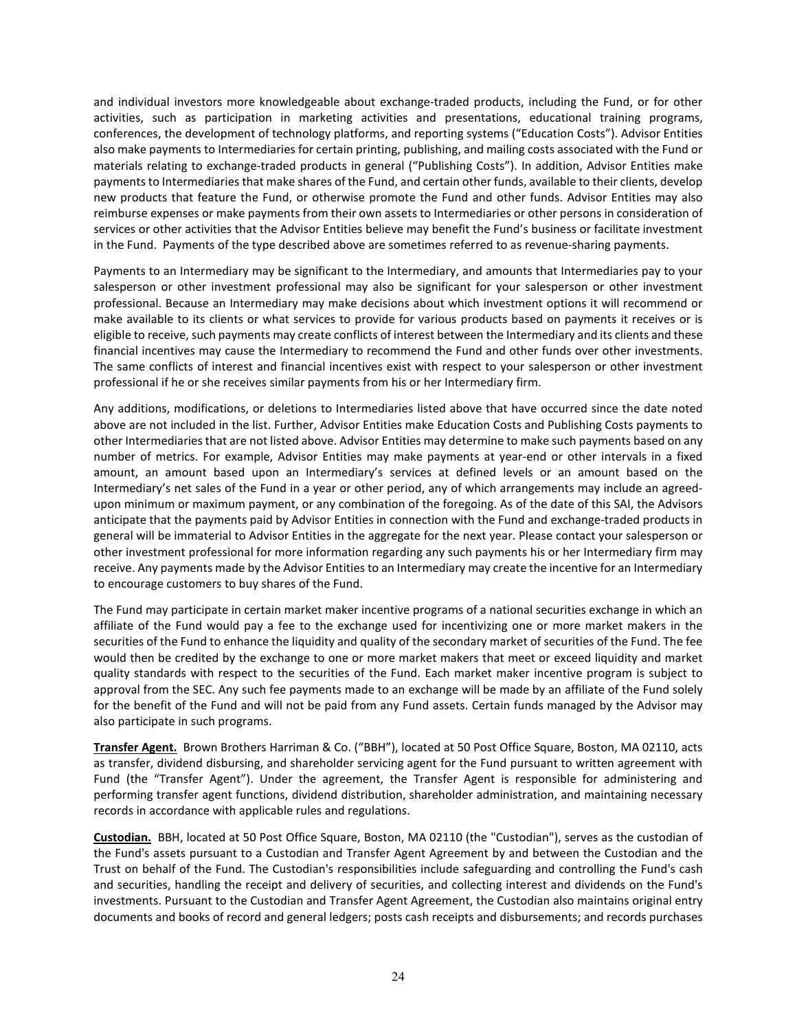and individual investors more knowledgeable about exchange-traded products, including the Fund, or for other activities, such as participation in marketing activities and presentations, educational training programs, conferences, the development of technology platforms, and reporting systems ("Education Costs"). Advisor Entities also make payments to Intermediaries for certain printing, publishing, and mailing costs associated with the Fund or materials relating to exchange-traded products in general ("Publishing Costs"). In addition, Advisor Entities make payments to Intermediaries that make shares of the Fund, and certain other funds, available to their clients, develop new products that feature the Fund, or otherwise promote the Fund and other funds. Advisor Entities may also reimburse expenses or make payments from their own assets to Intermediaries or other persons in consideration of services or other activities that the Advisor Entities believe may benefit the Fund's business or facilitate investment in the Fund. Payments of the type described above are sometimes referred to as revenue-sharing payments.

Payments to an Intermediary may be significant to the Intermediary, and amounts that Intermediaries pay to your salesperson or other investment professional may also be significant for your salesperson or other investment professional. Because an Intermediary may make decisions about which investment options it will recommend or make available to its clients or what services to provide for various products based on payments it receives or is eligible to receive, such payments may create conflicts of interest between the Intermediary and its clients and these financial incentives may cause the Intermediary to recommend the Fund and other funds over other investments. The same conflicts of interest and financial incentives exist with respect to your salesperson or other investment professional if he or she receives similar payments from his or her Intermediary firm.

Any additions, modifications, or deletions to Intermediaries listed above that have occurred since the date noted above are not included in the list. Further, Advisor Entities make Education Costs and Publishing Costs payments to other Intermediaries that are not listed above. Advisor Entities may determine to make such payments based on any number of metrics. For example, Advisor Entities may make payments at year-end or other intervals in a fixed amount, an amount based upon an Intermediary's services at defined levels or an amount based on the Intermediary's net sales of the Fund in a year or other period, any of which arrangements may include an agreed-upon minimum or maximum payment, or any combination of the foregoing. As of the date of this SAI, the Advisors anticipate that the payments paid by Advisor Entities in connection with the Fund and exchange-traded products in general will be immaterial to Advisor Entities in the aggregate for the next year. Please contact your salesperson or other investment professional for more information regarding any such payments his or her Intermediary firm may receive. Any payments made by the Advisor Entities to an Intermediary may create the incentive for an Intermediary to encourage customers to buy shares of the Fund.

The Fund may participate in certain market maker incentive programs of a national securities exchange in which an affiliate of the Fund would pay a fee to the exchange used for incentivizing one or more market makers in the securities of the Fund to enhance the liquidity and quality of the secondary market of securities of the Fund. The fee would then be credited by the exchange to one or more market makers that meet or exceed liquidity and market quality standards with respect to the securities of the Fund. Each market maker incentive program is subject to approval from the SEC. Any such fee payments made to an exchange will be made by an affiliate of the Fund solely for the benefit of the Fund and will not be paid from any Fund assets. Certain funds managed by the Advisor may also participate in such programs.

**Transfer Agent.** Brown Brothers Harriman & Co. ("BBH"), located at 50 Post Office Square, Boston, MA 02110, acts as transfer, dividend disbursing, and shareholder servicing agent for the Fund pursuant to written agreement with Fund (the "Transfer Agent"). Under the agreement, the Transfer Agent is responsible for administering and performing transfer agent functions, dividend distribution, shareholder administration, and maintaining necessary records in accordance with applicable rules and regulations.

**Custodian.** BBH, located at 50 Post Office Square, Boston, MA 02110 (the "Custodian"), serves as the custodian of the Fund's assets pursuant to a Custodian and Transfer Agent Agreement by and between the Custodian and the Trust on behalf of the Fund. The Custodian's responsibilities include safeguarding and controlling the Fund's cash and securities, handling the receipt and delivery of securities, and collecting interest and dividends on the Fund's investments. Pursuant to the Custodian and Transfer Agent Agreement, the Custodian also maintains original entry documents and books of record and general ledgers; posts cash receipts and disbursements; and records purchases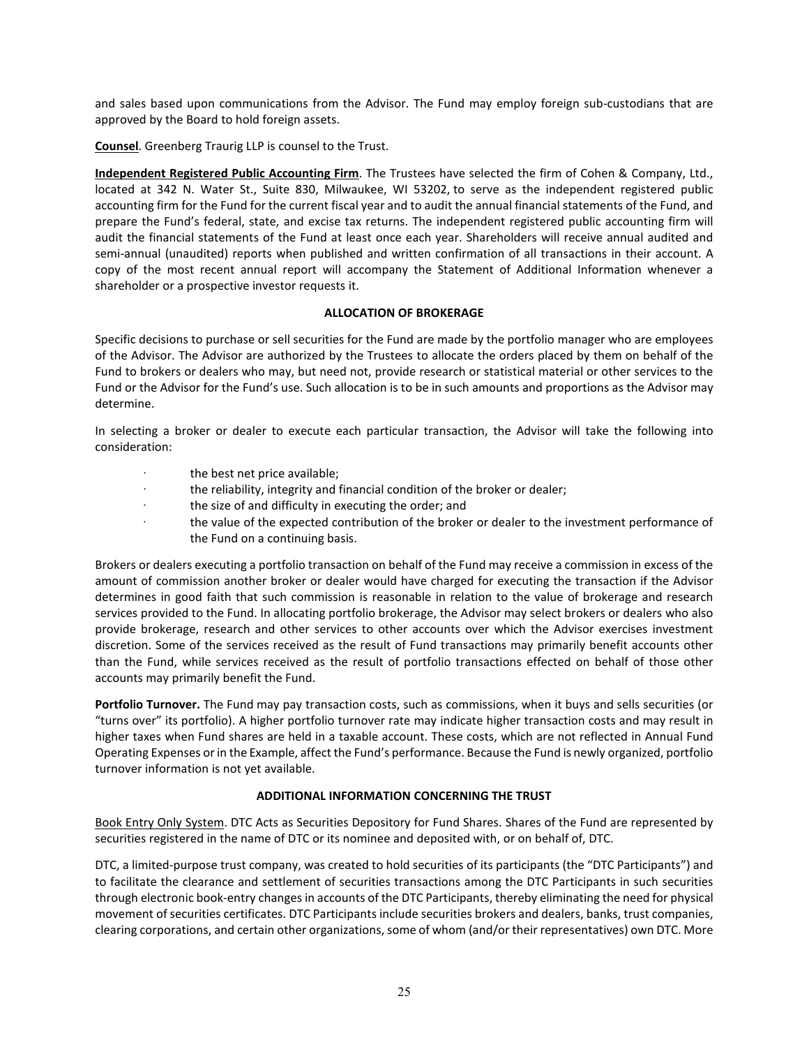and sales based upon communications from the Advisor. The Fund may employ foreign sub-custodians that are approved by the Board to hold foreign assets.

**<u>Counsel</u>**. Greenberg Traurig LLP is counsel to the Trust.

**<u>Independent Registered Public Accounting Firm</u>**. The Trustees have selected the firm of Cohen & Company, Ltd., located at 342 N. Water St., Suite 830, Milwaukee, WI 53202, to serve as the independent registered public accounting firm for the Fund for the current fiscal year and to audit the annual financial statements of the Fund, and prepare the Fund's federal, state, and excise tax returns. The independent registered public accounting firm will audit the financial statements of the Fund at least once each year. Shareholders will receive annual audited and semi-annual (unaudited) reports when published and written confirmation of all transactions in their account. A copy of the most recent annual report will accompany the Statement of Additional Information whenever a shareholder or a prospective investor requests it.

## ALLOCATION OF BROKERAGE

Specific decisions to purchase or sell securities for the Fund are made by the portfolio manager who are employees of the Advisor. The Advisor are authorized by the Trustees to allocate the orders placed by them on behalf of the Fund to brokers or dealers who may, but need not, provide research or statistical material or other services to the Fund or the Advisor for the Fund's use. Such allocation is to be in such amounts and proportions as the Advisor may determine.

In selecting a broker or dealer to execute each particular transaction, the Advisor will take the following into consideration:

- the best net price available;
- the reliability, integrity and financial condition of the broker or dealer;
- the size of and difficulty in executing the order; and
- the value of the expected contribution of the broker or dealer to the investment performance of the Fund on a continuing basis.

Brokers or dealers executing a portfolio transaction on behalf of the Fund may receive a commission in excess of the amount of commission another broker or dealer would have charged for executing the transaction if the Advisor determines in good faith that such commission is reasonable in relation to the value of brokerage and research services provided to the Fund. In allocating portfolio brokerage, the Advisor may select brokers or dealers who also provide brokerage, research and other services to other accounts over which the Advisor exercises investment discretion. Some of the services received as the result of Fund transactions may primarily benefit accounts other than the Fund, while services received as the result of portfolio transactions effected on behalf of those other accounts may primarily benefit the Fund.

**Portfolio Turnover.** The Fund may pay transaction costs, such as commissions, when it buys and sells securities (or "turns over" its portfolio). A higher portfolio turnover rate may indicate higher transaction costs and may result in higher taxes when Fund shares are held in a taxable account. These costs, which are not reflected in Annual Fund Operating Expenses or in the Example, affect the Fund's performance. Because the Fund is newly organized, portfolio turnover information is not yet available.

## ADDITIONAL INFORMATION CONCERNING THE TRUST

<u>Book Entry Only System</u>. DTC Acts as Securities Depository for Fund Shares. Shares of the Fund are represented by securities registered in the name of DTC or its nominee and deposited with, or on behalf of, DTC.

DTC, a limited-purpose trust company, was created to hold securities of its participants (the "DTC Participants") and to facilitate the clearance and settlement of securities transactions among the DTC Participants in such securities through electronic book-entry changes in accounts of the DTC Participants, thereby eliminating the need for physical movement of securities certificates. DTC Participants include securities brokers and dealers, banks, trust companies, clearing corporations, and certain other organizations, some of whom (and/or their representatives) own DTC. More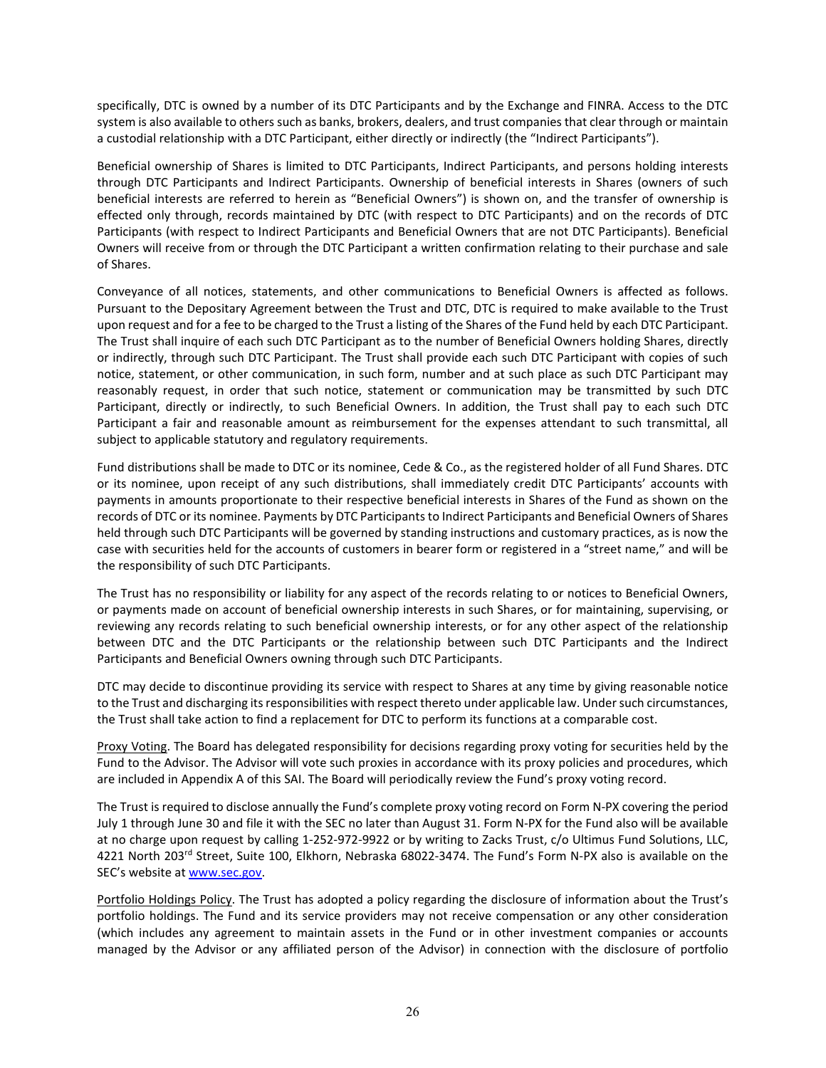specifically, DTC is owned by a number of its DTC Participants and by the Exchange and FINRA. Access to the DTC system is also available to others such as banks, brokers, dealers, and trust companies that clear through or maintain a custodial relationship with a DTC Participant, either directly or indirectly (the "Indirect Participants").

Beneficial ownership of Shares is limited to DTC Participants, Indirect Participants, and persons holding interests through DTC Participants and Indirect Participants. Ownership of beneficial interests in Shares (owners of such beneficial interests are referred to herein as "Beneficial Owners") is shown on, and the transfer of ownership is effected only through, records maintained by DTC (with respect to DTC Participants) and on the records of DTC Participants (with respect to Indirect Participants and Beneficial Owners that are not DTC Participants). Beneficial Owners will receive from or through the DTC Participant a written confirmation relating to their purchase and sale of Shares.

Conveyance of all notices, statements, and other communications to Beneficial Owners is affected as follows. Pursuant to the Depositary Agreement between the Trust and DTC, DTC is required to make available to the Trust upon request and for a fee to be charged to the Trust a listing of the Shares of the Fund held by each DTC Participant. The Trust shall inquire of each such DTC Participant as to the number of Beneficial Owners holding Shares, directly or indirectly, through such DTC Participant. The Trust shall provide each such DTC Participant with copies of such notice, statement, or other communication, in such form, number and at such place as such DTC Participant may reasonably request, in order that such notice, statement or communication may be transmitted by such DTC Participant, directly or indirectly, to such Beneficial Owners. In addition, the Trust shall pay to each such DTC Participant a fair and reasonable amount as reimbursement for the expenses attendant to such transmittal, all subject to applicable statutory and regulatory requirements.

Fund distributions shall be made to DTC or its nominee, Cede & Co., as the registered holder of all Fund Shares. DTC or its nominee, upon receipt of any such distributions, shall immediately credit DTC Participants' accounts with payments in amounts proportionate to their respective beneficial interests in Shares of the Fund as shown on the records of DTC or its nominee. Payments by DTC Participants to Indirect Participants and Beneficial Owners of Shares held through such DTC Participants will be governed by standing instructions and customary practices, as is now the case with securities held for the accounts of customers in bearer form or registered in a "street name," and will be the responsibility of such DTC Participants.

The Trust has no responsibility or liability for any aspect of the records relating to or notices to Beneficial Owners, or payments made on account of beneficial ownership interests in such Shares, or for maintaining, supervising, or reviewing any records relating to such beneficial ownership interests, or for any other aspect of the relationship between DTC and the DTC Participants or the relationship between such DTC Participants and the Indirect Participants and Beneficial Owners owning through such DTC Participants.

DTC may decide to discontinue providing its service with respect to Shares at any time by giving reasonable notice to the Trust and discharging its responsibilities with respect thereto under applicable law. Under such circumstances, the Trust shall take action to find a replacement for DTC to perform its functions at a comparable cost.

Proxy Voting. The Board has delegated responsibility for decisions regarding proxy voting for securities held by the Fund to the Advisor. The Advisor will vote such proxies in accordance with its proxy policies and procedures, which are included in Appendix A of this SAI. The Board will periodically review the Fund's proxy voting record.

The Trust is required to disclose annually the Fund's complete proxy voting record on Form N-PX covering the period July 1 through June 30 and file it with the SEC no later than August 31. Form N-PX for the Fund also will be available at no charge upon request by calling 1-252-972-9922 or by writing to Zacks Trust, c/o Ultimus Fund Solutions, LLC, 4221 North 203rd Street, Suite 100, Elkhorn, Nebraska 68022-3474. The Fund's Form N-PX also is available on the SEC's website at www.sec.gov.

Portfolio Holdings Policy. The Trust has adopted a policy regarding the disclosure of information about the Trust's portfolio holdings. The Fund and its service providers may not receive compensation or any other consideration (which includes any agreement to maintain assets in the Fund or in other investment companies or accounts managed by the Advisor or any affiliated person of the Advisor) in connection with the disclosure of portfolio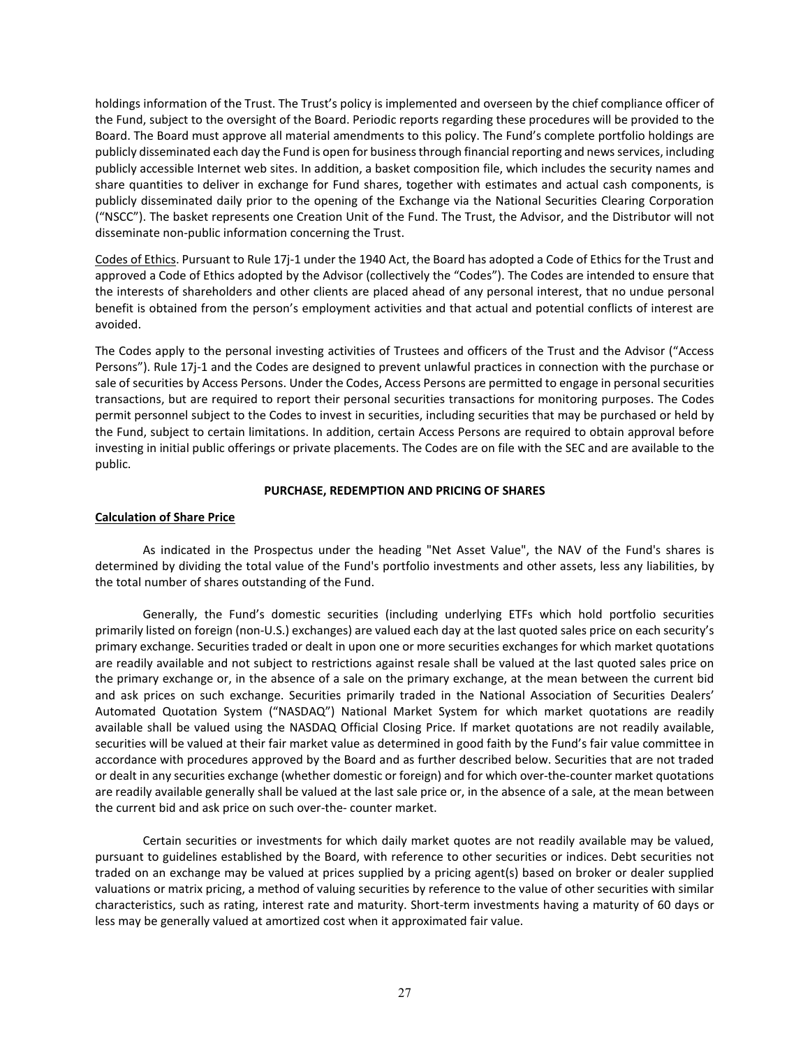holdings information of the Trust. The Trust's policy is implemented and overseen by the chief compliance officer of the Fund, subject to the oversight of the Board. Periodic reports regarding these procedures will be provided to the Board. The Board must approve all material amendments to this policy. The Fund's complete portfolio holdings are publicly disseminated each day the Fund is open for business through financial reporting and news services, including publicly accessible Internet web sites. In addition, a basket composition file, which includes the security names and share quantities to deliver in exchange for Fund shares, together with estimates and actual cash components, is publicly disseminated daily prior to the opening of the Exchange via the National Securities Clearing Corporation ("NSCC"). The basket represents one Creation Unit of the Fund. The Trust, the Advisor, and the Distributor will not disseminate non-public information concerning the Trust.

<u>Codes of Ethics</u>. Pursuant to Rule 17j-1 under the 1940 Act, the Board has adopted a Code of Ethics for the Trust and approved a Code of Ethics adopted by the Advisor (collectively the "Codes"). The Codes are intended to ensure that the interests of shareholders and other clients are placed ahead of any personal interest, that no undue personal benefit is obtained from the person's employment activities and that actual and potential conflicts of interest are avoided.

The Codes apply to the personal investing activities of Trustees and officers of the Trust and the Advisor ("Access Persons"). Rule 17j-1 and the Codes are designed to prevent unlawful practices in connection with the purchase or sale of securities by Access Persons. Under the Codes, Access Persons are permitted to engage in personal securities transactions, but are required to report their personal securities transactions for monitoring purposes. The Codes permit personnel subject to the Codes to invest in securities, including securities that may be purchased or held by the Fund, subject to certain limitations. In addition, certain Access Persons are required to obtain approval before investing in initial public offerings or private placements. The Codes are on file with the SEC and are available to the public.

## PURCHASE, REDEMPTION AND PRICING OF SHARES

**<u>Calculation of Share Price</u>**

As indicated in the Prospectus under the heading "Net Asset Value", the NAV of the Fund's shares is determined by dividing the total value of the Fund's portfolio investments and other assets, less any liabilities, by the total number of shares outstanding of the Fund.

Generally, the Fund's domestic securities (including underlying ETFs which hold portfolio securities primarily listed on foreign (non-U.S.) exchanges) are valued each day at the last quoted sales price on each security's primary exchange. Securities traded or dealt in upon one or more securities exchanges for which market quotations are readily available and not subject to restrictions against resale shall be valued at the last quoted sales price on the primary exchange or, in the absence of a sale on the primary exchange, at the mean between the current bid and ask prices on such exchange. Securities primarily traded in the National Association of Securities Dealers' Automated Quotation System ("NASDAQ") National Market System for which market quotations are readily available shall be valued using the NASDAQ Official Closing Price. If market quotations are not readily available, securities will be valued at their fair market value as determined in good faith by the Fund's fair value committee in accordance with procedures approved by the Board and as further described below. Securities that are not traded or dealt in any securities exchange (whether domestic or foreign) and for which over-the-counter market quotations are readily available generally shall be valued at the last sale price or, in the absence of a sale, at the mean between the current bid and ask price on such over-the- counter market.

Certain securities or investments for which daily market quotes are not readily available may be valued, pursuant to guidelines established by the Board, with reference to other securities or indices. Debt securities not traded on an exchange may be valued at prices supplied by a pricing agent(s) based on broker or dealer supplied valuations or matrix pricing, a method of valuing securities by reference to the value of other securities with similar characteristics, such as rating, interest rate and maturity. Short-term investments having a maturity of 60 days or less may be generally valued at amortized cost when it approximated fair value.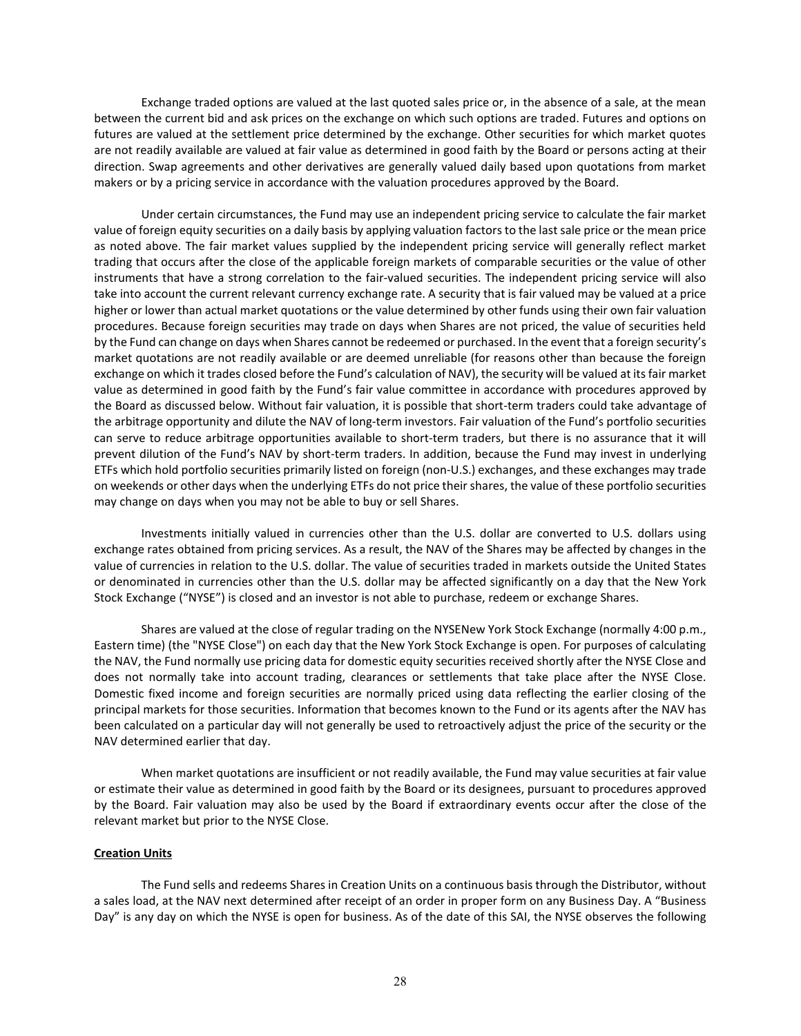Exchange traded options are valued at the last quoted sales price or, in the absence of a sale, at the mean between the current bid and ask prices on the exchange on which such options are traded. Futures and options on futures are valued at the settlement price determined by the exchange. Other securities for which market quotes are not readily available are valued at fair value as determined in good faith by the Board or persons acting at their direction. Swap agreements and other derivatives are generally valued daily based upon quotations from market makers or by a pricing service in accordance with the valuation procedures approved by the Board.

Under certain circumstances, the Fund may use an independent pricing service to calculate the fair market value of foreign equity securities on a daily basis by applying valuation factors to the last sale price or the mean price as noted above. The fair market values supplied by the independent pricing service will generally reflect market trading that occurs after the close of the applicable foreign markets of comparable securities or the value of other instruments that have a strong correlation to the fair-valued securities. The independent pricing service will also take into account the current relevant currency exchange rate. A security that is fair valued may be valued at a price higher or lower than actual market quotations or the value determined by other funds using their own fair valuation procedures. Because foreign securities may trade on days when Shares are not priced, the value of securities held by the Fund can change on days when Shares cannot be redeemed or purchased. In the event that a foreign security's market quotations are not readily available or are deemed unreliable (for reasons other than because the foreign exchange on which it trades closed before the Fund's calculation of NAV), the security will be valued at its fair market value as determined in good faith by the Fund's fair value committee in accordance with procedures approved by the Board as discussed below. Without fair valuation, it is possible that short-term traders could take advantage of the arbitrage opportunity and dilute the NAV of long-term investors. Fair valuation of the Fund's portfolio securities can serve to reduce arbitrage opportunities available to short-term traders, but there is no assurance that it will prevent dilution of the Fund's NAV by short-term traders. In addition, because the Fund may invest in underlying ETFs which hold portfolio securities primarily listed on foreign (non-U.S.) exchanges, and these exchanges may trade on weekends or other days when the underlying ETFs do not price their shares, the value of these portfolio securities may change on days when you may not be able to buy or sell Shares.

Investments initially valued in currencies other than the U.S. dollar are converted to U.S. dollars using exchange rates obtained from pricing services. As a result, the NAV of the Shares may be affected by changes in the value of currencies in relation to the U.S. dollar. The value of securities traded in markets outside the United States or denominated in currencies other than the U.S. dollar may be affected significantly on a day that the New York Stock Exchange ("NYSE") is closed and an investor is not able to purchase, redeem or exchange Shares.

Shares are valued at the close of regular trading on the NYSENew York Stock Exchange (normally 4:00 p.m., Eastern time) (the "NYSE Close") on each day that the New York Stock Exchange is open. For purposes of calculating the NAV, the Fund normally use pricing data for domestic equity securities received shortly after the NYSE Close and does not normally take into account trading, clearances or settlements that take place after the NYSE Close. Domestic fixed income and foreign securities are normally priced using data reflecting the earlier closing of the principal markets for those securities. Information that becomes known to the Fund or its agents after the NAV has been calculated on a particular day will not generally be used to retroactively adjust the price of the security or the NAV determined earlier that day.

When market quotations are insufficient or not readily available, the Fund may value securities at fair value or estimate their value as determined in good faith by the Board or its designees, pursuant to procedures approved by the Board. Fair valuation may also be used by the Board if extraordinary events occur after the close of the relevant market but prior to the NYSE Close.

**Creation Units**

The Fund sells and redeems Shares in Creation Units on a continuous basis through the Distributor, without a sales load, at the NAV next determined after receipt of an order in proper form on any Business Day. A "Business Day" is any day on which the NYSE is open for business. As of the date of this SAI, the NYSE observes the following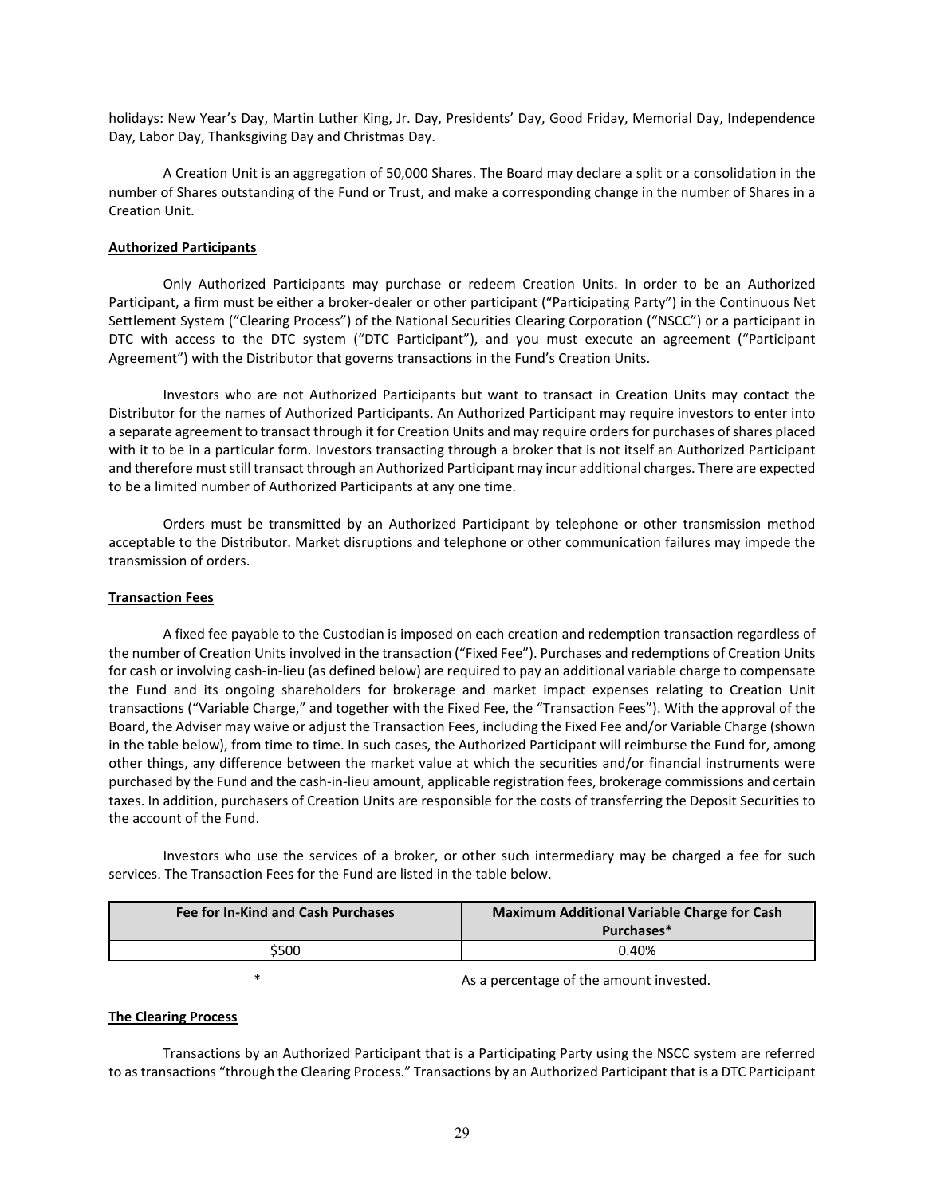holidays: New Year's Day, Martin Luther King, Jr. Day, Presidents' Day, Good Friday, Memorial Day, Independence Day, Labor Day, Thanksgiving Day and Christmas Day.

A Creation Unit is an aggregation of 50,000 Shares. The Board may declare a split or a consolidation in the number of Shares outstanding of the Fund or Trust, and make a corresponding change in the number of Shares in a Creation Unit.

**Authorized Participants**

Only Authorized Participants may purchase or redeem Creation Units. In order to be an Authorized Participant, a firm must be either a broker-dealer or other participant ("Participating Party") in the Continuous Net Settlement System ("Clearing Process") of the National Securities Clearing Corporation ("NSCC") or a participant in DTC with access to the DTC system ("DTC Participant"), and you must execute an agreement ("Participant Agreement") with the Distributor that governs transactions in the Fund's Creation Units.

Investors who are not Authorized Participants but want to transact in Creation Units may contact the Distributor for the names of Authorized Participants. An Authorized Participant may require investors to enter into a separate agreement to transact through it for Creation Units and may require orders for purchases of shares placed with it to be in a particular form. Investors transacting through a broker that is not itself an Authorized Participant and therefore must still transact through an Authorized Participant may incur additional charges. There are expected to be a limited number of Authorized Participants at any one time.

Orders must be transmitted by an Authorized Participant by telephone or other transmission method acceptable to the Distributor. Market disruptions and telephone or other communication failures may impede the transmission of orders.

**Transaction Fees**

A fixed fee payable to the Custodian is imposed on each creation and redemption transaction regardless of the number of Creation Units involved in the transaction ("Fixed Fee"). Purchases and redemptions of Creation Units for cash or involving cash-in-lieu (as defined below) are required to pay an additional variable charge to compensate the Fund and its ongoing shareholders for brokerage and market impact expenses relating to Creation Unit transactions ("Variable Charge," and together with the Fixed Fee, the "Transaction Fees"). With the approval of the Board, the Adviser may waive or adjust the Transaction Fees, including the Fixed Fee and/or Variable Charge (shown in the table below), from time to time. In such cases, the Authorized Participant will reimburse the Fund for, among other things, any difference between the market value at which the securities and/or financial instruments were purchased by the Fund and the cash-in-lieu amount, applicable registration fees, brokerage commissions and certain taxes. In addition, purchasers of Creation Units are responsible for the costs of transferring the Deposit Securities to the account of the Fund.

Investors who use the services of a broker, or other such intermediary may be charged a fee for such services. The Transaction Fees for the Fund are listed in the table below.

| Fee for In-Kind and Cash Purchases | Maximum Additional Variable Charge for Cash Purchases* |
|---|---|
| $500 | 0.40% |

\* As a percentage of the amount invested.

**The Clearing Process**

Transactions by an Authorized Participant that is a Participating Party using the NSCC system are referred to as transactions "through the Clearing Process." Transactions by an Authorized Participant that is a DTC Participant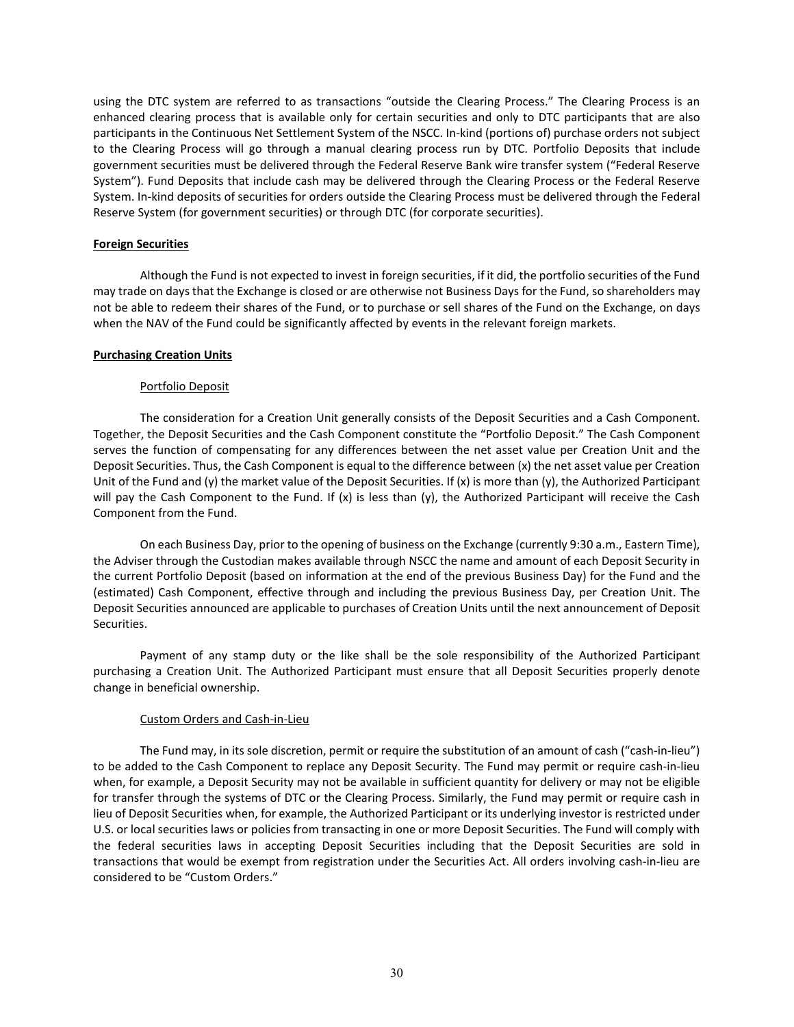using the DTC system are referred to as transactions "outside the Clearing Process." The Clearing Process is an enhanced clearing process that is available only for certain securities and only to DTC participants that are also participants in the Continuous Net Settlement System of the NSCC. In-kind (portions of) purchase orders not subject to the Clearing Process will go through a manual clearing process run by DTC. Portfolio Deposits that include government securities must be delivered through the Federal Reserve Bank wire transfer system ("Federal Reserve System"). Fund Deposits that include cash may be delivered through the Clearing Process or the Federal Reserve System. In-kind deposits of securities for orders outside the Clearing Process must be delivered through the Federal Reserve System (for government securities) or through DTC (for corporate securities).

**Foreign Securities**

Although the Fund is not expected to invest in foreign securities, if it did, the portfolio securities of the Fund may trade on days that the Exchange is closed or are otherwise not Business Days for the Fund, so shareholders may not be able to redeem their shares of the Fund, or to purchase or sell shares of the Fund on the Exchange, on days when the NAV of the Fund could be significantly affected by events in the relevant foreign markets.

**Purchasing Creation Units**

Portfolio Deposit

The consideration for a Creation Unit generally consists of the Deposit Securities and a Cash Component. Together, the Deposit Securities and the Cash Component constitute the "Portfolio Deposit." The Cash Component serves the function of compensating for any differences between the net asset value per Creation Unit and the Deposit Securities. Thus, the Cash Component is equal to the difference between (x) the net asset value per Creation Unit of the Fund and (y) the market value of the Deposit Securities. If (x) is more than (y), the Authorized Participant will pay the Cash Component to the Fund. If (x) is less than (y), the Authorized Participant will receive the Cash Component from the Fund.

On each Business Day, prior to the opening of business on the Exchange (currently 9:30 a.m., Eastern Time), the Adviser through the Custodian makes available through NSCC the name and amount of each Deposit Security in the current Portfolio Deposit (based on information at the end of the previous Business Day) for the Fund and the (estimated) Cash Component, effective through and including the previous Business Day, per Creation Unit. The Deposit Securities announced are applicable to purchases of Creation Units until the next announcement of Deposit Securities.

Payment of any stamp duty or the like shall be the sole responsibility of the Authorized Participant purchasing a Creation Unit. The Authorized Participant must ensure that all Deposit Securities properly denote change in beneficial ownership.

Custom Orders and Cash-in-Lieu

The Fund may, in its sole discretion, permit or require the substitution of an amount of cash ("cash-in-lieu") to be added to the Cash Component to replace any Deposit Security. The Fund may permit or require cash-in-lieu when, for example, a Deposit Security may not be available in sufficient quantity for delivery or may not be eligible for transfer through the systems of DTC or the Clearing Process. Similarly, the Fund may permit or require cash in lieu of Deposit Securities when, for example, the Authorized Participant or its underlying investor is restricted under U.S. or local securities laws or policies from transacting in one or more Deposit Securities. The Fund will comply with the federal securities laws in accepting Deposit Securities including that the Deposit Securities are sold in transactions that would be exempt from registration under the Securities Act. All orders involving cash-in-lieu are considered to be "Custom Orders."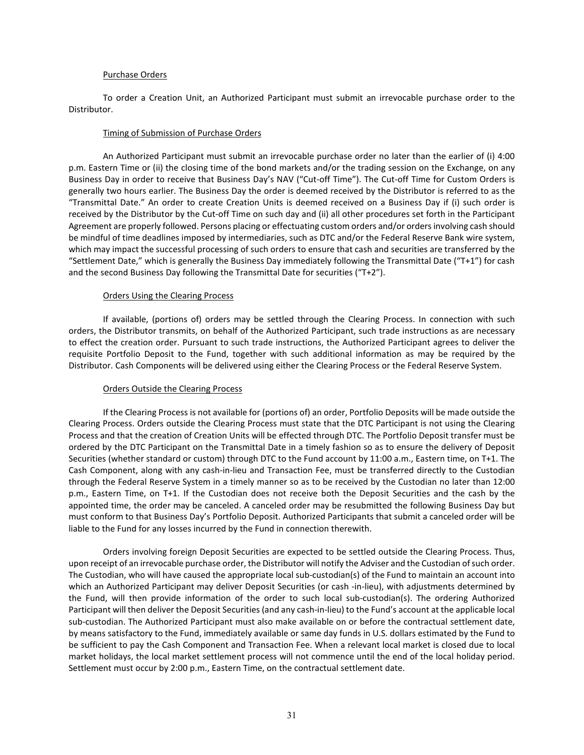Purchase Orders

To order a Creation Unit, an Authorized Participant must submit an irrevocable purchase order to the Distributor.

Timing of Submission of Purchase Orders

An Authorized Participant must submit an irrevocable purchase order no later than the earlier of (i) 4:00 p.m. Eastern Time or (ii) the closing time of the bond markets and/or the trading session on the Exchange, on any Business Day in order to receive that Business Day's NAV ("Cut-off Time"). The Cut-off Time for Custom Orders is generally two hours earlier. The Business Day the order is deemed received by the Distributor is referred to as the "Transmittal Date." An order to create Creation Units is deemed received on a Business Day if (i) such order is received by the Distributor by the Cut-off Time on such day and (ii) all other procedures set forth in the Participant Agreement are properly followed. Persons placing or effectuating custom orders and/or orders involving cash should be mindful of time deadlines imposed by intermediaries, such as DTC and/or the Federal Reserve Bank wire system, which may impact the successful processing of such orders to ensure that cash and securities are transferred by the "Settlement Date," which is generally the Business Day immediately following the Transmittal Date ("T+1") for cash and the second Business Day following the Transmittal Date for securities ("T+2").

Orders Using the Clearing Process

If available, (portions of) orders may be settled through the Clearing Process. In connection with such orders, the Distributor transmits, on behalf of the Authorized Participant, such trade instructions as are necessary to effect the creation order. Pursuant to such trade instructions, the Authorized Participant agrees to deliver the requisite Portfolio Deposit to the Fund, together with such additional information as may be required by the Distributor. Cash Components will be delivered using either the Clearing Process or the Federal Reserve System.

Orders Outside the Clearing Process

If the Clearing Process is not available for (portions of) an order, Portfolio Deposits will be made outside the Clearing Process. Orders outside the Clearing Process must state that the DTC Participant is not using the Clearing Process and that the creation of Creation Units will be effected through DTC. The Portfolio Deposit transfer must be ordered by the DTC Participant on the Transmittal Date in a timely fashion so as to ensure the delivery of Deposit Securities (whether standard or custom) through DTC to the Fund account by 11:00 a.m., Eastern time, on T+1. The Cash Component, along with any cash-in-lieu and Transaction Fee, must be transferred directly to the Custodian through the Federal Reserve System in a timely manner so as to be received by the Custodian no later than 12:00 p.m., Eastern Time, on T+1. If the Custodian does not receive both the Deposit Securities and the cash by the appointed time, the order may be canceled. A canceled order may be resubmitted the following Business Day but must conform to that Business Day's Portfolio Deposit. Authorized Participants that submit a canceled order will be liable to the Fund for any losses incurred by the Fund in connection therewith.

Orders involving foreign Deposit Securities are expected to be settled outside the Clearing Process. Thus, upon receipt of an irrevocable purchase order, the Distributor will notify the Adviser and the Custodian of such order. The Custodian, who will have caused the appropriate local sub-custodian(s) of the Fund to maintain an account into which an Authorized Participant may deliver Deposit Securities (or cash -in-lieu), with adjustments determined by the Fund, will then provide information of the order to such local sub-custodian(s). The ordering Authorized Participant will then deliver the Deposit Securities (and any cash-in-lieu) to the Fund's account at the applicable local sub-custodian. The Authorized Participant must also make available on or before the contractual settlement date, by means satisfactory to the Fund, immediately available or same day funds in U.S. dollars estimated by the Fund to be sufficient to pay the Cash Component and Transaction Fee. When a relevant local market is closed due to local market holidays, the local market settlement process will not commence until the end of the local holiday period. Settlement must occur by 2:00 p.m., Eastern Time, on the contractual settlement date.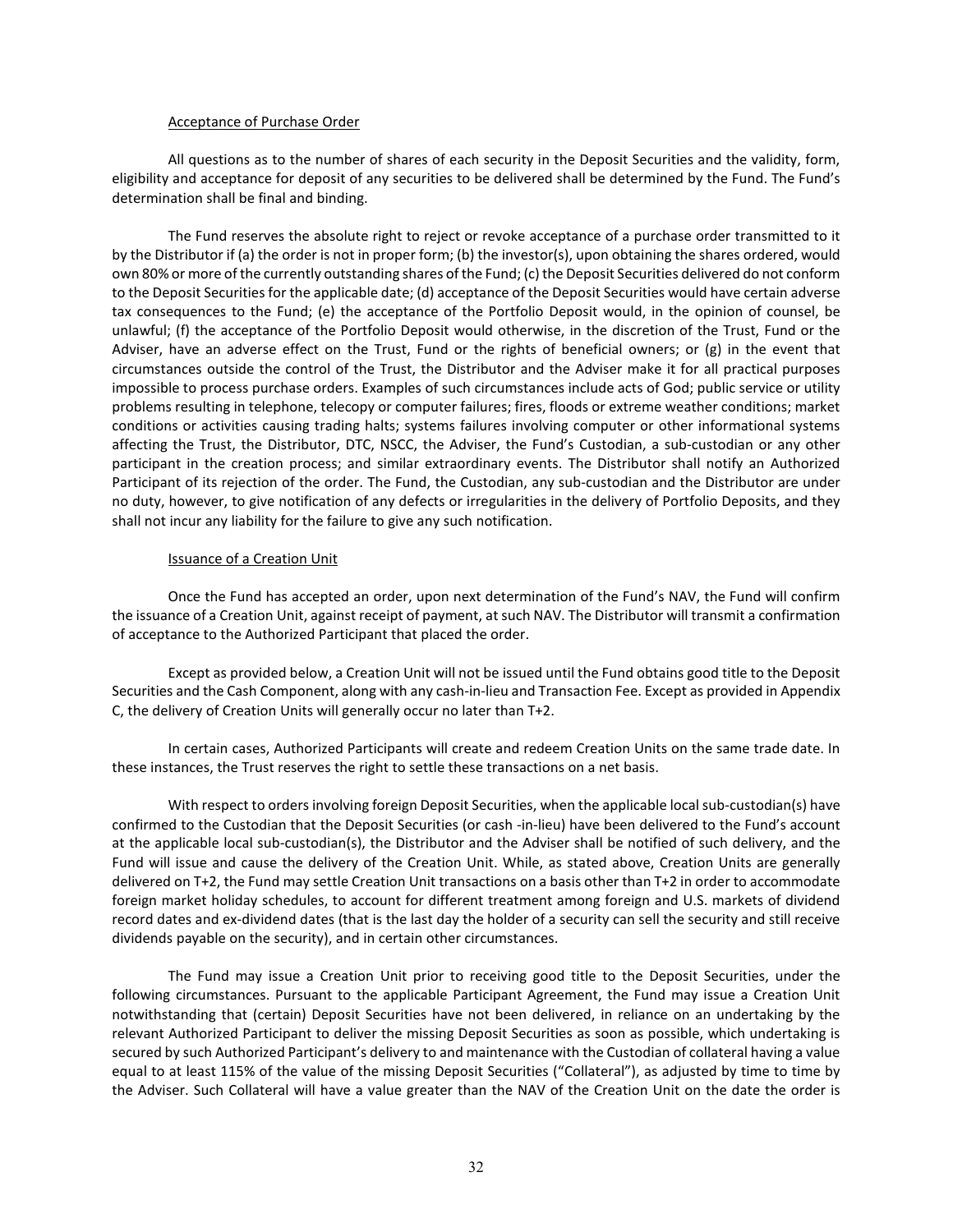### Acceptance of Purchase Order

All questions as to the number of shares of each security in the Deposit Securities and the validity, form, eligibility and acceptance for deposit of any securities to be delivered shall be determined by the Fund. The Fund's determination shall be final and binding.

The Fund reserves the absolute right to reject or revoke acceptance of a purchase order transmitted to it by the Distributor if (a) the order is not in proper form; (b) the investor(s), upon obtaining the shares ordered, would own 80% or more of the currently outstanding shares of the Fund; (c) the Deposit Securities delivered do not conform to the Deposit Securities for the applicable date; (d) acceptance of the Deposit Securities would have certain adverse tax consequences to the Fund; (e) the acceptance of the Portfolio Deposit would, in the opinion of counsel, be unlawful; (f) the acceptance of the Portfolio Deposit would otherwise, in the discretion of the Trust, Fund or the Adviser, have an adverse effect on the Trust, Fund or the rights of beneficial owners; or (g) in the event that circumstances outside the control of the Trust, the Distributor and the Adviser make it for all practical purposes impossible to process purchase orders. Examples of such circumstances include acts of God; public service or utility problems resulting in telephone, telecopy or computer failures; fires, floods or extreme weather conditions; market conditions or activities causing trading halts; systems failures involving computer or other informational systems affecting the Trust, the Distributor, DTC, NSCC, the Adviser, the Fund's Custodian, a sub-custodian or any other participant in the creation process; and similar extraordinary events. The Distributor shall notify an Authorized Participant of its rejection of the order. The Fund, the Custodian, any sub-custodian and the Distributor are under no duty, however, to give notification of any defects or irregularities in the delivery of Portfolio Deposits, and they shall not incur any liability for the failure to give any such notification.

### Issuance of a Creation Unit

Once the Fund has accepted an order, upon next determination of the Fund's NAV, the Fund will confirm the issuance of a Creation Unit, against receipt of payment, at such NAV. The Distributor will transmit a confirmation of acceptance to the Authorized Participant that placed the order.

Except as provided below, a Creation Unit will not be issued until the Fund obtains good title to the Deposit Securities and the Cash Component, along with any cash-in-lieu and Transaction Fee. Except as provided in Appendix C, the delivery of Creation Units will generally occur no later than T+2.

In certain cases, Authorized Participants will create and redeem Creation Units on the same trade date. In these instances, the Trust reserves the right to settle these transactions on a net basis.

With respect to orders involving foreign Deposit Securities, when the applicable local sub-custodian(s) have confirmed to the Custodian that the Deposit Securities (or cash -in-lieu) have been delivered to the Fund's account at the applicable local sub-custodian(s), the Distributor and the Adviser shall be notified of such delivery, and the Fund will issue and cause the delivery of the Creation Unit. While, as stated above, Creation Units are generally delivered on T+2, the Fund may settle Creation Unit transactions on a basis other than T+2 in order to accommodate foreign market holiday schedules, to account for different treatment among foreign and U.S. markets of dividend record dates and ex-dividend dates (that is the last day the holder of a security can sell the security and still receive dividends payable on the security), and in certain other circumstances.

The Fund may issue a Creation Unit prior to receiving good title to the Deposit Securities, under the following circumstances. Pursuant to the applicable Participant Agreement, the Fund may issue a Creation Unit notwithstanding that (certain) Deposit Securities have not been delivered, in reliance on an undertaking by the relevant Authorized Participant to deliver the missing Deposit Securities as soon as possible, which undertaking is secured by such Authorized Participant's delivery to and maintenance with the Custodian of collateral having a value equal to at least 115% of the value of the missing Deposit Securities ("Collateral"), as adjusted by time to time by the Adviser. Such Collateral will have a value greater than the NAV of the Creation Unit on the date the order is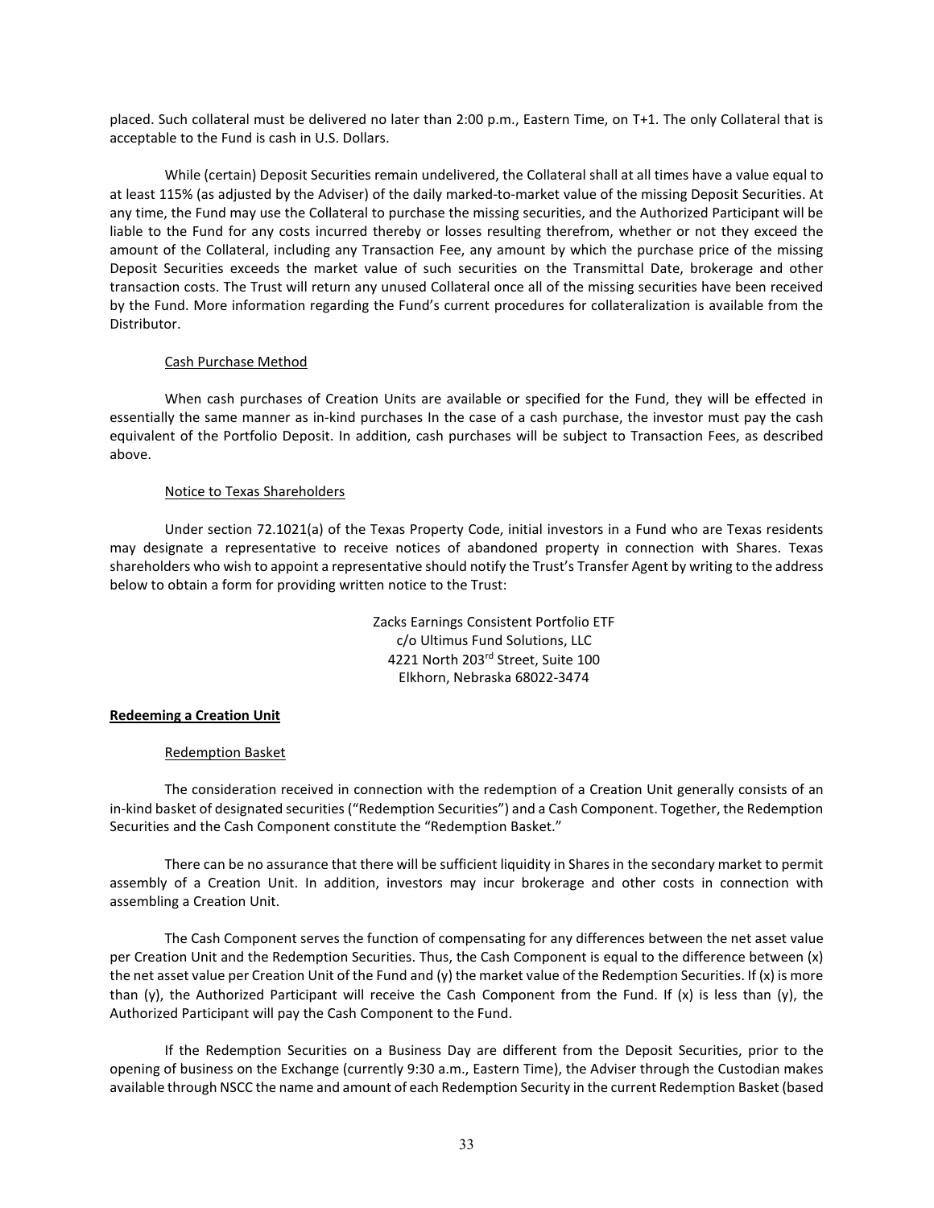placed. Such collateral must be delivered no later than 2:00 p.m., Eastern Time, on T+1. The only Collateral that is acceptable to the Fund is cash in U.S. Dollars.

While (certain) Deposit Securities remain undelivered, the Collateral shall at all times have a value equal to at least 115% (as adjusted by the Adviser) of the daily marked-to-market value of the missing Deposit Securities. At any time, the Fund may use the Collateral to purchase the missing securities, and the Authorized Participant will be liable to the Fund for any costs incurred thereby or losses resulting therefrom, whether or not they exceed the amount of the Collateral, including any Transaction Fee, any amount by which the purchase price of the missing Deposit Securities exceeds the market value of such securities on the Transmittal Date, brokerage and other transaction costs. The Trust will return any unused Collateral once all of the missing securities have been received by the Fund. More information regarding the Fund's current procedures for collateralization is available from the Distributor.

Cash Purchase Method

When cash purchases of Creation Units are available or specified for the Fund, they will be effected in essentially the same manner as in-kind purchases In the case of a cash purchase, the investor must pay the cash equivalent of the Portfolio Deposit. In addition, cash purchases will be subject to Transaction Fees, as described above.

Notice to Texas Shareholders

Under section 72.1021(a) of the Texas Property Code, initial investors in a Fund who are Texas residents may designate a representative to receive notices of abandoned property in connection with Shares. Texas shareholders who wish to appoint a representative should notify the Trust's Transfer Agent by writing to the address below to obtain a form for providing written notice to the Trust:

Zacks Earnings Consistent Portfolio ETF
c/o Ultimus Fund Solutions, LLC
4221 North 203rd Street, Suite 100
Elkhorn, Nebraska 68022-3474

**Redeeming a Creation Unit**

Redemption Basket

The consideration received in connection with the redemption of a Creation Unit generally consists of an in-kind basket of designated securities ("Redemption Securities") and a Cash Component. Together, the Redemption Securities and the Cash Component constitute the "Redemption Basket."

There can be no assurance that there will be sufficient liquidity in Shares in the secondary market to permit assembly of a Creation Unit. In addition, investors may incur brokerage and other costs in connection with assembling a Creation Unit.

The Cash Component serves the function of compensating for any differences between the net asset value per Creation Unit and the Redemption Securities. Thus, the Cash Component is equal to the difference between (x) the net asset value per Creation Unit of the Fund and (y) the market value of the Redemption Securities. If (x) is more than (y), the Authorized Participant will receive the Cash Component from the Fund. If (x) is less than (y), the Authorized Participant will pay the Cash Component to the Fund.

If the Redemption Securities on a Business Day are different from the Deposit Securities, prior to the opening of business on the Exchange (currently 9:30 a.m., Eastern Time), the Adviser through the Custodian makes available through NSCC the name and amount of each Redemption Security in the current Redemption Basket (based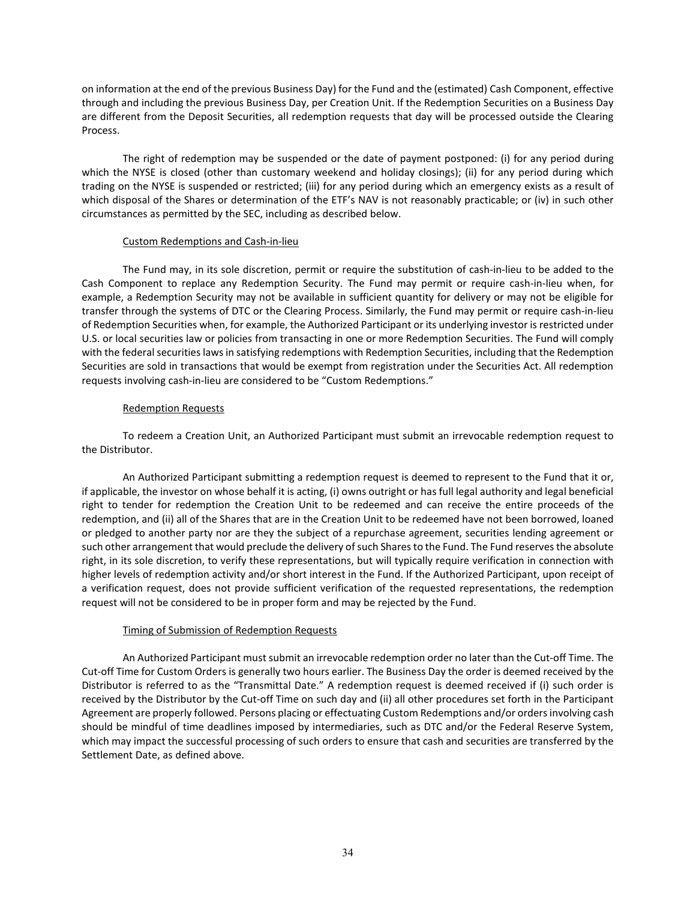on information at the end of the previous Business Day) for the Fund and the (estimated) Cash Component, effective through and including the previous Business Day, per Creation Unit. If the Redemption Securities on a Business Day are different from the Deposit Securities, all redemption requests that day will be processed outside the Clearing Process.

The right of redemption may be suspended or the date of payment postponed: (i) for any period during which the NYSE is closed (other than customary weekend and holiday closings); (ii) for any period during which trading on the NYSE is suspended or restricted; (iii) for any period during which an emergency exists as a result of which disposal of the Shares or determination of the ETF's NAV is not reasonably practicable; or (iv) in such other circumstances as permitted by the SEC, including as described below.

Custom Redemptions and Cash-in-lieu

The Fund may, in its sole discretion, permit or require the substitution of cash-in-lieu to be added to the Cash Component to replace any Redemption Security. The Fund may permit or require cash-in-lieu when, for example, a Redemption Security may not be available in sufficient quantity for delivery or may not be eligible for transfer through the systems of DTC or the Clearing Process. Similarly, the Fund may permit or require cash-in-lieu of Redemption Securities when, for example, the Authorized Participant or its underlying investor is restricted under U.S. or local securities law or policies from transacting in one or more Redemption Securities. The Fund will comply with the federal securities laws in satisfying redemptions with Redemption Securities, including that the Redemption Securities are sold in transactions that would be exempt from registration under the Securities Act. All redemption requests involving cash-in-lieu are considered to be "Custom Redemptions."

Redemption Requests

To redeem a Creation Unit, an Authorized Participant must submit an irrevocable redemption request to the Distributor.

An Authorized Participant submitting a redemption request is deemed to represent to the Fund that it or, if applicable, the investor on whose behalf it is acting, (i) owns outright or has full legal authority and legal beneficial right to tender for redemption the Creation Unit to be redeemed and can receive the entire proceeds of the redemption, and (ii) all of the Shares that are in the Creation Unit to be redeemed have not been borrowed, loaned or pledged to another party nor are they the subject of a repurchase agreement, securities lending agreement or such other arrangement that would preclude the delivery of such Shares to the Fund. The Fund reserves the absolute right, in its sole discretion, to verify these representations, but will typically require verification in connection with higher levels of redemption activity and/or short interest in the Fund. If the Authorized Participant, upon receipt of a verification request, does not provide sufficient verification of the requested representations, the redemption request will not be considered to be in proper form and may be rejected by the Fund.

Timing of Submission of Redemption Requests

An Authorized Participant must submit an irrevocable redemption order no later than the Cut-off Time. The Cut-off Time for Custom Orders is generally two hours earlier. The Business Day the order is deemed received by the Distributor is referred to as the "Transmittal Date." A redemption request is deemed received if (i) such order is received by the Distributor by the Cut-off Time on such day and (ii) all other procedures set forth in the Participant Agreement are properly followed. Persons placing or effectuating Custom Redemptions and/or orders involving cash should be mindful of time deadlines imposed by intermediaries, such as DTC and/or the Federal Reserve System, which may impact the successful processing of such orders to ensure that cash and securities are transferred by the Settlement Date, as defined above.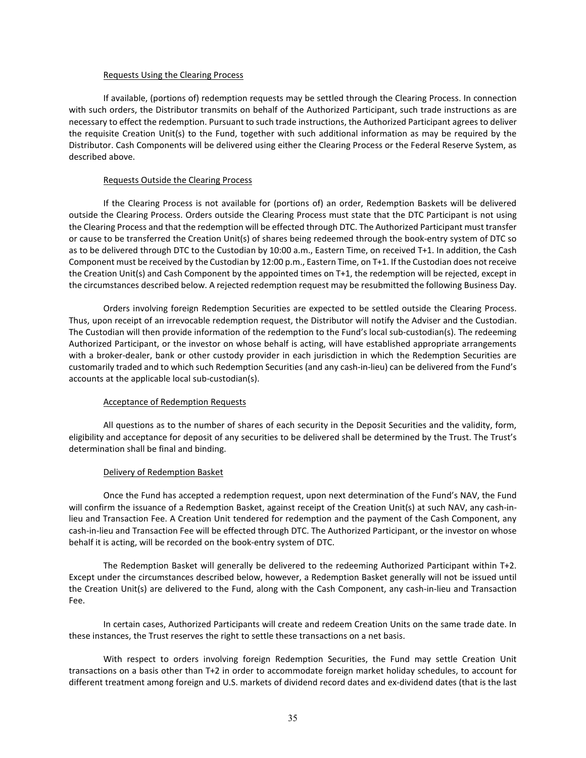Requests Using the Clearing Process

If available, (portions of) redemption requests may be settled through the Clearing Process. In connection with such orders, the Distributor transmits on behalf of the Authorized Participant, such trade instructions as are necessary to effect the redemption. Pursuant to such trade instructions, the Authorized Participant agrees to deliver the requisite Creation Unit(s) to the Fund, together with such additional information as may be required by the Distributor. Cash Components will be delivered using either the Clearing Process or the Federal Reserve System, as described above.

Requests Outside the Clearing Process

If the Clearing Process is not available for (portions of) an order, Redemption Baskets will be delivered outside the Clearing Process. Orders outside the Clearing Process must state that the DTC Participant is not using the Clearing Process and that the redemption will be effected through DTC. The Authorized Participant must transfer or cause to be transferred the Creation Unit(s) of shares being redeemed through the book-entry system of DTC so as to be delivered through DTC to the Custodian by 10:00 a.m., Eastern Time, on received T+1. In addition, the Cash Component must be received by the Custodian by 12:00 p.m., Eastern Time, on T+1. If the Custodian does not receive the Creation Unit(s) and Cash Component by the appointed times on T+1, the redemption will be rejected, except in the circumstances described below. A rejected redemption request may be resubmitted the following Business Day.

Orders involving foreign Redemption Securities are expected to be settled outside the Clearing Process. Thus, upon receipt of an irrevocable redemption request, the Distributor will notify the Adviser and the Custodian. The Custodian will then provide information of the redemption to the Fund's local sub-custodian(s). The redeeming Authorized Participant, or the investor on whose behalf is acting, will have established appropriate arrangements with a broker-dealer, bank or other custody provider in each jurisdiction in which the Redemption Securities are customarily traded and to which such Redemption Securities (and any cash-in-lieu) can be delivered from the Fund's accounts at the applicable local sub-custodian(s).

Acceptance of Redemption Requests

All questions as to the number of shares of each security in the Deposit Securities and the validity, form, eligibility and acceptance for deposit of any securities to be delivered shall be determined by the Trust. The Trust's determination shall be final and binding.

Delivery of Redemption Basket

Once the Fund has accepted a redemption request, upon next determination of the Fund's NAV, the Fund will confirm the issuance of a Redemption Basket, against receipt of the Creation Unit(s) at such NAV, any cash-in-lieu and Transaction Fee. A Creation Unit tendered for redemption and the payment of the Cash Component, any cash-in-lieu and Transaction Fee will be effected through DTC. The Authorized Participant, or the investor on whose behalf it is acting, will be recorded on the book-entry system of DTC.

The Redemption Basket will generally be delivered to the redeeming Authorized Participant within T+2. Except under the circumstances described below, however, a Redemption Basket generally will not be issued until the Creation Unit(s) are delivered to the Fund, along with the Cash Component, any cash-in-lieu and Transaction Fee.

In certain cases, Authorized Participants will create and redeem Creation Units on the same trade date. In these instances, the Trust reserves the right to settle these transactions on a net basis.

With respect to orders involving foreign Redemption Securities, the Fund may settle Creation Unit transactions on a basis other than T+2 in order to accommodate foreign market holiday schedules, to account for different treatment among foreign and U.S. markets of dividend record dates and ex-dividend dates (that is the last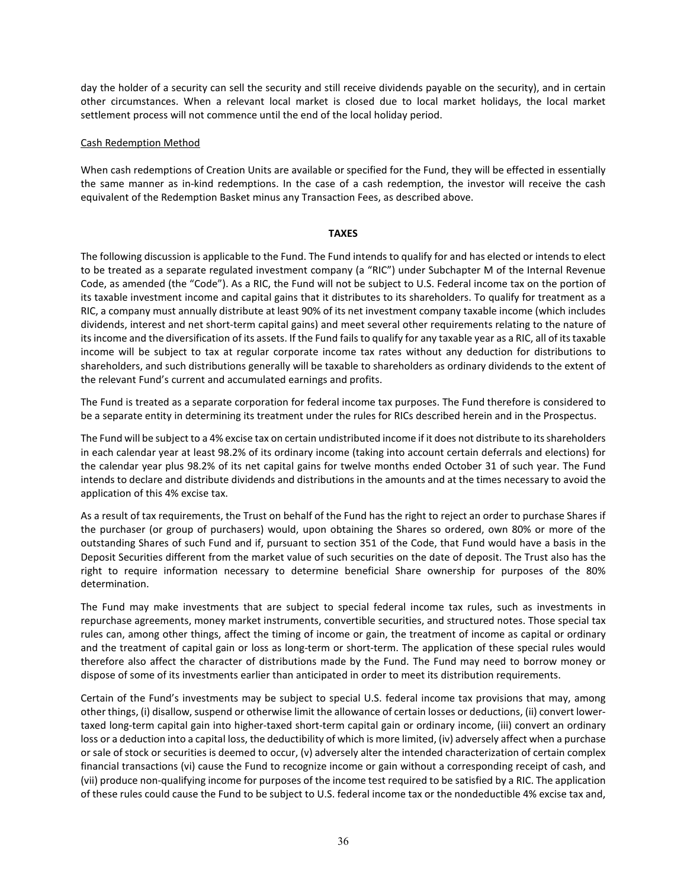day the holder of a security can sell the security and still receive dividends payable on the security), and in certain other circumstances. When a relevant local market is closed due to local market holidays, the local market settlement process will not commence until the end of the local holiday period.

Cash Redemption Method

When cash redemptions of Creation Units are available or specified for the Fund, they will be effected in essentially the same manner as in-kind redemptions. In the case of a cash redemption, the investor will receive the cash equivalent of the Redemption Basket minus any Transaction Fees, as described above.

## TAXES

The following discussion is applicable to the Fund. The Fund intends to qualify for and has elected or intends to elect to be treated as a separate regulated investment company (a "RIC") under Subchapter M of the Internal Revenue Code, as amended (the "Code"). As a RIC, the Fund will not be subject to U.S. Federal income tax on the portion of its taxable investment income and capital gains that it distributes to its shareholders. To qualify for treatment as a RIC, a company must annually distribute at least 90% of its net investment company taxable income (which includes dividends, interest and net short-term capital gains) and meet several other requirements relating to the nature of its income and the diversification of its assets. If the Fund fails to qualify for any taxable year as a RIC, all of its taxable income will be subject to tax at regular corporate income tax rates without any deduction for distributions to shareholders, and such distributions generally will be taxable to shareholders as ordinary dividends to the extent of the relevant Fund's current and accumulated earnings and profits.

The Fund is treated as a separate corporation for federal income tax purposes. The Fund therefore is considered to be a separate entity in determining its treatment under the rules for RICs described herein and in the Prospectus.

The Fund will be subject to a 4% excise tax on certain undistributed income if it does not distribute to its shareholders in each calendar year at least 98.2% of its ordinary income (taking into account certain deferrals and elections) for the calendar year plus 98.2% of its net capital gains for twelve months ended October 31 of such year. The Fund intends to declare and distribute dividends and distributions in the amounts and at the times necessary to avoid the application of this 4% excise tax.

As a result of tax requirements, the Trust on behalf of the Fund has the right to reject an order to purchase Shares if the purchaser (or group of purchasers) would, upon obtaining the Shares so ordered, own 80% or more of the outstanding Shares of such Fund and if, pursuant to section 351 of the Code, that Fund would have a basis in the Deposit Securities different from the market value of such securities on the date of deposit. The Trust also has the right to require information necessary to determine beneficial Share ownership for purposes of the 80% determination.

The Fund may make investments that are subject to special federal income tax rules, such as investments in repurchase agreements, money market instruments, convertible securities, and structured notes. Those special tax rules can, among other things, affect the timing of income or gain, the treatment of income as capital or ordinary and the treatment of capital gain or loss as long-term or short-term. The application of these special rules would therefore also affect the character of distributions made by the Fund. The Fund may need to borrow money or dispose of some of its investments earlier than anticipated in order to meet its distribution requirements.

Certain of the Fund's investments may be subject to special U.S. federal income tax provisions that may, among other things, (i) disallow, suspend or otherwise limit the allowance of certain losses or deductions, (ii) convert lower-taxed long-term capital gain into higher-taxed short-term capital gain or ordinary income, (iii) convert an ordinary loss or a deduction into a capital loss, the deductibility of which is more limited, (iv) adversely affect when a purchase or sale of stock or securities is deemed to occur, (v) adversely alter the intended characterization of certain complex financial transactions (vi) cause the Fund to recognize income or gain without a corresponding receipt of cash, and (vii) produce non-qualifying income for purposes of the income test required to be satisfied by a RIC. The application of these rules could cause the Fund to be subject to U.S. federal income tax or the nondeductible 4% excise tax and,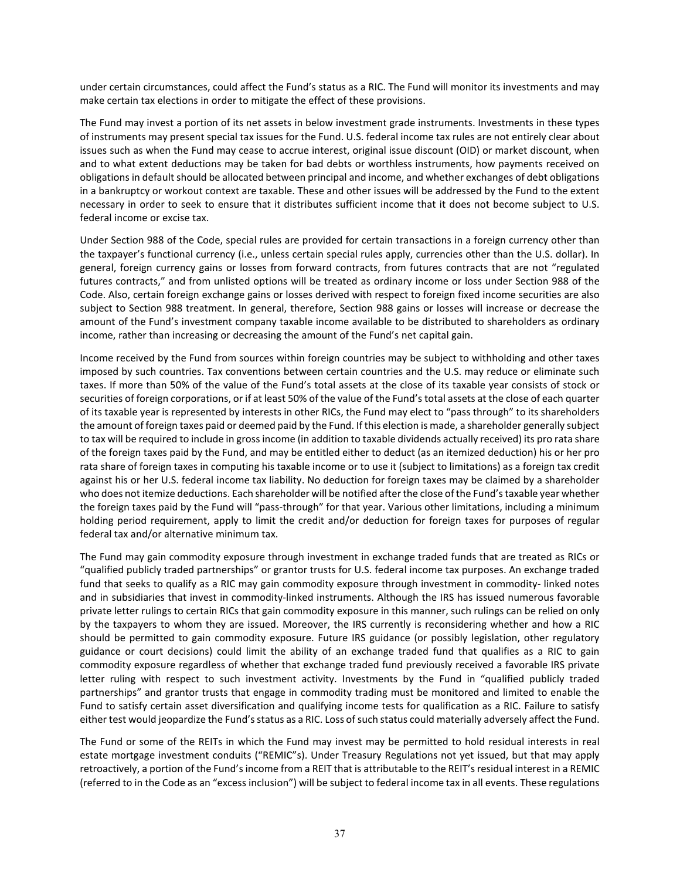under certain circumstances, could affect the Fund's status as a RIC. The Fund will monitor its investments and may make certain tax elections in order to mitigate the effect of these provisions.

The Fund may invest a portion of its net assets in below investment grade instruments. Investments in these types of instruments may present special tax issues for the Fund. U.S. federal income tax rules are not entirely clear about issues such as when the Fund may cease to accrue interest, original issue discount (OID) or market discount, when and to what extent deductions may be taken for bad debts or worthless instruments, how payments received on obligations in default should be allocated between principal and income, and whether exchanges of debt obligations in a bankruptcy or workout context are taxable. These and other issues will be addressed by the Fund to the extent necessary in order to seek to ensure that it distributes sufficient income that it does not become subject to U.S. federal income or excise tax.

Under Section 988 of the Code, special rules are provided for certain transactions in a foreign currency other than the taxpayer's functional currency (i.e., unless certain special rules apply, currencies other than the U.S. dollar). In general, foreign currency gains or losses from forward contracts, from futures contracts that are not "regulated futures contracts," and from unlisted options will be treated as ordinary income or loss under Section 988 of the Code. Also, certain foreign exchange gains or losses derived with respect to foreign fixed income securities are also subject to Section 988 treatment. In general, therefore, Section 988 gains or losses will increase or decrease the amount of the Fund's investment company taxable income available to be distributed to shareholders as ordinary income, rather than increasing or decreasing the amount of the Fund's net capital gain.

Income received by the Fund from sources within foreign countries may be subject to withholding and other taxes imposed by such countries. Tax conventions between certain countries and the U.S. may reduce or eliminate such taxes. If more than 50% of the value of the Fund's total assets at the close of its taxable year consists of stock or securities of foreign corporations, or if at least 50% of the value of the Fund's total assets at the close of each quarter of its taxable year is represented by interests in other RICs, the Fund may elect to "pass through" to its shareholders the amount of foreign taxes paid or deemed paid by the Fund. If this election is made, a shareholder generally subject to tax will be required to include in gross income (in addition to taxable dividends actually received) its pro rata share of the foreign taxes paid by the Fund, and may be entitled either to deduct (as an itemized deduction) his or her pro rata share of foreign taxes in computing his taxable income or to use it (subject to limitations) as a foreign tax credit against his or her U.S. federal income tax liability. No deduction for foreign taxes may be claimed by a shareholder who does not itemize deductions. Each shareholder will be notified after the close of the Fund's taxable year whether the foreign taxes paid by the Fund will "pass-through" for that year. Various other limitations, including a minimum holding period requirement, apply to limit the credit and/or deduction for foreign taxes for purposes of regular federal tax and/or alternative minimum tax.

The Fund may gain commodity exposure through investment in exchange traded funds that are treated as RICs or "qualified publicly traded partnerships" or grantor trusts for U.S. federal income tax purposes. An exchange traded fund that seeks to qualify as a RIC may gain commodity exposure through investment in commodity- linked notes and in subsidiaries that invest in commodity-linked instruments. Although the IRS has issued numerous favorable private letter rulings to certain RICs that gain commodity exposure in this manner, such rulings can be relied on only by the taxpayers to whom they are issued. Moreover, the IRS currently is reconsidering whether and how a RIC should be permitted to gain commodity exposure. Future IRS guidance (or possibly legislation, other regulatory guidance or court decisions) could limit the ability of an exchange traded fund that qualifies as a RIC to gain commodity exposure regardless of whether that exchange traded fund previously received a favorable IRS private letter ruling with respect to such investment activity. Investments by the Fund in "qualified publicly traded partnerships" and grantor trusts that engage in commodity trading must be monitored and limited to enable the Fund to satisfy certain asset diversification and qualifying income tests for qualification as a RIC. Failure to satisfy either test would jeopardize the Fund's status as a RIC. Loss of such status could materially adversely affect the Fund.

The Fund or some of the REITs in which the Fund may invest may be permitted to hold residual interests in real estate mortgage investment conduits ("REMIC"s). Under Treasury Regulations not yet issued, but that may apply retroactively, a portion of the Fund's income from a REIT that is attributable to the REIT's residual interest in a REMIC (referred to in the Code as an "excess inclusion") will be subject to federal income tax in all events. These regulations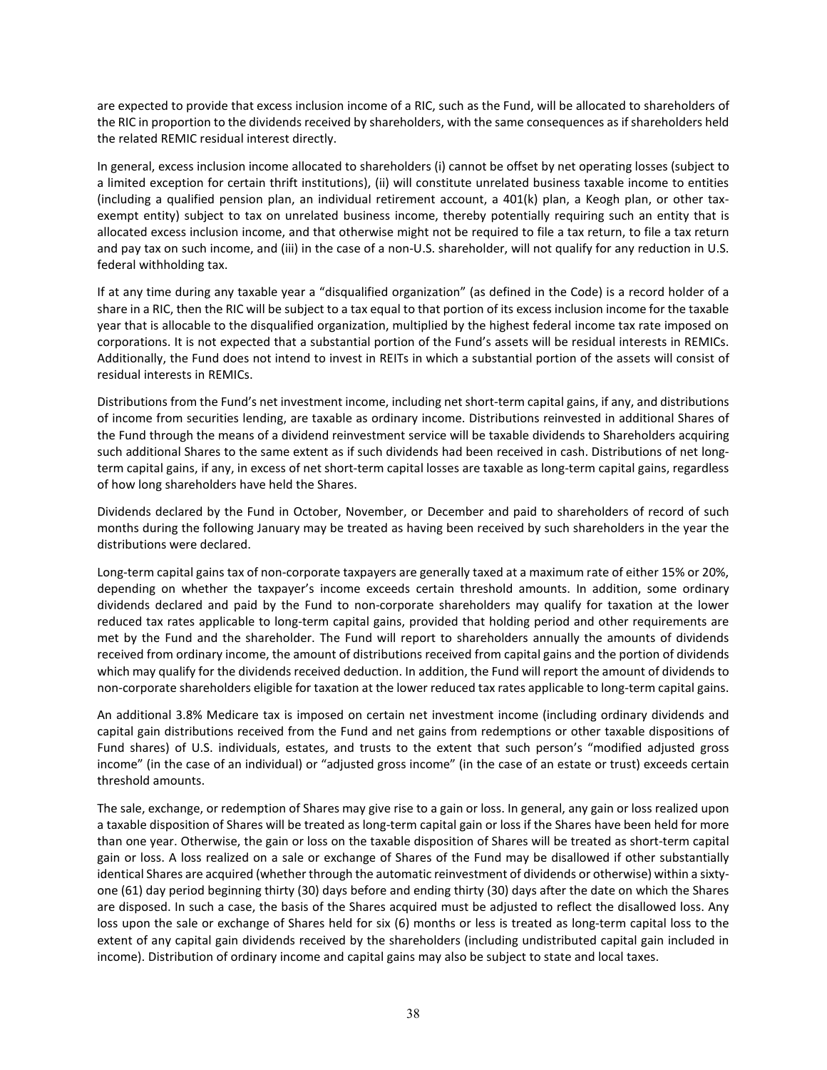are expected to provide that excess inclusion income of a RIC, such as the Fund, will be allocated to shareholders of the RIC in proportion to the dividends received by shareholders, with the same consequences as if shareholders held the related REMIC residual interest directly.

In general, excess inclusion income allocated to shareholders (i) cannot be offset by net operating losses (subject to a limited exception for certain thrift institutions), (ii) will constitute unrelated business taxable income to entities (including a qualified pension plan, an individual retirement account, a 401(k) plan, a Keogh plan, or other tax-exempt entity) subject to tax on unrelated business income, thereby potentially requiring such an entity that is allocated excess inclusion income, and that otherwise might not be required to file a tax return, to file a tax return and pay tax on such income, and (iii) in the case of a non-U.S. shareholder, will not qualify for any reduction in U.S. federal withholding tax.

If at any time during any taxable year a "disqualified organization" (as defined in the Code) is a record holder of a share in a RIC, then the RIC will be subject to a tax equal to that portion of its excess inclusion income for the taxable year that is allocable to the disqualified organization, multiplied by the highest federal income tax rate imposed on corporations. It is not expected that a substantial portion of the Fund's assets will be residual interests in REMICs. Additionally, the Fund does not intend to invest in REITs in which a substantial portion of the assets will consist of residual interests in REMICs.

Distributions from the Fund's net investment income, including net short-term capital gains, if any, and distributions of income from securities lending, are taxable as ordinary income. Distributions reinvested in additional Shares of the Fund through the means of a dividend reinvestment service will be taxable dividends to Shareholders acquiring such additional Shares to the same extent as if such dividends had been received in cash. Distributions of net long-term capital gains, if any, in excess of net short-term capital losses are taxable as long-term capital gains, regardless of how long shareholders have held the Shares.

Dividends declared by the Fund in October, November, or December and paid to shareholders of record of such months during the following January may be treated as having been received by such shareholders in the year the distributions were declared.

Long-term capital gains tax of non-corporate taxpayers are generally taxed at a maximum rate of either 15% or 20%, depending on whether the taxpayer's income exceeds certain threshold amounts. In addition, some ordinary dividends declared and paid by the Fund to non-corporate shareholders may qualify for taxation at the lower reduced tax rates applicable to long-term capital gains, provided that holding period and other requirements are met by the Fund and the shareholder. The Fund will report to shareholders annually the amounts of dividends received from ordinary income, the amount of distributions received from capital gains and the portion of dividends which may qualify for the dividends received deduction. In addition, the Fund will report the amount of dividends to non-corporate shareholders eligible for taxation at the lower reduced tax rates applicable to long-term capital gains.

An additional 3.8% Medicare tax is imposed on certain net investment income (including ordinary dividends and capital gain distributions received from the Fund and net gains from redemptions or other taxable dispositions of Fund shares) of U.S. individuals, estates, and trusts to the extent that such person's "modified adjusted gross income" (in the case of an individual) or "adjusted gross income" (in the case of an estate or trust) exceeds certain threshold amounts.

The sale, exchange, or redemption of Shares may give rise to a gain or loss. In general, any gain or loss realized upon a taxable disposition of Shares will be treated as long-term capital gain or loss if the Shares have been held for more than one year. Otherwise, the gain or loss on the taxable disposition of Shares will be treated as short-term capital gain or loss. A loss realized on a sale or exchange of Shares of the Fund may be disallowed if other substantially identical Shares are acquired (whether through the automatic reinvestment of dividends or otherwise) within a sixty-one (61) day period beginning thirty (30) days before and ending thirty (30) days after the date on which the Shares are disposed. In such a case, the basis of the Shares acquired must be adjusted to reflect the disallowed loss. Any loss upon the sale or exchange of Shares held for six (6) months or less is treated as long-term capital loss to the extent of any capital gain dividends received by the shareholders (including undistributed capital gain included in income). Distribution of ordinary income and capital gains may also be subject to state and local taxes.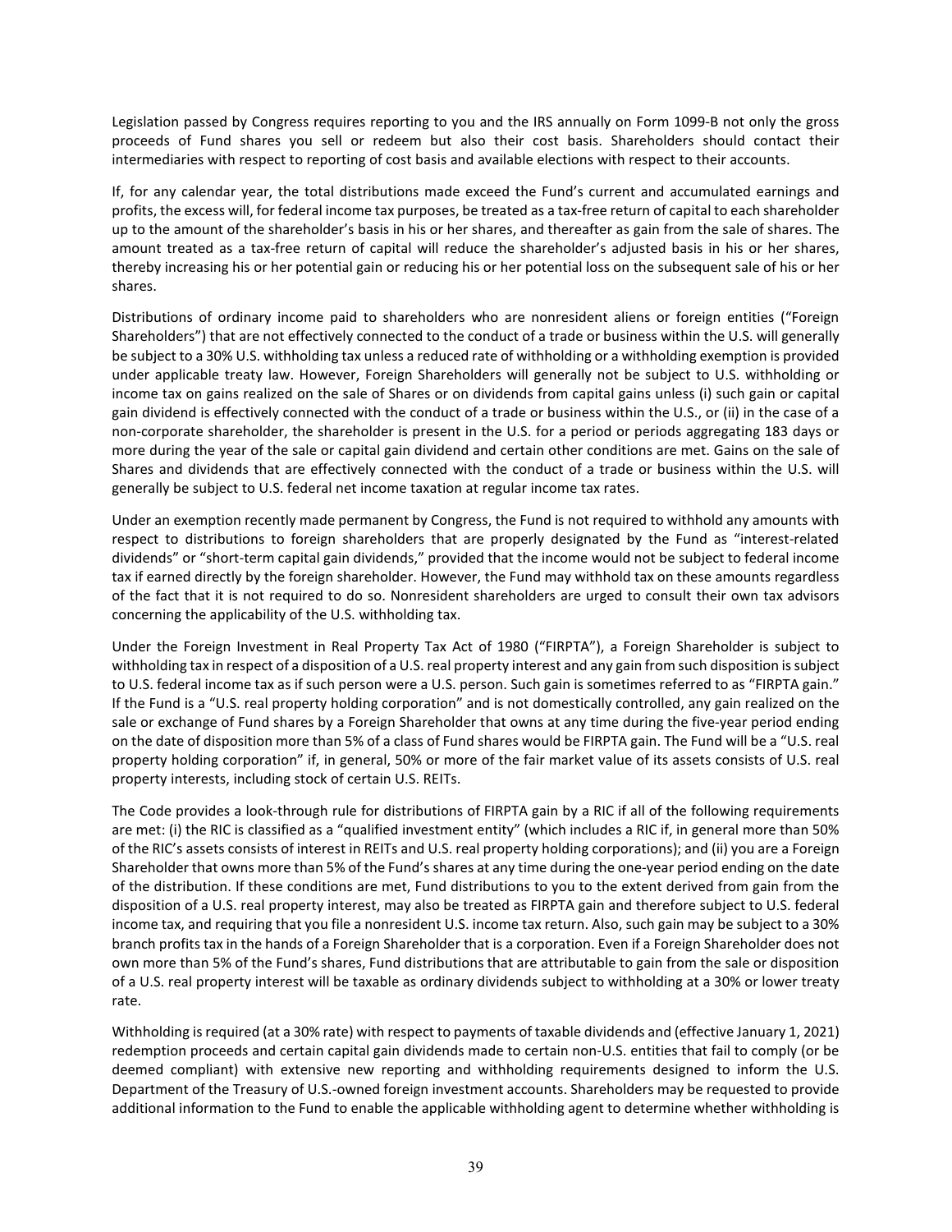Legislation passed by Congress requires reporting to you and the IRS annually on Form 1099-B not only the gross proceeds of Fund shares you sell or redeem but also their cost basis. Shareholders should contact their intermediaries with respect to reporting of cost basis and available elections with respect to their accounts.

If, for any calendar year, the total distributions made exceed the Fund's current and accumulated earnings and profits, the excess will, for federal income tax purposes, be treated as a tax-free return of capital to each shareholder up to the amount of the shareholder's basis in his or her shares, and thereafter as gain from the sale of shares. The amount treated as a tax-free return of capital will reduce the shareholder's adjusted basis in his or her shares, thereby increasing his or her potential gain or reducing his or her potential loss on the subsequent sale of his or her shares.

Distributions of ordinary income paid to shareholders who are nonresident aliens or foreign entities ("Foreign Shareholders") that are not effectively connected to the conduct of a trade or business within the U.S. will generally be subject to a 30% U.S. withholding tax unless a reduced rate of withholding or a withholding exemption is provided under applicable treaty law. However, Foreign Shareholders will generally not be subject to U.S. withholding or income tax on gains realized on the sale of Shares or on dividends from capital gains unless (i) such gain or capital gain dividend is effectively connected with the conduct of a trade or business within the U.S., or (ii) in the case of a non-corporate shareholder, the shareholder is present in the U.S. for a period or periods aggregating 183 days or more during the year of the sale or capital gain dividend and certain other conditions are met. Gains on the sale of Shares and dividends that are effectively connected with the conduct of a trade or business within the U.S. will generally be subject to U.S. federal net income taxation at regular income tax rates.

Under an exemption recently made permanent by Congress, the Fund is not required to withhold any amounts with respect to distributions to foreign shareholders that are properly designated by the Fund as "interest-related dividends" or "short-term capital gain dividends," provided that the income would not be subject to federal income tax if earned directly by the foreign shareholder. However, the Fund may withhold tax on these amounts regardless of the fact that it is not required to do so. Nonresident shareholders are urged to consult their own tax advisors concerning the applicability of the U.S. withholding tax.

Under the Foreign Investment in Real Property Tax Act of 1980 ("FIRPTA"), a Foreign Shareholder is subject to withholding tax in respect of a disposition of a U.S. real property interest and any gain from such disposition is subject to U.S. federal income tax as if such person were a U.S. person. Such gain is sometimes referred to as "FIRPTA gain." If the Fund is a "U.S. real property holding corporation" and is not domestically controlled, any gain realized on the sale or exchange of Fund shares by a Foreign Shareholder that owns at any time during the five-year period ending on the date of disposition more than 5% of a class of Fund shares would be FIRPTA gain. The Fund will be a "U.S. real property holding corporation" if, in general, 50% or more of the fair market value of its assets consists of U.S. real property interests, including stock of certain U.S. REITs.

The Code provides a look-through rule for distributions of FIRPTA gain by a RIC if all of the following requirements are met: (i) the RIC is classified as a "qualified investment entity" (which includes a RIC if, in general more than 50% of the RIC's assets consists of interest in REITs and U.S. real property holding corporations); and (ii) you are a Foreign Shareholder that owns more than 5% of the Fund's shares at any time during the one-year period ending on the date of the distribution. If these conditions are met, Fund distributions to you to the extent derived from gain from the disposition of a U.S. real property interest, may also be treated as FIRPTA gain and therefore subject to U.S. federal income tax, and requiring that you file a nonresident U.S. income tax return. Also, such gain may be subject to a 30% branch profits tax in the hands of a Foreign Shareholder that is a corporation. Even if a Foreign Shareholder does not own more than 5% of the Fund's shares, Fund distributions that are attributable to gain from the sale or disposition of a U.S. real property interest will be taxable as ordinary dividends subject to withholding at a 30% or lower treaty rate.

Withholding is required (at a 30% rate) with respect to payments of taxable dividends and (effective January 1, 2021) redemption proceeds and certain capital gain dividends made to certain non-U.S. entities that fail to comply (or be deemed compliant) with extensive new reporting and withholding requirements designed to inform the U.S. Department of the Treasury of U.S.-owned foreign investment accounts. Shareholders may be requested to provide additional information to the Fund to enable the applicable withholding agent to determine whether withholding is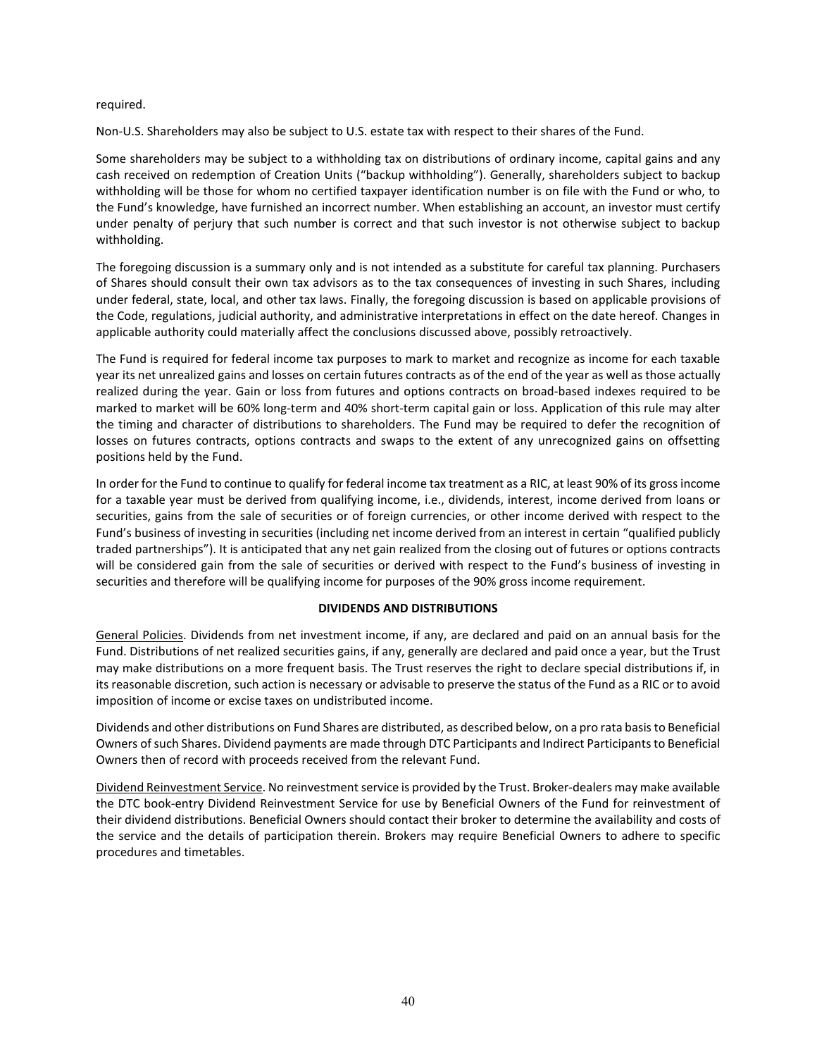required.

Non-U.S. Shareholders may also be subject to U.S. estate tax with respect to their shares of the Fund.

Some shareholders may be subject to a withholding tax on distributions of ordinary income, capital gains and any cash received on redemption of Creation Units ("backup withholding"). Generally, shareholders subject to backup withholding will be those for whom no certified taxpayer identification number is on file with the Fund or who, to the Fund's knowledge, have furnished an incorrect number. When establishing an account, an investor must certify under penalty of perjury that such number is correct and that such investor is not otherwise subject to backup withholding.

The foregoing discussion is a summary only and is not intended as a substitute for careful tax planning. Purchasers of Shares should consult their own tax advisors as to the tax consequences of investing in such Shares, including under federal, state, local, and other tax laws. Finally, the foregoing discussion is based on applicable provisions of the Code, regulations, judicial authority, and administrative interpretations in effect on the date hereof. Changes in applicable authority could materially affect the conclusions discussed above, possibly retroactively.

The Fund is required for federal income tax purposes to mark to market and recognize as income for each taxable year its net unrealized gains and losses on certain futures contracts as of the end of the year as well as those actually realized during the year. Gain or loss from futures and options contracts on broad-based indexes required to be marked to market will be 60% long-term and 40% short-term capital gain or loss. Application of this rule may alter the timing and character of distributions to shareholders. The Fund may be required to defer the recognition of losses on futures contracts, options contracts and swaps to the extent of any unrecognized gains on offsetting positions held by the Fund.

In order for the Fund to continue to qualify for federal income tax treatment as a RIC, at least 90% of its gross income for a taxable year must be derived from qualifying income, i.e., dividends, interest, income derived from loans or securities, gains from the sale of securities or of foreign currencies, or other income derived with respect to the Fund's business of investing in securities (including net income derived from an interest in certain "qualified publicly traded partnerships"). It is anticipated that any net gain realized from the closing out of futures or options contracts will be considered gain from the sale of securities or derived with respect to the Fund's business of investing in securities and therefore will be qualifying income for purposes of the 90% gross income requirement.

## DIVIDENDS AND DISTRIBUTIONS

General Policies. Dividends from net investment income, if any, are declared and paid on an annual basis for the Fund. Distributions of net realized securities gains, if any, generally are declared and paid once a year, but the Trust may make distributions on a more frequent basis. The Trust reserves the right to declare special distributions if, in its reasonable discretion, such action is necessary or advisable to preserve the status of the Fund as a RIC or to avoid imposition of income or excise taxes on undistributed income.

Dividends and other distributions on Fund Shares are distributed, as described below, on a pro rata basis to Beneficial Owners of such Shares. Dividend payments are made through DTC Participants and Indirect Participants to Beneficial Owners then of record with proceeds received from the relevant Fund.

Dividend Reinvestment Service. No reinvestment service is provided by the Trust. Broker-dealers may make available the DTC book-entry Dividend Reinvestment Service for use by Beneficial Owners of the Fund for reinvestment of their dividend distributions. Beneficial Owners should contact their broker to determine the availability and costs of the service and the details of participation therein. Brokers may require Beneficial Owners to adhere to specific procedures and timetables.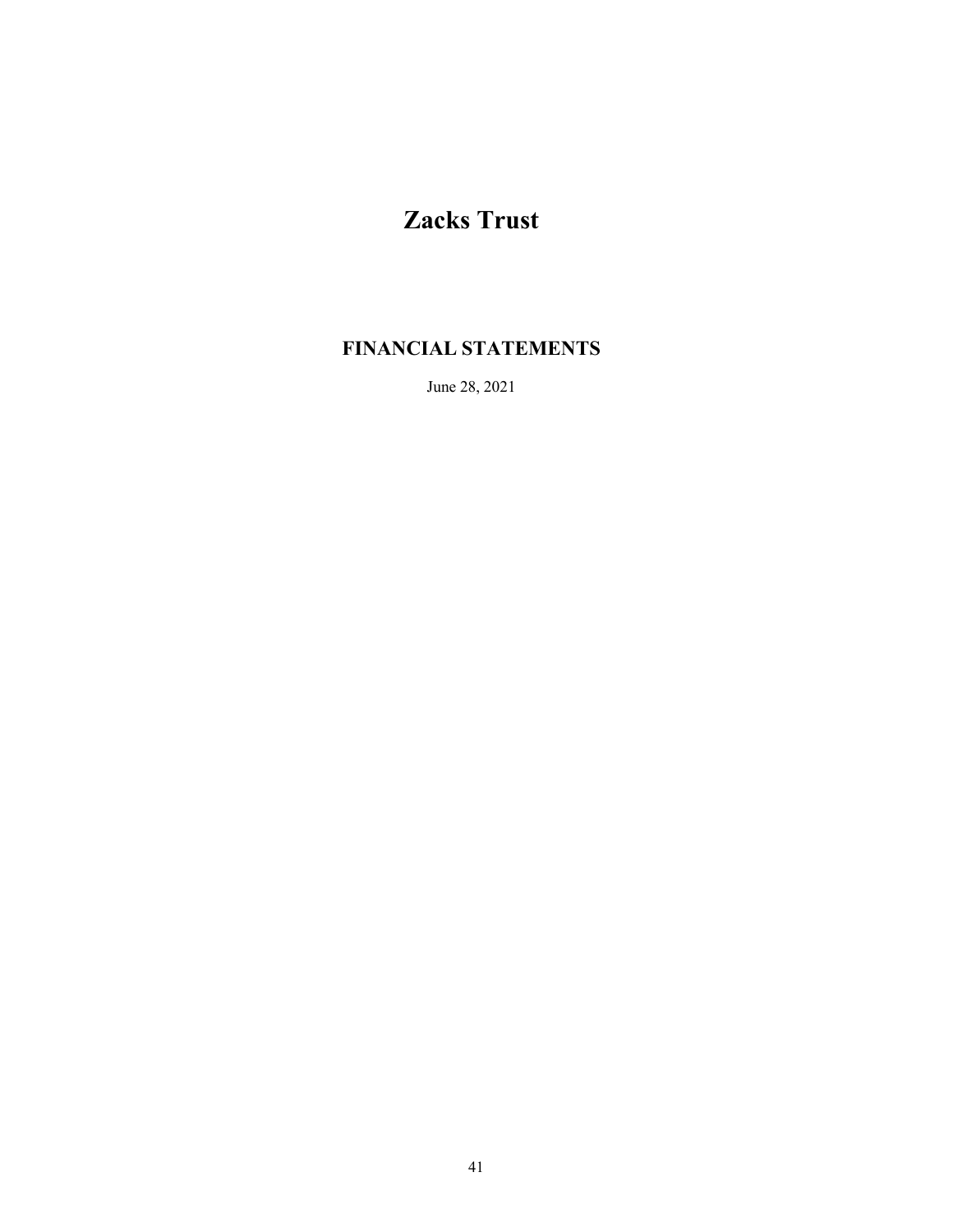# Zacks Trust

## FINANCIAL STATEMENTS

June 28, 2021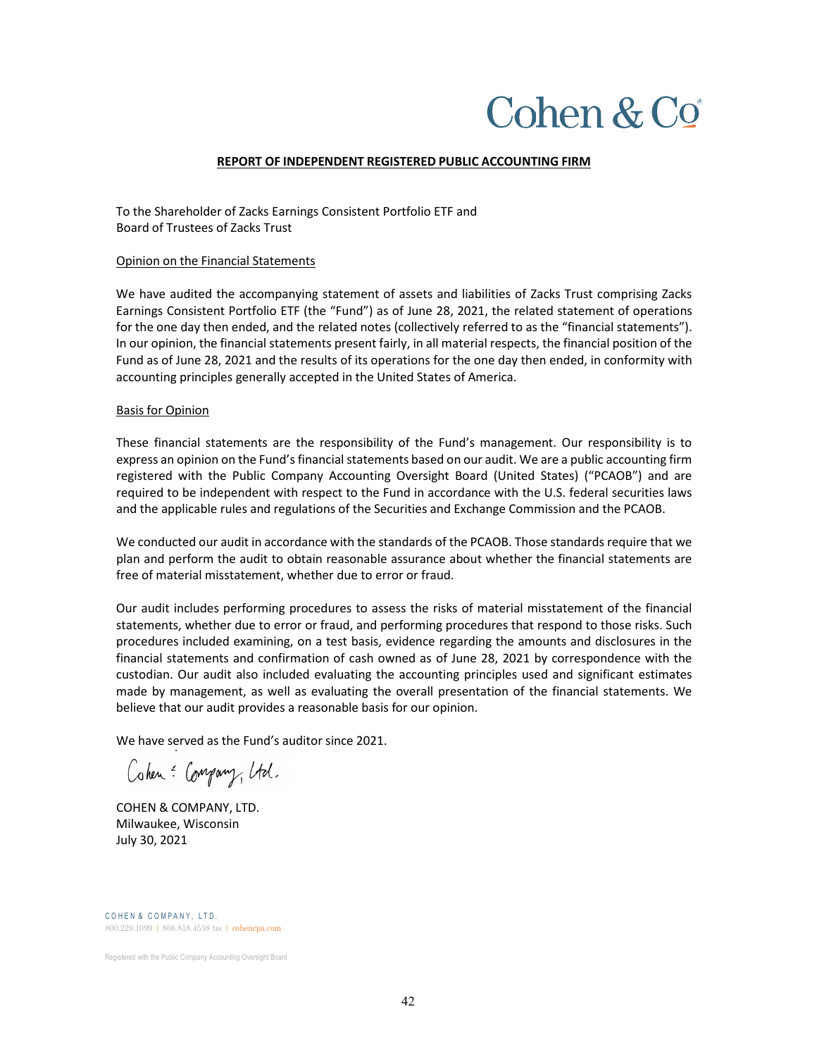Cohen & Co

## REPORT OF INDEPENDENT REGISTERED PUBLIC ACCOUNTING FIRM

To the Shareholder of Zacks Earnings Consistent Portfolio ETF and
Board of Trustees of Zacks Trust

### Opinion on the Financial Statements

We have audited the accompanying statement of assets and liabilities of Zacks Trust comprising Zacks Earnings Consistent Portfolio ETF (the "Fund") as of June 28, 2021, the related statement of operations for the one day then ended, and the related notes (collectively referred to as the "financial statements"). In our opinion, the financial statements present fairly, in all material respects, the financial position of the Fund as of June 28, 2021 and the results of its operations for the one day then ended, in conformity with accounting principles generally accepted in the United States of America.

### Basis for Opinion

These financial statements are the responsibility of the Fund's management. Our responsibility is to express an opinion on the Fund's financial statements based on our audit. We are a public accounting firm registered with the Public Company Accounting Oversight Board (United States) ("PCAOB") and are required to be independent with respect to the Fund in accordance with the U.S. federal securities laws and the applicable rules and regulations of the Securities and Exchange Commission and the PCAOB.

We conducted our audit in accordance with the standards of the PCAOB. Those standards require that we plan and perform the audit to obtain reasonable assurance about whether the financial statements are free of material misstatement, whether due to error or fraud.

Our audit includes performing procedures to assess the risks of material misstatement of the financial statements, whether due to error or fraud, and performing procedures that respond to those risks. Such procedures included examining, on a test basis, evidence regarding the amounts and disclosures in the financial statements and confirmation of cash owned as of June 28, 2021 by correspondence with the custodian. Our audit also included evaluating the accounting principles used and significant estimates made by management, as well as evaluating the overall presentation of the financial statements. We believe that our audit provides a reasonable basis for our opinion.

We have served as the Fund's auditor since 2021.

*Cohen & Company, Ltd.*

COHEN & COMPANY, LTD.
Milwaukee, Wisconsin
July 30, 2021

COHEN & COMPANY, LTD.
800.229.1099 | 866.818.4538 fax | cohencpa.com

Registered with the Public Company Accounting Oversight Board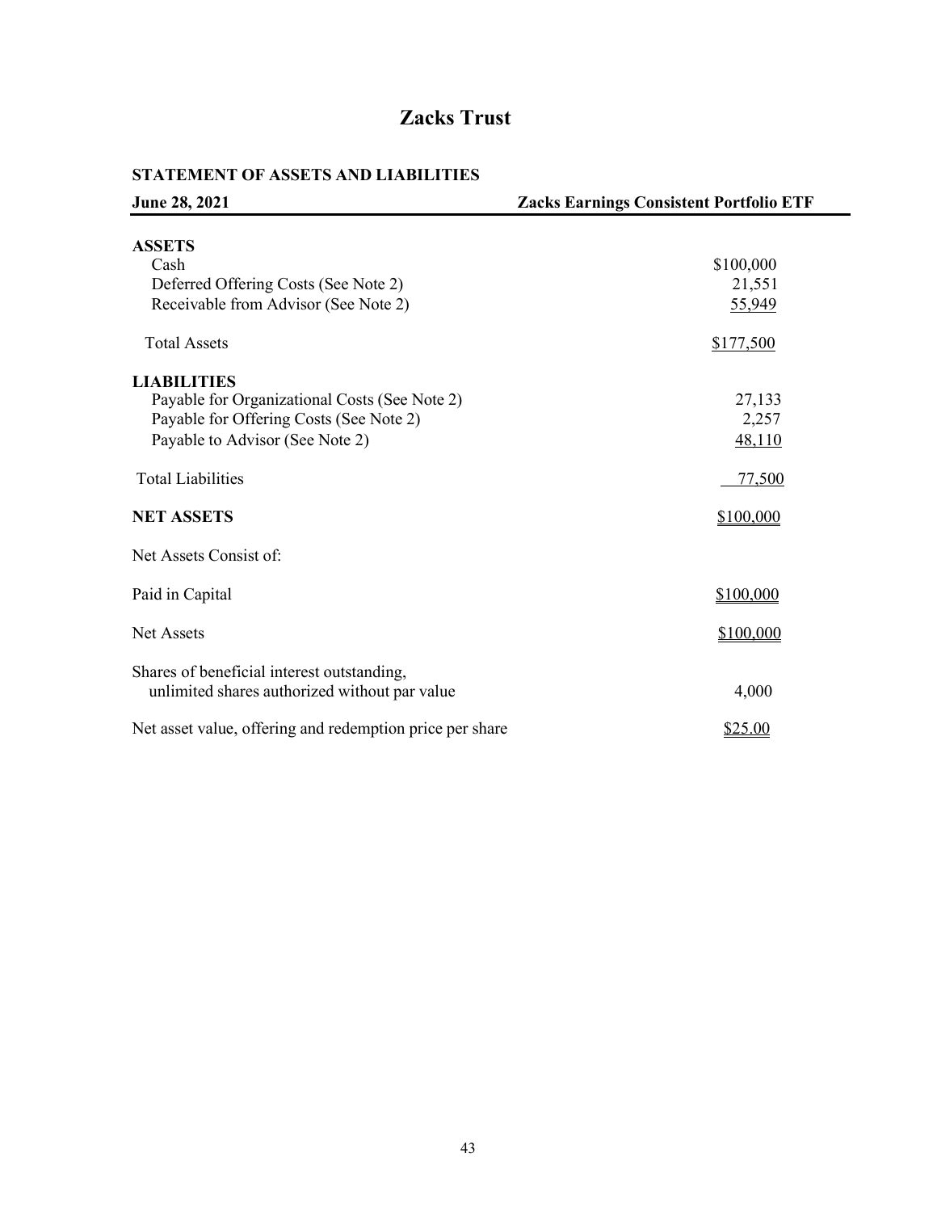# Zacks Trust

## STATEMENT OF ASSETS AND LIABILITIES

| June 28, 2021 | Zacks Earnings Consistent Portfolio ETF |
|---|---|
| **ASSETS** | |
| Cash | $100,000 |
| Deferred Offering Costs (See Note 2) | 21,551 |
| Receivable from Advisor (See Note 2) | 55,949 |
| Total Assets | $177,500 |
| **LIABILITIES** | |
| Payable for Organizational Costs (See Note 2) | 27,133 |
| Payable for Offering Costs (See Note 2) | 2,257 |
| Payable to Advisor (See Note 2) | 48,110 |
| Total Liabilities | 77,500 |
| **NET ASSETS** | $100,000 |
| Net Assets Consist of: | |
| Paid in Capital | $100,000 |
| Net Assets | $100,000 |
| Shares of beneficial interest outstanding, unlimited shares authorized without par value | 4,000 |
| Net asset value, offering and redemption price per share | $25.00 |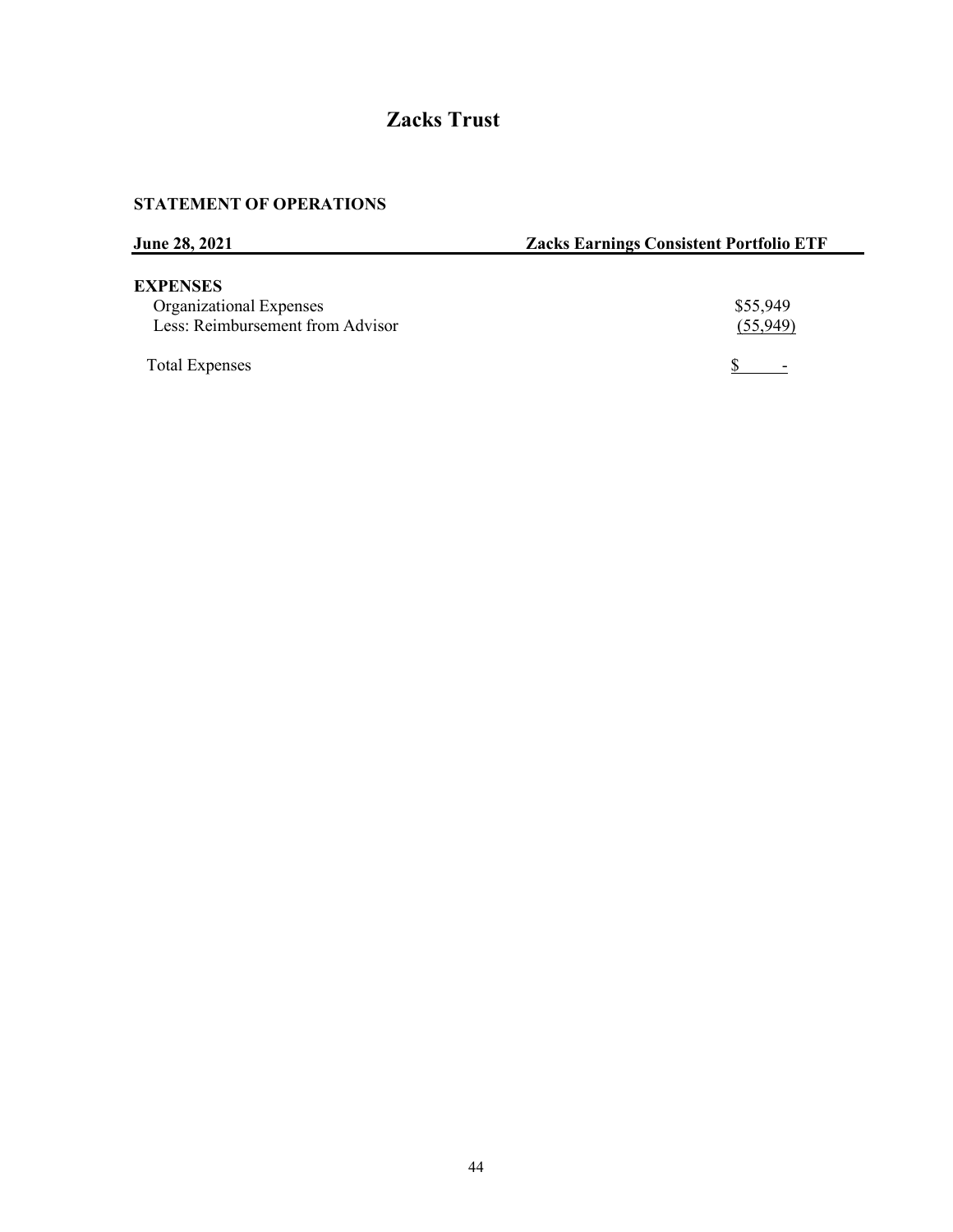# Zacks Trust

**STATEMENT OF OPERATIONS**

| **June 28, 2021** | **Zacks Earnings Consistent Portfolio ETF** |
|---|---|
| **EXPENSES** | |
| Organizational Expenses | $55,949 |
| Less: Reimbursement from Advisor | (55,949) |
| Total Expenses | $ - |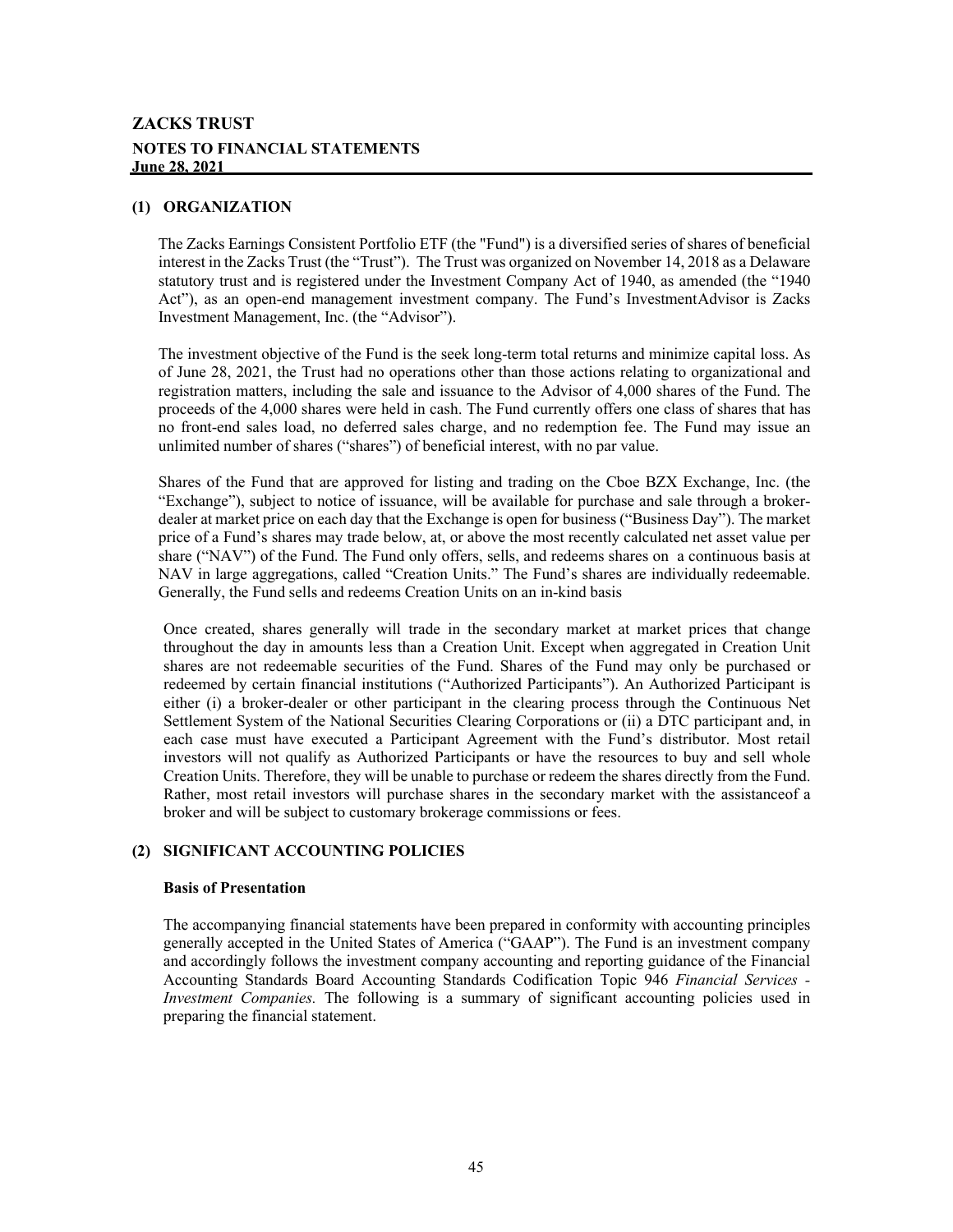# ZACKS TRUST

## NOTES TO FINANCIAL STATEMENTS

**June 28, 2021**

### (1) ORGANIZATION

The Zacks Earnings Consistent Portfolio ETF (the "Fund") is a diversified series of shares of beneficial interest in the Zacks Trust (the "Trust"). The Trust was organized on November 14, 2018 as a Delaware statutory trust and is registered under the Investment Company Act of 1940, as amended (the "1940 Act"), as an open-end management investment company. The Fund's InvestmentAdvisor is Zacks Investment Management, Inc. (the "Advisor").

The investment objective of the Fund is the seek long-term total returns and minimize capital loss. As of June 28, 2021, the Trust had no operations other than those actions relating to organizational and registration matters, including the sale and issuance to the Advisor of 4,000 shares of the Fund. The proceeds of the 4,000 shares were held in cash. The Fund currently offers one class of shares that has no front-end sales load, no deferred sales charge, and no redemption fee. The Fund may issue an unlimited number of shares ("shares") of beneficial interest, with no par value.

Shares of the Fund that are approved for listing and trading on the Cboe BZX Exchange, Inc. (the "Exchange"), subject to notice of issuance, will be available for purchase and sale through a broker-dealer at market price on each day that the Exchange is open for business ("Business Day"). The market price of a Fund's shares may trade below, at, or above the most recently calculated net asset value per share ("NAV") of the Fund. The Fund only offers, sells, and redeems shares on a continuous basis at NAV in large aggregations, called "Creation Units." The Fund's shares are individually redeemable. Generally, the Fund sells and redeems Creation Units on an in-kind basis

Once created, shares generally will trade in the secondary market at market prices that change throughout the day in amounts less than a Creation Unit. Except when aggregated in Creation Unit shares are not redeemable securities of the Fund. Shares of the Fund may only be purchased or redeemed by certain financial institutions ("Authorized Participants"). An Authorized Participant is either (i) a broker-dealer or other participant in the clearing process through the Continuous Net Settlement System of the National Securities Clearing Corporations or (ii) a DTC participant and, in each case must have executed a Participant Agreement with the Fund's distributor. Most retail investors will not qualify as Authorized Participants or have the resources to buy and sell whole Creation Units. Therefore, they will be unable to purchase or redeem the shares directly from the Fund. Rather, most retail investors will purchase shares in the secondary market with the assistanceof a broker and will be subject to customary brokerage commissions or fees.

### (2) SIGNIFICANT ACCOUNTING POLICIES

**Basis of Presentation**

The accompanying financial statements have been prepared in conformity with accounting principles generally accepted in the United States of America ("GAAP"). The Fund is an investment company and accordingly follows the investment company accounting and reporting guidance of the Financial Accounting Standards Board Accounting Standards Codification Topic 946 *Financial Services - Investment Companies.* The following is a summary of significant accounting policies used in preparing the financial statement.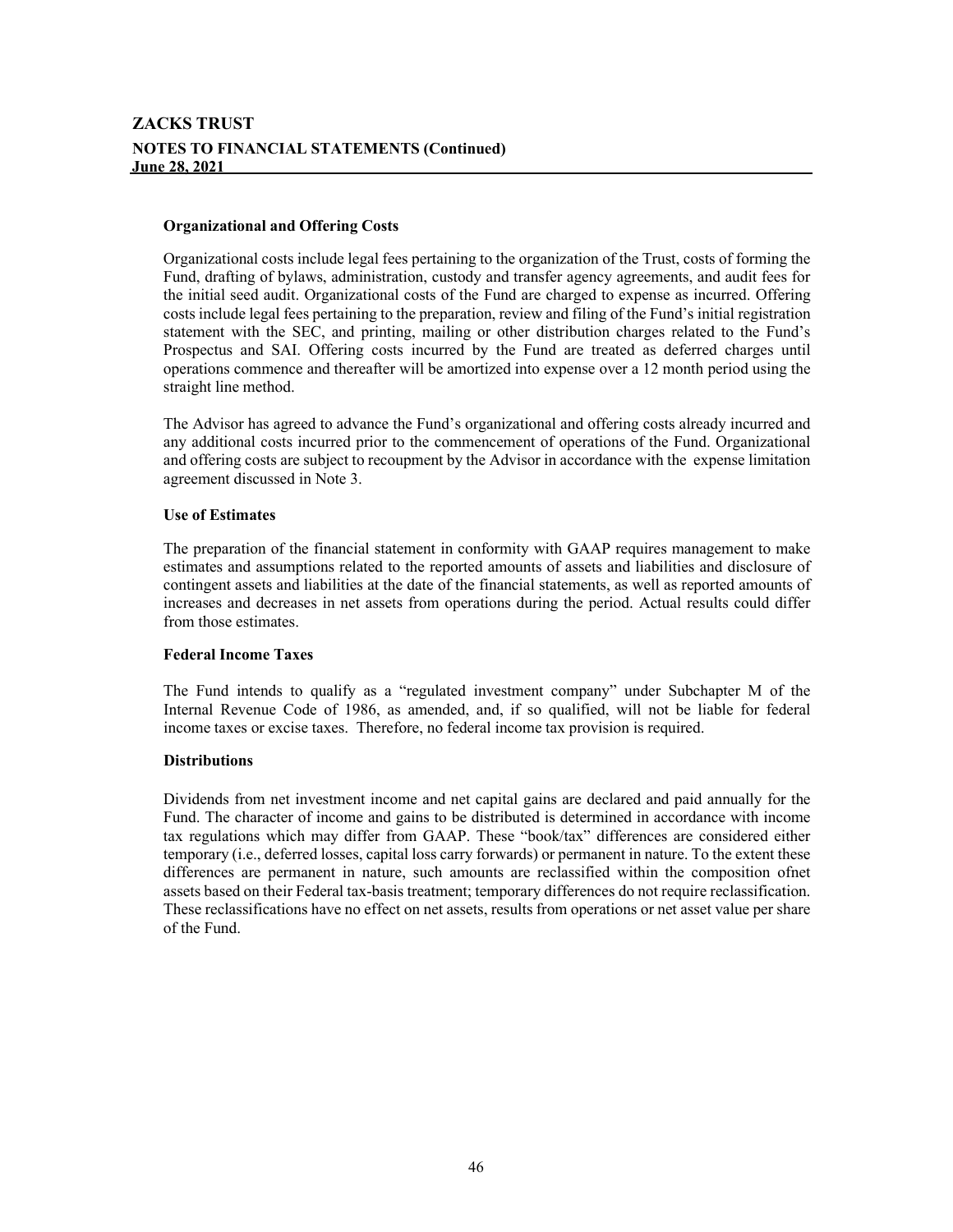**Organizational and Offering Costs**

Organizational costs include legal fees pertaining to the organization of the Trust, costs of forming the Fund, drafting of bylaws, administration, custody and transfer agency agreements, and audit fees for the initial seed audit. Organizational costs of the Fund are charged to expense as incurred. Offering costs include legal fees pertaining to the preparation, review and filing of the Fund's initial registration statement with the SEC, and printing, mailing or other distribution charges related to the Fund's Prospectus and SAI. Offering costs incurred by the Fund are treated as deferred charges until operations commence and thereafter will be amortized into expense over a 12 month period using the straight line method.

The Advisor has agreed to advance the Fund's organizational and offering costs already incurred and any additional costs incurred prior to the commencement of operations of the Fund. Organizational and offering costs are subject to recoupment by the Advisor in accordance with the expense limitation agreement discussed in Note 3.

**Use of Estimates**

The preparation of the financial statement in conformity with GAAP requires management to make estimates and assumptions related to the reported amounts of assets and liabilities and disclosure of contingent assets and liabilities at the date of the financial statements, as well as reported amounts of increases and decreases in net assets from operations during the period. Actual results could differ from those estimates.

**Federal Income Taxes**

The Fund intends to qualify as a "regulated investment company" under Subchapter M of the Internal Revenue Code of 1986, as amended, and, if so qualified, will not be liable for federal income taxes or excise taxes. Therefore, no federal income tax provision is required.

**Distributions**

Dividends from net investment income and net capital gains are declared and paid annually for the Fund. The character of income and gains to be distributed is determined in accordance with income tax regulations which may differ from GAAP. These "book/tax" differences are considered either temporary (i.e., deferred losses, capital loss carry forwards) or permanent in nature. To the extent these differences are permanent in nature, such amounts are reclassified within the composition ofnet assets based on their Federal tax-basis treatment; temporary differences do not require reclassification. These reclassifications have no effect on net assets, results from operations or net asset value per share of the Fund.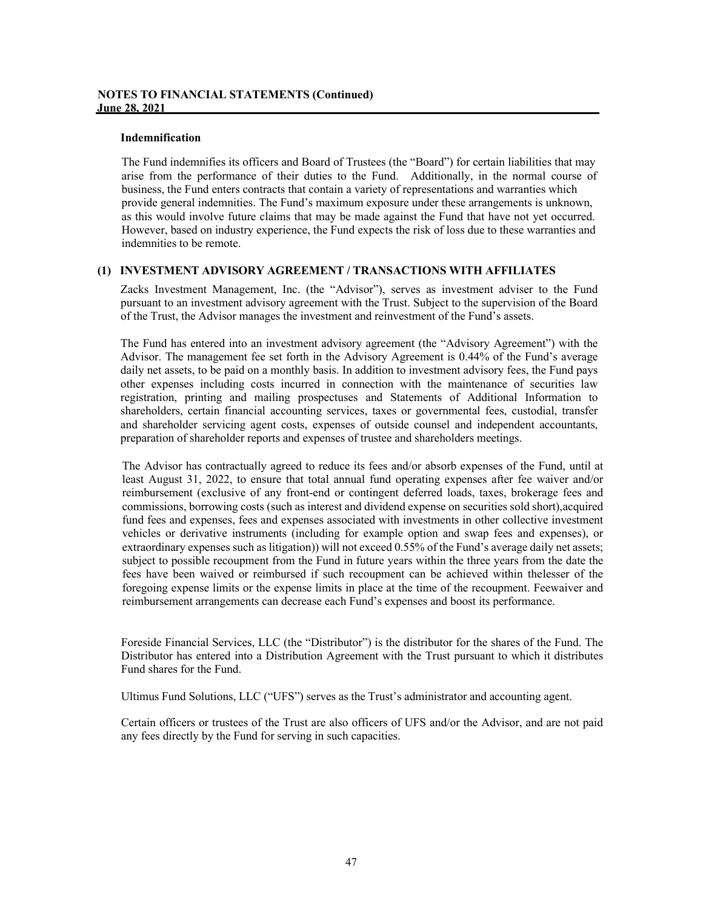**NOTES TO FINANCIAL STATEMENTS (Continued)**
**June 28, 2021**

**Indemnification**

The Fund indemnifies its officers and Board of Trustees (the "Board") for certain liabilities that may arise from the performance of their duties to the Fund. Additionally, in the normal course of business, the Fund enters contracts that contain a variety of representations and warranties which provide general indemnities. The Fund's maximum exposure under these arrangements is unknown, as this would involve future claims that may be made against the Fund that have not yet occurred. However, based on industry experience, the Fund expects the risk of loss due to these warranties and indemnities to be remote.

## (1) INVESTMENT ADVISORY AGREEMENT / TRANSACTIONS WITH AFFILIATES

Zacks Investment Management, Inc. (the "Advisor"), serves as investment adviser to the Fund pursuant to an investment advisory agreement with the Trust. Subject to the supervision of the Board of the Trust, the Advisor manages the investment and reinvestment of the Fund's assets.

The Fund has entered into an investment advisory agreement (the "Advisory Agreement") with the Advisor. The management fee set forth in the Advisory Agreement is 0.44% of the Fund's average daily net assets, to be paid on a monthly basis. In addition to investment advisory fees, the Fund pays other expenses including costs incurred in connection with the maintenance of securities law registration, printing and mailing prospectuses and Statements of Additional Information to shareholders, certain financial accounting services, taxes or governmental fees, custodial, transfer and shareholder servicing agent costs, expenses of outside counsel and independent accountants, preparation of shareholder reports and expenses of trustee and shareholders meetings.

The Advisor has contractually agreed to reduce its fees and/or absorb expenses of the Fund, until at least August 31, 2022, to ensure that total annual fund operating expenses after fee waiver and/or reimbursement (exclusive of any front-end or contingent deferred loads, taxes, brokerage fees and commissions, borrowing costs (such as interest and dividend expense on securities sold short),acquired fund fees and expenses, fees and expenses associated with investments in other collective investment vehicles or derivative instruments (including for example option and swap fees and expenses), or extraordinary expenses such as litigation)) will not exceed 0.55% of the Fund's average daily net assets; subject to possible recoupment from the Fund in future years within the three years from the date the fees have been waived or reimbursed if such recoupment can be achieved within thelesser of the foregoing expense limits or the expense limits in place at the time of the recoupment. Feewaiver and reimbursement arrangements can decrease each Fund's expenses and boost its performance.

Foreside Financial Services, LLC (the "Distributor") is the distributor for the shares of the Fund. The Distributor has entered into a Distribution Agreement with the Trust pursuant to which it distributes Fund shares for the Fund.

Ultimus Fund Solutions, LLC ("UFS") serves as the Trust's administrator and accounting agent.

Certain officers or trustees of the Trust are also officers of UFS and/or the Advisor, and are not paid any fees directly by the Fund for serving in such capacities.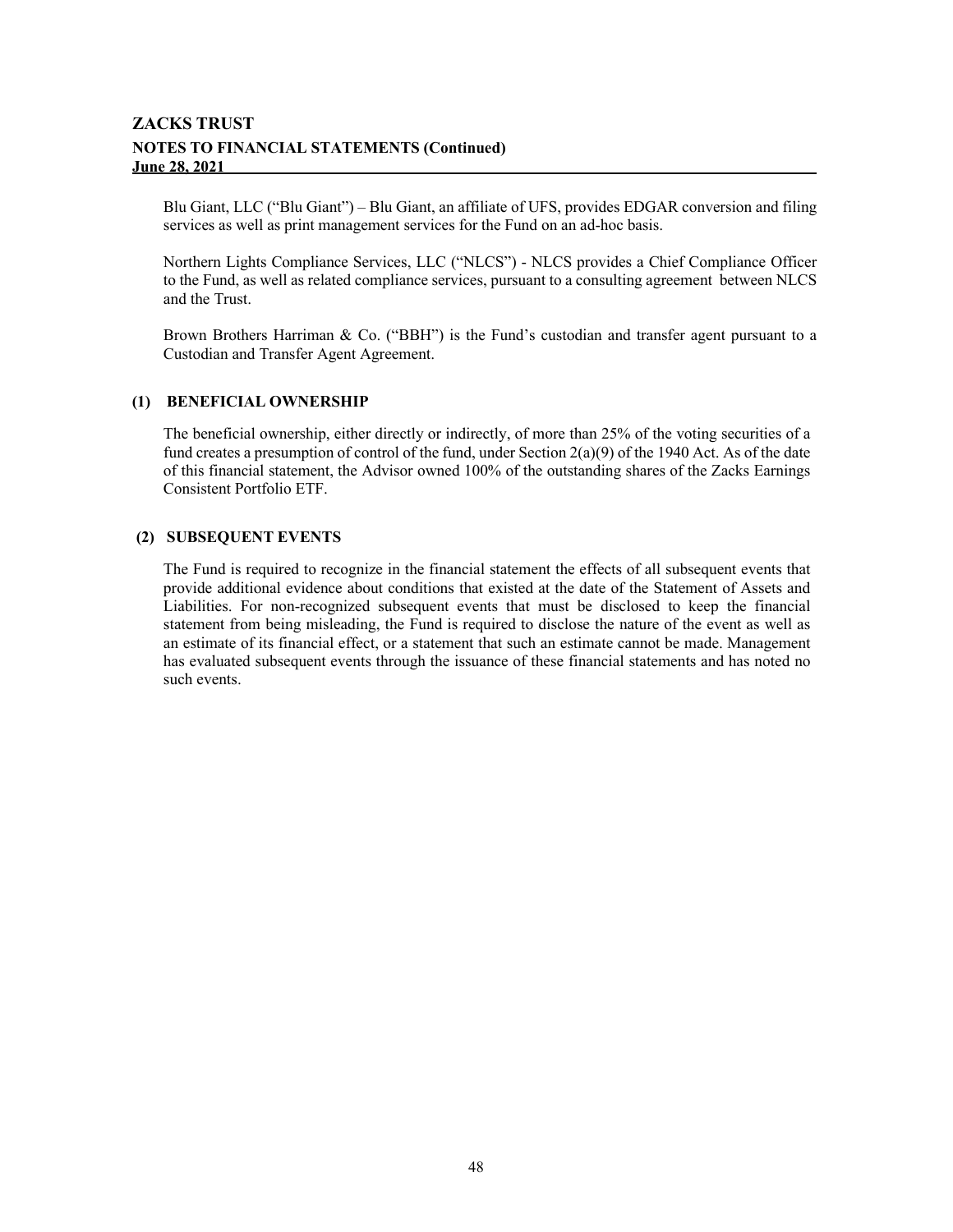Blu Giant, LLC ("Blu Giant") – Blu Giant, an affiliate of UFS, provides EDGAR conversion and filing services as well as print management services for the Fund on an ad-hoc basis.

Northern Lights Compliance Services, LLC ("NLCS") - NLCS provides a Chief Compliance Officer to the Fund, as well as related compliance services, pursuant to a consulting agreement between NLCS and the Trust.

Brown Brothers Harriman & Co. ("BBH") is the Fund's custodian and transfer agent pursuant to a Custodian and Transfer Agent Agreement.

### (1) BENEFICIAL OWNERSHIP

The beneficial ownership, either directly or indirectly, of more than 25% of the voting securities of a fund creates a presumption of control of the fund, under Section 2(a)(9) of the 1940 Act. As of the date of this financial statement, the Advisor owned 100% of the outstanding shares of the Zacks Earnings Consistent Portfolio ETF.

### (2) SUBSEQUENT EVENTS

The Fund is required to recognize in the financial statement the effects of all subsequent events that provide additional evidence about conditions that existed at the date of the Statement of Assets and Liabilities. For non-recognized subsequent events that must be disclosed to keep the financial statement from being misleading, the Fund is required to disclose the nature of the event as well as an estimate of its financial effect, or a statement that such an estimate cannot be made. Management has evaluated subsequent events through the issuance of these financial statements and has noted no such events.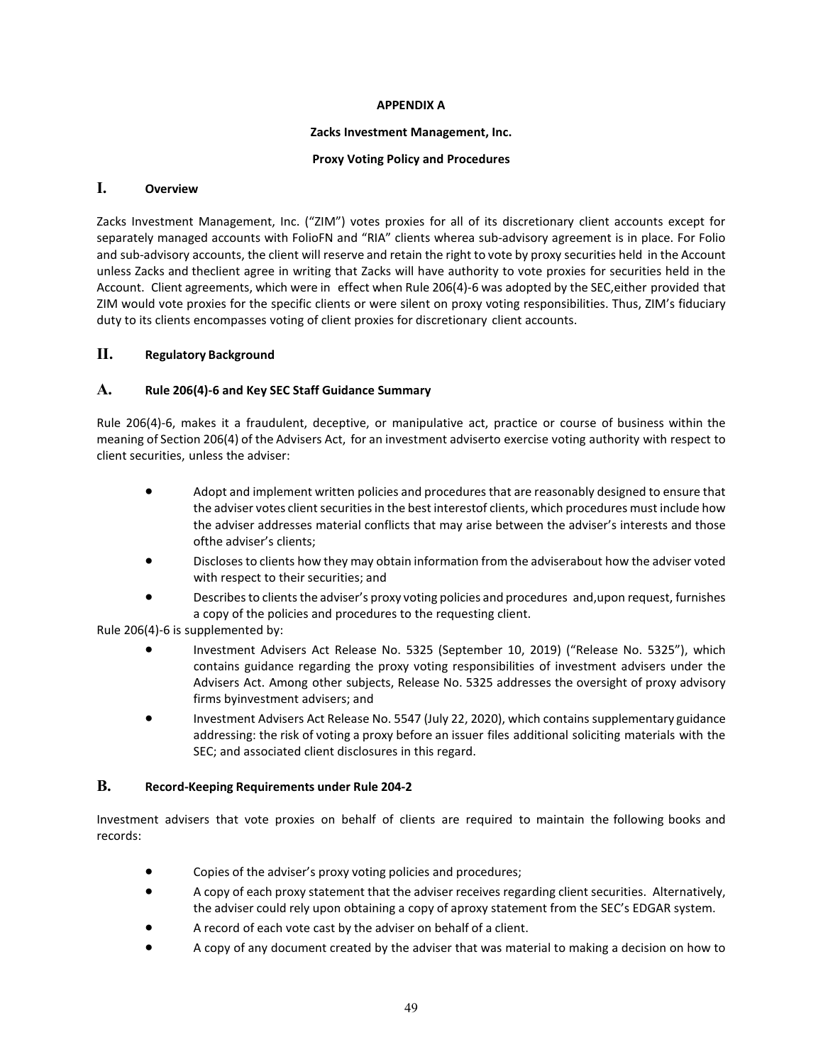**APPENDIX A**

**Zacks Investment Management, Inc.**

**Proxy Voting Policy and Procedures**

## I. Overview

Zacks Investment Management, Inc. ("ZIM") votes proxies for all of its discretionary client accounts except for separately managed accounts with FolioFN and "RIA" clients wherea sub-advisory agreement is in place. For Folio and sub-advisory accounts, the client will reserve and retain the right to vote by proxy securities held in the Account unless Zacks and theclient agree in writing that Zacks will have authority to vote proxies for securities held in the Account. Client agreements, which were in effect when Rule 206(4)-6 was adopted by the SEC,either provided that ZIM would vote proxies for the specific clients or were silent on proxy voting responsibilities. Thus, ZIM's fiduciary duty to its clients encompasses voting of client proxies for discretionary client accounts.

## II. Regulatory Background

### A. Rule 206(4)-6 and Key SEC Staff Guidance Summary

Rule 206(4)-6, makes it a fraudulent, deceptive, or manipulative act, practice or course of business within the meaning of Section 206(4) of the Advisers Act, for an investment adviserto exercise voting authority with respect to client securities, unless the adviser:

- Adopt and implement written policies and procedures that are reasonably designed to ensure that the adviser votes client securities in the best interestof clients, which procedures must include how the adviser addresses material conflicts that may arise between the adviser's interests and those ofthe adviser's clients;
- Discloses to clients how they may obtain information from the adviserabout how the adviser voted with respect to their securities; and
- Describes to clients the adviser's proxy voting policies and procedures and,upon request, furnishes a copy of the policies and procedures to the requesting client.

Rule 206(4)-6 is supplemented by:

- Investment Advisers Act Release No. 5325 (September 10, 2019) ("Release No. 5325"), which contains guidance regarding the proxy voting responsibilities of investment advisers under the Advisers Act. Among other subjects, Release No. 5325 addresses the oversight of proxy advisory firms byinvestment advisers; and
- Investment Advisers Act Release No. 5547 (July 22, 2020), which contains supplementary guidance addressing: the risk of voting a proxy before an issuer files additional soliciting materials with the SEC; and associated client disclosures in this regard.

### B. Record-Keeping Requirements under Rule 204-2

Investment advisers that vote proxies on behalf of clients are required to maintain the following books and records:

- Copies of the adviser's proxy voting policies and procedures;
- A copy of each proxy statement that the adviser receives regarding client securities. Alternatively, the adviser could rely upon obtaining a copy of aproxy statement from the SEC's EDGAR system.
- A record of each vote cast by the adviser on behalf of a client.
- A copy of any document created by the adviser that was material to making a decision on how to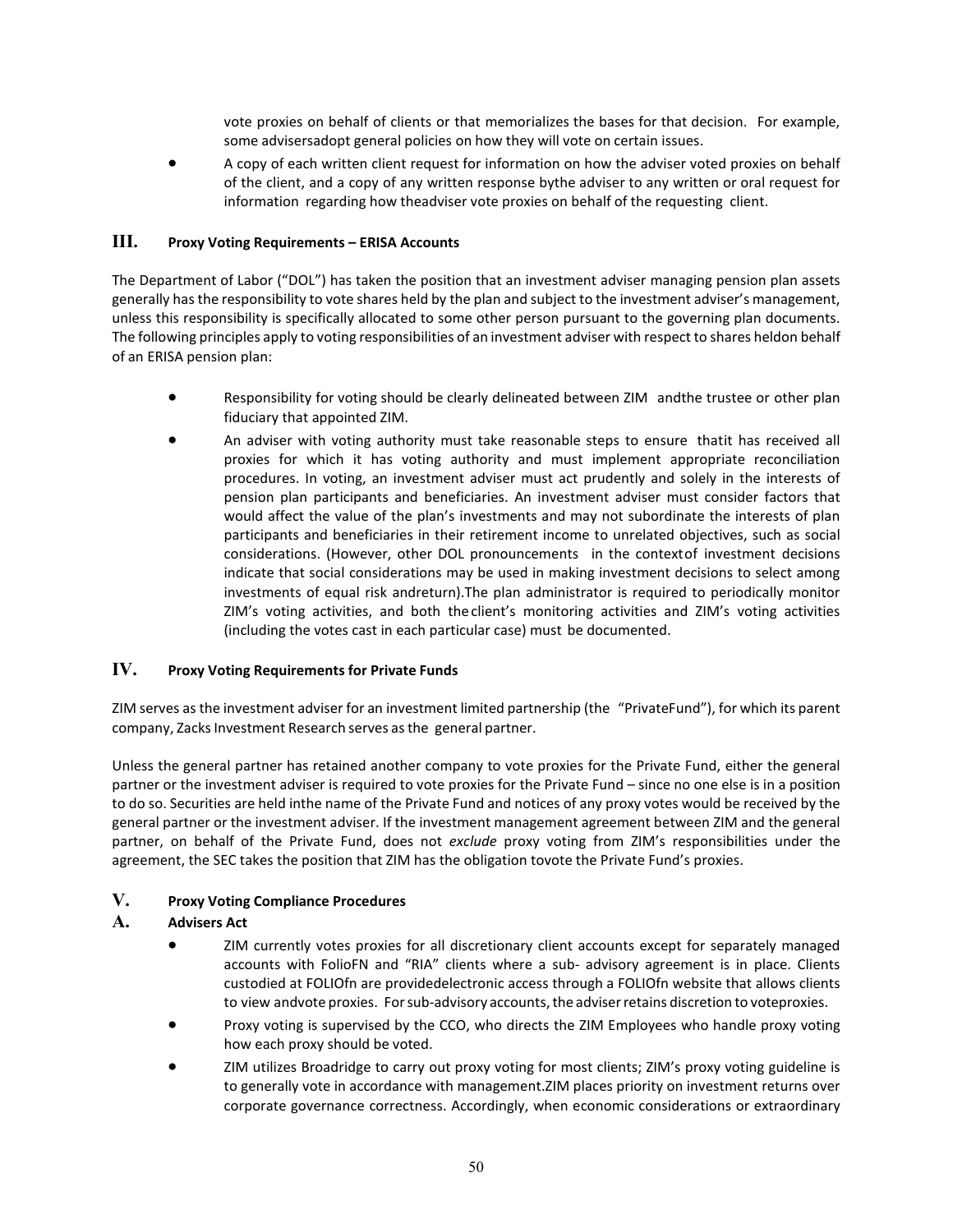vote proxies on behalf of clients or that memorializes the bases for that decision. For example, some advisersadopt general policies on how they will vote on certain issues.

- A copy of each written client request for information on how the adviser voted proxies on behalf of the client, and a copy of any written response bythe adviser to any written or oral request for information regarding how theadviser vote proxies on behalf of the requesting client.

## III. Proxy Voting Requirements – ERISA Accounts

The Department of Labor ("DOL") has taken the position that an investment adviser managing pension plan assets generally has the responsibility to vote shares held by the plan and subject to the investment adviser's management, unless this responsibility is specifically allocated to some other person pursuant to the governing plan documents. The following principles apply to voting responsibilities of an investment adviser with respect to shares heldon behalf of an ERISA pension plan:

- Responsibility for voting should be clearly delineated between ZIM andthe trustee or other plan fiduciary that appointed ZIM.
- An adviser with voting authority must take reasonable steps to ensure thatit has received all proxies for which it has voting authority and must implement appropriate reconciliation procedures. In voting, an investment adviser must act prudently and solely in the interests of pension plan participants and beneficiaries. An investment adviser must consider factors that would affect the value of the plan's investments and may not subordinate the interests of plan participants and beneficiaries in their retirement income to unrelated objectives, such as social considerations. (However, other DOL pronouncements in the contextof investment decisions indicate that social considerations may be used in making investment decisions to select among investments of equal risk andreturn).The plan administrator is required to periodically monitor ZIM's voting activities, and both theclient's monitoring activities and ZIM's voting activities (including the votes cast in each particular case) must be documented.

## IV. Proxy Voting Requirements for Private Funds

ZIM serves as the investment adviser for an investment limited partnership (the "PrivateFund"), for which its parent company, Zacks Investment Research serves as the general partner.

Unless the general partner has retained another company to vote proxies for the Private Fund, either the general partner or the investment adviser is required to vote proxies for the Private Fund – since no one else is in a position to do so. Securities are held inthe name of the Private Fund and notices of any proxy votes would be received by the general partner or the investment adviser. If the investment management agreement between ZIM and the general partner, on behalf of the Private Fund, does not *exclude* proxy voting from ZIM's responsibilities under the agreement, the SEC takes the position that ZIM has the obligation tovote the Private Fund's proxies.

## V. Proxy Voting Compliance Procedures

### A. Advisers Act

- ZIM currently votes proxies for all discretionary client accounts except for separately managed accounts with FolioFN and "RIA" clients where a sub- advisory agreement is in place. Clients custodied at FOLIOfn are providedelectronic access through a FOLIOfn website that allows clients to view andvote proxies. For sub-advisory accounts, the adviser retains discretion to voteproxies.
- Proxy voting is supervised by the CCO, who directs the ZIM Employees who handle proxy voting how each proxy should be voted.
- ZIM utilizes Broadridge to carry out proxy voting for most clients; ZIM's proxy voting guideline is to generally vote in accordance with management.ZIM places priority on investment returns over corporate governance correctness. Accordingly, when economic considerations or extraordinary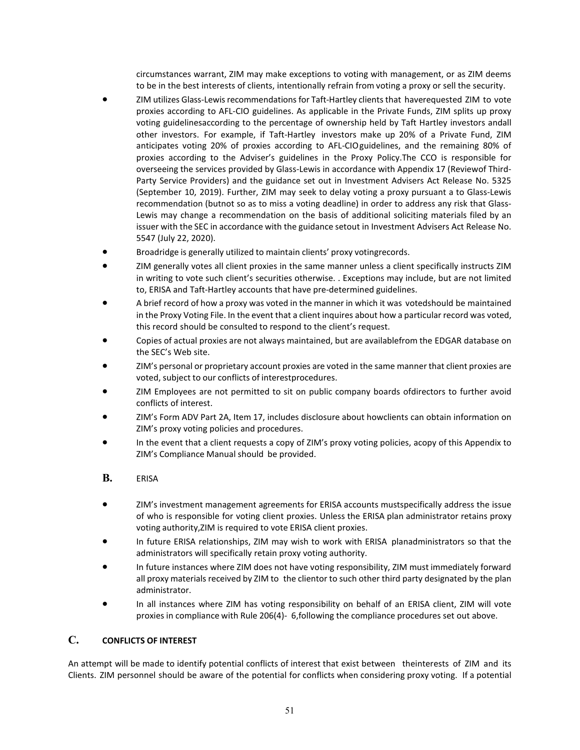circumstances warrant, ZIM may make exceptions to voting with management, or as ZIM deems to be in the best interests of clients, intentionally refrain from voting a proxy or sell the security.

- ZIM utilizes Glass-Lewis recommendations for Taft-Hartley clients that haverequested ZIM to vote proxies according to AFL-CIO guidelines. As applicable in the Private Funds, ZIM splits up proxy voting guidelinesaccording to the percentage of ownership held by Taft Hartley investors andall other investors. For example, if Taft-Hartley investors make up 20% of a Private Fund, ZIM anticipates voting 20% of proxies according to AFL-CIOguidelines, and the remaining 80% of proxies according to the Adviser's guidelines in the Proxy Policy.The CCO is responsible for overseeing the services provided by Glass-Lewis in accordance with Appendix 17 (Reviewof Third-Party Service Providers) and the guidance set out in Investment Advisers Act Release No. 5325 (September 10, 2019). Further, ZIM may seek to delay voting a proxy pursuant a to Glass-Lewis recommendation (butnot so as to miss a voting deadline) in order to address any risk that Glass-Lewis may change a recommendation on the basis of additional soliciting materials filed by an issuer with the SEC in accordance with the guidance setout in Investment Advisers Act Release No. 5547 (July 22, 2020).
- Broadridge is generally utilized to maintain clients' proxy votingrecords.
- ZIM generally votes all client proxies in the same manner unless a client specifically instructs ZIM in writing to vote such client's securities otherwise. . Exceptions may include, but are not limited to, ERISA and Taft-Hartley accounts that have pre-determined guidelines.
- A brief record of how a proxy was voted in the manner in which it was votedshould be maintained in the Proxy Voting File. In the event that a client inquires about how a particular record was voted, this record should be consulted to respond to the client's request.
- Copies of actual proxies are not always maintained, but are availablefrom the EDGAR database on the SEC's Web site.
- ZIM's personal or proprietary account proxies are voted in the same manner that client proxies are voted, subject to our conflicts of interestprocedures.
- ZIM Employees are not permitted to sit on public company boards ofdirectors to further avoid conflicts of interest.
- ZIM's Form ADV Part 2A, Item 17, includes disclosure about howclients can obtain information on ZIM's proxy voting policies and procedures.
- In the event that a client requests a copy of ZIM's proxy voting policies, acopy of this Appendix to ZIM's Compliance Manual should be provided.

## B. ERISA

- ZIM's investment management agreements for ERISA accounts mustspecifically address the issue of who is responsible for voting client proxies. Unless the ERISA plan administrator retains proxy voting authority,ZIM is required to vote ERISA client proxies.
- In future ERISA relationships, ZIM may wish to work with ERISA planadministrators so that the administrators will specifically retain proxy voting authority.
- In future instances where ZIM does not have voting responsibility, ZIM must immediately forward all proxy materials received by ZIM to the clientor to such other third party designated by the plan administrator.
- In all instances where ZIM has voting responsibility on behalf of an ERISA client, ZIM will vote proxies in compliance with Rule 206(4)- 6,following the compliance procedures set out above.

## C. CONFLICTS OF INTEREST

An attempt will be made to identify potential conflicts of interest that exist between theinterests of ZIM and its Clients. ZIM personnel should be aware of the potential for conflicts when considering proxy voting. If a potential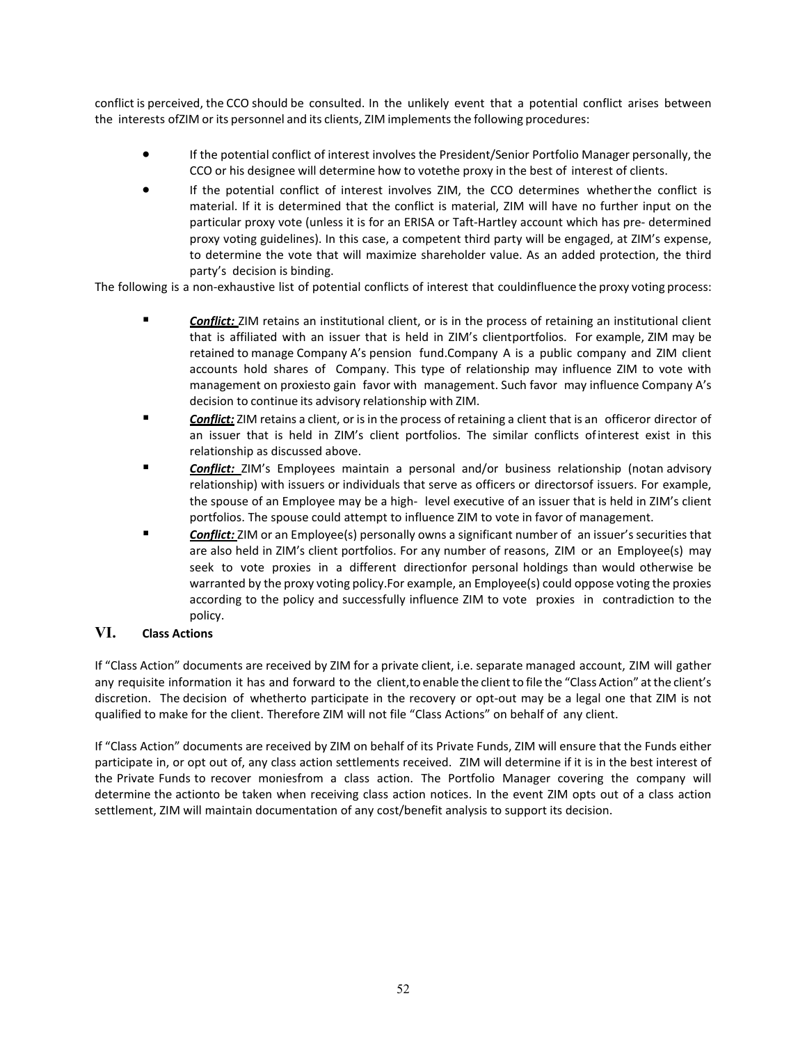conflict is perceived, the CCO should be consulted. In the unlikely event that a potential conflict arises between the interests ofZIM or its personnel and its clients, ZIM implements the following procedures:

- If the potential conflict of interest involves the President/Senior Portfolio Manager personally, the CCO or his designee will determine how to votethe proxy in the best of interest of clients.
- If the potential conflict of interest involves ZIM, the CCO determines whetherthe conflict is material. If it is determined that the conflict is material, ZIM will have no further input on the particular proxy vote (unless it is for an ERISA or Taft-Hartley account which has pre- determined proxy voting guidelines). In this case, a competent third party will be engaged, at ZIM's expense, to determine the vote that will maximize shareholder value. As an added protection, the third party's decision is binding.

The following is a non-exhaustive list of potential conflicts of interest that couldinfluence the proxy voting process:

- ***Conflict:*** ZIM retains an institutional client, or is in the process of retaining an institutional client that is affiliated with an issuer that is held in ZIM's clientportfolios. For example, ZIM may be retained to manage Company A's pension fund.Company A is a public company and ZIM client accounts hold shares of Company. This type of relationship may influence ZIM to vote with management on proxiesto gain favor with management. Such favor may influence Company A's decision to continue its advisory relationship with ZIM.
- ***Conflict:*** ZIM retains a client, or is in the process of retaining a client that is an officeror director of an issuer that is held in ZIM's client portfolios. The similar conflicts ofinterest exist in this relationship as discussed above.
- ***Conflict:*** ZIM's Employees maintain a personal and/or business relationship (notan advisory relationship) with issuers or individuals that serve as officers or directorsof issuers. For example, the spouse of an Employee may be a high- level executive of an issuer that is held in ZIM's client portfolios. The spouse could attempt to influence ZIM to vote in favor of management.
- ***Conflict:*** ZIM or an Employee(s) personally owns a significant number of an issuer's securities that are also held in ZIM's client portfolios. For any number of reasons, ZIM or an Employee(s) may seek to vote proxies in a different directionfor personal holdings than would otherwise be warranted by the proxy voting policy.For example, an Employee(s) could oppose voting the proxies according to the policy and successfully influence ZIM to vote proxies in contradiction to the policy.

## VI. Class Actions

If "Class Action" documents are received by ZIM for a private client, i.e. separate managed account, ZIM will gather any requisite information it has and forward to the client,to enable the client to file the "Class Action" at the client's discretion. The decision of whetherto participate in the recovery or opt-out may be a legal one that ZIM is not qualified to make for the client. Therefore ZIM will not file "Class Actions" on behalf of any client.

If "Class Action" documents are received by ZIM on behalf of its Private Funds, ZIM will ensure that the Funds either participate in, or opt out of, any class action settlements received. ZIM will determine if it is in the best interest of the Private Funds to recover moniesfrom a class action. The Portfolio Manager covering the company will determine the actionto be taken when receiving class action notices. In the event ZIM opts out of a class action settlement, ZIM will maintain documentation of any cost/benefit analysis to support its decision.